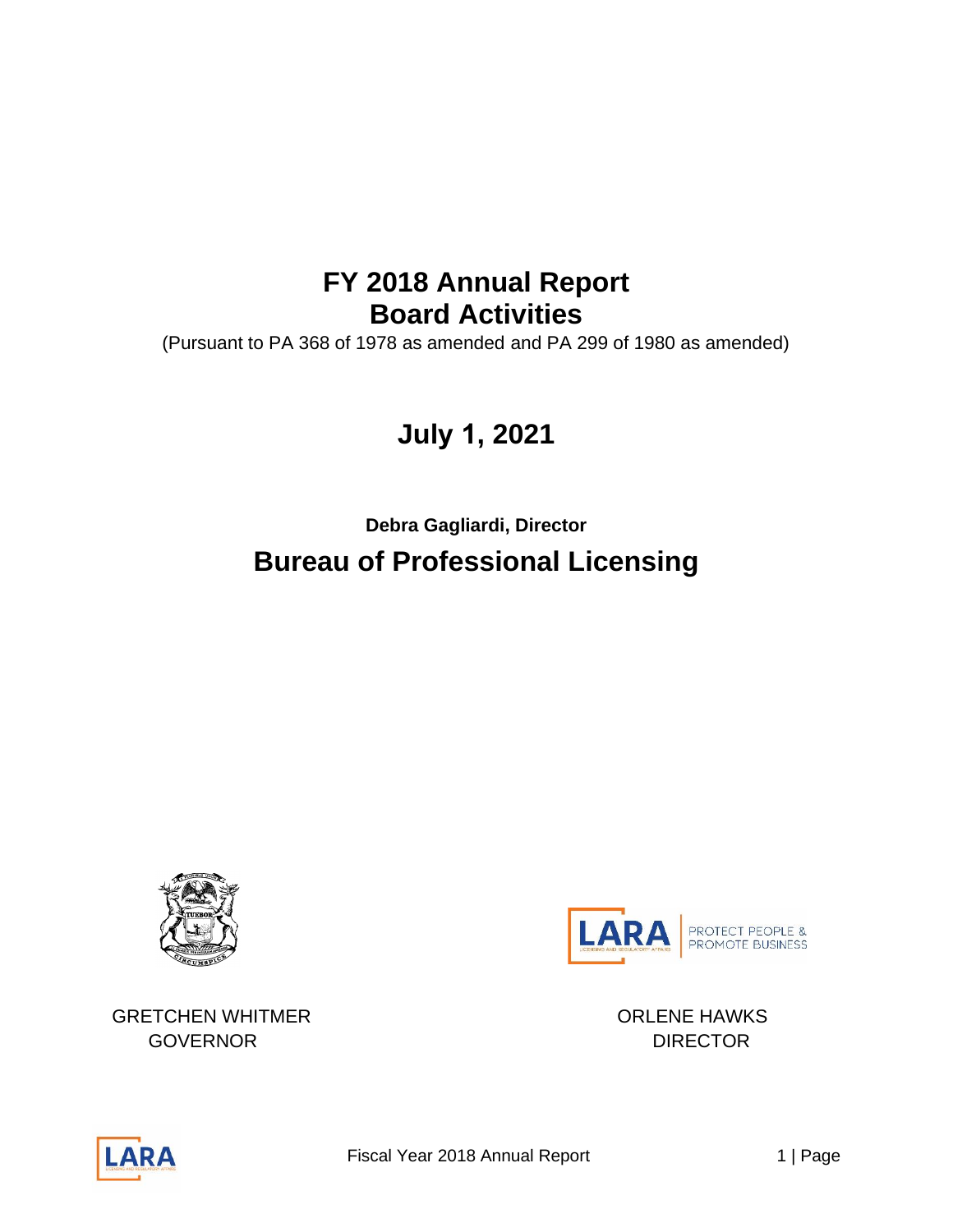# FY 2018 Annual Report
# Board Activities

(Pursuant to PA 368 of 1978 as amended and PA 299 of 1980 as amended)

## July 1, 2021

**Debra Gagliardi, Director**

## Bureau of Professional Licensing

GRETCHEN WHITMER
GOVERNOR

ORLENE HAWKS
DIRECTOR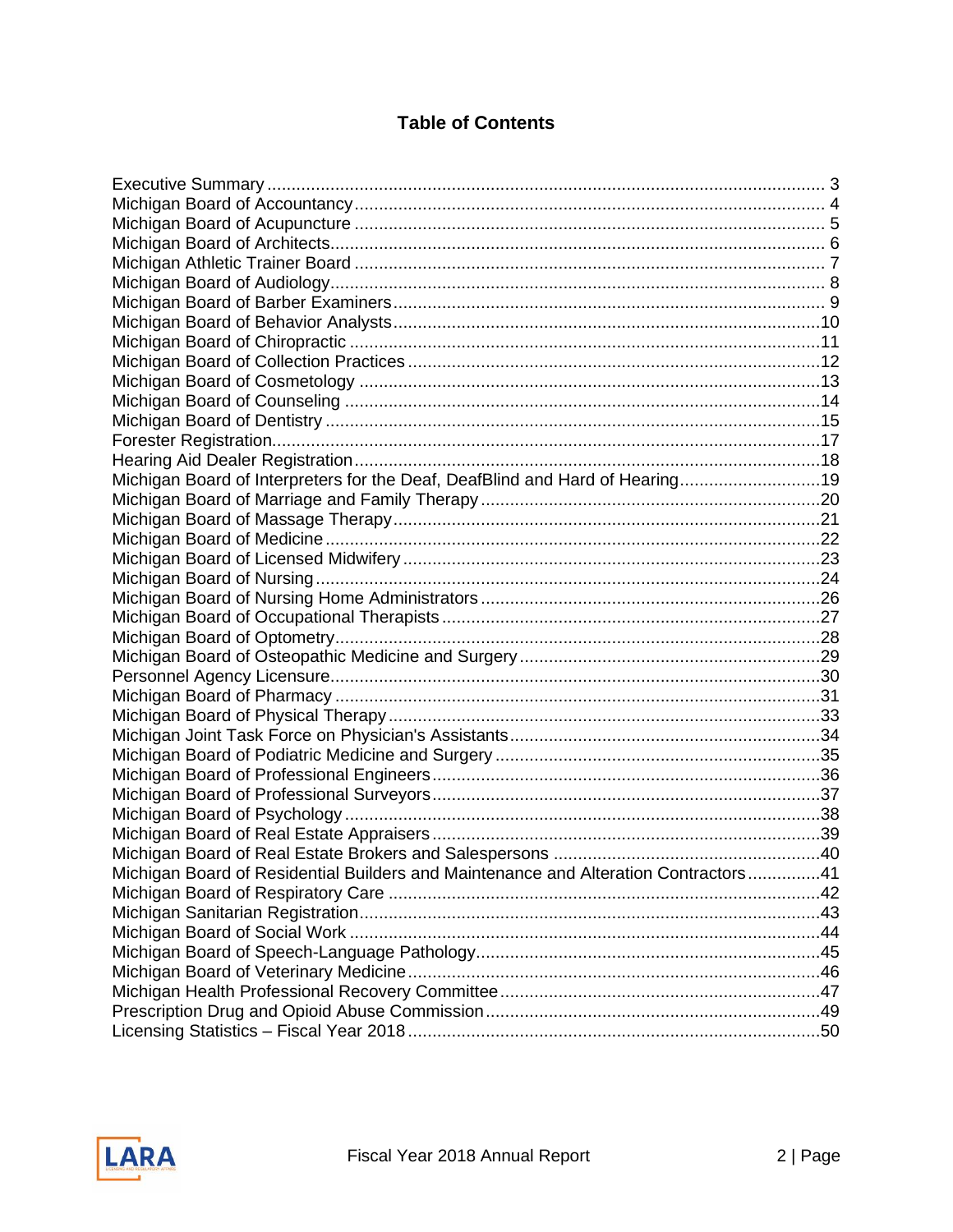# Table of Contents

| | |
|---|---|
| Executive Summary | 3 |
| Michigan Board of Accountancy | 4 |
| Michigan Board of Acupuncture | 5 |
| Michigan Board of Architects | 6 |
| Michigan Athletic Trainer Board | 7 |
| Michigan Board of Audiology | 8 |
| Michigan Board of Barber Examiners | 9 |
| Michigan Board of Behavior Analysts | 10 |
| Michigan Board of Chiropractic | 11 |
| Michigan Board of Collection Practices | 12 |
| Michigan Board of Cosmetology | 13 |
| Michigan Board of Counseling | 14 |
| Michigan Board of Dentistry | 15 |
| Forester Registration | 17 |
| Hearing Aid Dealer Registration | 18 |
| Michigan Board of Interpreters for the Deaf, DeafBlind and Hard of Hearing | 19 |
| Michigan Board of Marriage and Family Therapy | 20 |
| Michigan Board of Massage Therapy | 21 |
| Michigan Board of Medicine | 22 |
| Michigan Board of Licensed Midwifery | 23 |
| Michigan Board of Nursing | 24 |
| Michigan Board of Nursing Home Administrators | 26 |
| Michigan Board of Occupational Therapists | 27 |
| Michigan Board of Optometry | 28 |
| Michigan Board of Osteopathic Medicine and Surgery | 29 |
| Personnel Agency Licensure | 30 |
| Michigan Board of Pharmacy | 31 |
| Michigan Board of Physical Therapy | 33 |
| Michigan Joint Task Force on Physician's Assistants | 34 |
| Michigan Board of Podiatric Medicine and Surgery | 35 |
| Michigan Board of Professional Engineers | 36 |
| Michigan Board of Professional Surveyors | 37 |
| Michigan Board of Psychology | 38 |
| Michigan Board of Real Estate Appraisers | 39 |
| Michigan Board of Real Estate Brokers and Salespersons | 40 |
| Michigan Board of Residential Builders and Maintenance and Alteration Contractors | 41 |
| Michigan Board of Respiratory Care | 42 |
| Michigan Sanitarian Registration | 43 |
| Michigan Board of Social Work | 44 |
| Michigan Board of Speech-Language Pathology | 45 |
| Michigan Board of Veterinary Medicine | 46 |
| Michigan Health Professional Recovery Committee | 47 |
| Prescription Drug and Opioid Abuse Commission | 49 |
| Licensing Statistics – Fiscal Year 2018 | 50 |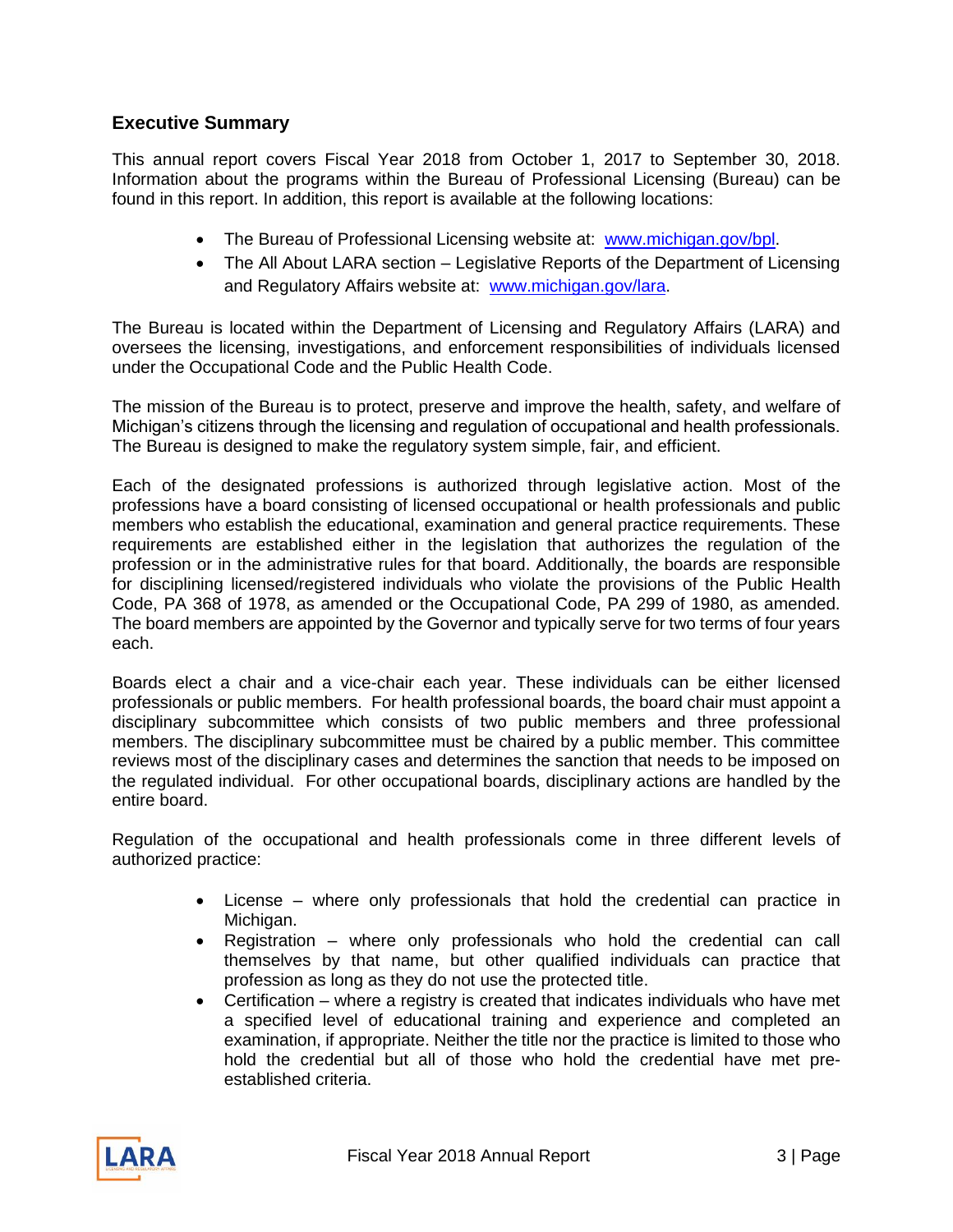## Executive Summary

This annual report covers Fiscal Year 2018 from October 1, 2017 to September 30, 2018. Information about the programs within the Bureau of Professional Licensing (Bureau) can be found in this report. In addition, this report is available at the following locations:

- The Bureau of Professional Licensing website at: [www.michigan.gov/bpl](www.michigan.gov/bpl).
- The All About LARA section – Legislative Reports of the Department of Licensing and Regulatory Affairs website at: [www.michigan.gov/lara](www.michigan.gov/lara).

The Bureau is located within the Department of Licensing and Regulatory Affairs (LARA) and oversees the licensing, investigations, and enforcement responsibilities of individuals licensed under the Occupational Code and the Public Health Code.

The mission of the Bureau is to protect, preserve and improve the health, safety, and welfare of Michigan's citizens through the licensing and regulation of occupational and health professionals. The Bureau is designed to make the regulatory system simple, fair, and efficient.

Each of the designated professions is authorized through legislative action. Most of the professions have a board consisting of licensed occupational or health professionals and public members who establish the educational, examination and general practice requirements. These requirements are established either in the legislation that authorizes the regulation of the profession or in the administrative rules for that board. Additionally, the boards are responsible for disciplining licensed/registered individuals who violate the provisions of the Public Health Code, PA 368 of 1978, as amended or the Occupational Code, PA 299 of 1980, as amended. The board members are appointed by the Governor and typically serve for two terms of four years each.

Boards elect a chair and a vice-chair each year. These individuals can be either licensed professionals or public members. For health professional boards, the board chair must appoint a disciplinary subcommittee which consists of two public members and three professional members. The disciplinary subcommittee must be chaired by a public member. This committee reviews most of the disciplinary cases and determines the sanction that needs to be imposed on the regulated individual. For other occupational boards, disciplinary actions are handled by the entire board.

Regulation of the occupational and health professionals come in three different levels of authorized practice:

- License – where only professionals that hold the credential can practice in Michigan.
- Registration – where only professionals who hold the credential can call themselves by that name, but other qualified individuals can practice that profession as long as they do not use the protected title.
- Certification – where a registry is created that indicates individuals who have met a specified level of educational training and experience and completed an examination, if appropriate. Neither the title nor the practice is limited to those who hold the credential but all of those who hold the credential have met pre-established criteria.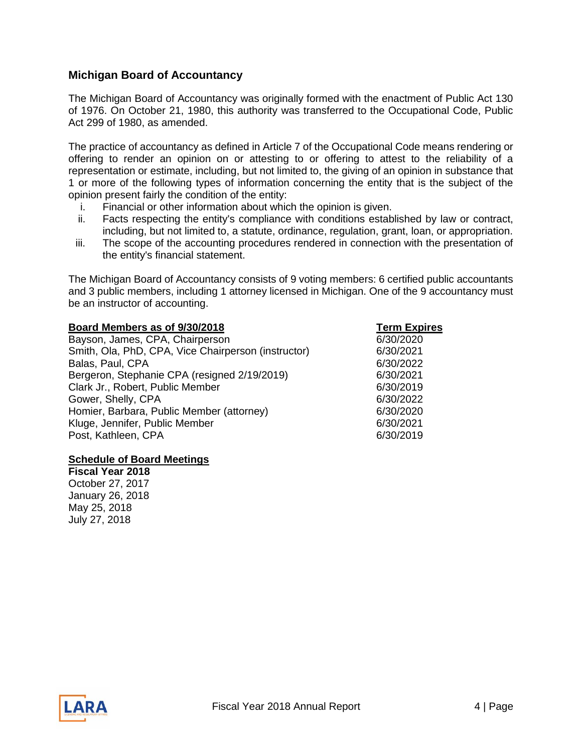## Michigan Board of Accountancy

The Michigan Board of Accountancy was originally formed with the enactment of Public Act 130 of 1976. On October 21, 1980, this authority was transferred to the Occupational Code, Public Act 299 of 1980, as amended.

The practice of accountancy as defined in Article 7 of the Occupational Code means rendering or offering to render an opinion on or attesting to or offering to attest to the reliability of a representation or estimate, including, but not limited to, the giving of an opinion in substance that 1 or more of the following types of information concerning the entity that is the subject of the opinion present fairly the condition of the entity:

i. Financial or other information about which the opinion is given.
ii. Facts respecting the entity's compliance with conditions established by law or contract, including, but not limited to, a statute, ordinance, regulation, grant, loan, or appropriation.
iii. The scope of the accounting procedures rendered in connection with the presentation of the entity's financial statement.

The Michigan Board of Accountancy consists of 9 voting members: 6 certified public accountants and 3 public members, including 1 attorney licensed in Michigan. One of the 9 accountancy must be an instructor of accounting.

| Board Members as of 9/30/2018 | Term Expires |
|---|---|
| Bayson, James, CPA, Chairperson | 6/30/2020 |
| Smith, Ola, PhD, CPA, Vice Chairperson (instructor) | 6/30/2021 |
| Balas, Paul, CPA | 6/30/2022 |
| Bergeron, Stephanie CPA (resigned 2/19/2019) | 6/30/2021 |
| Clark Jr., Robert, Public Member | 6/30/2019 |
| Gower, Shelly, CPA | 6/30/2022 |
| Homier, Barbara, Public Member (attorney) | 6/30/2020 |
| Kluge, Jennifer, Public Member | 6/30/2021 |
| Post, Kathleen, CPA | 6/30/2019 |

**Schedule of Board Meetings**

**Fiscal Year 2018**

October 27, 2017
January 26, 2018
May 25, 2018
July 27, 2018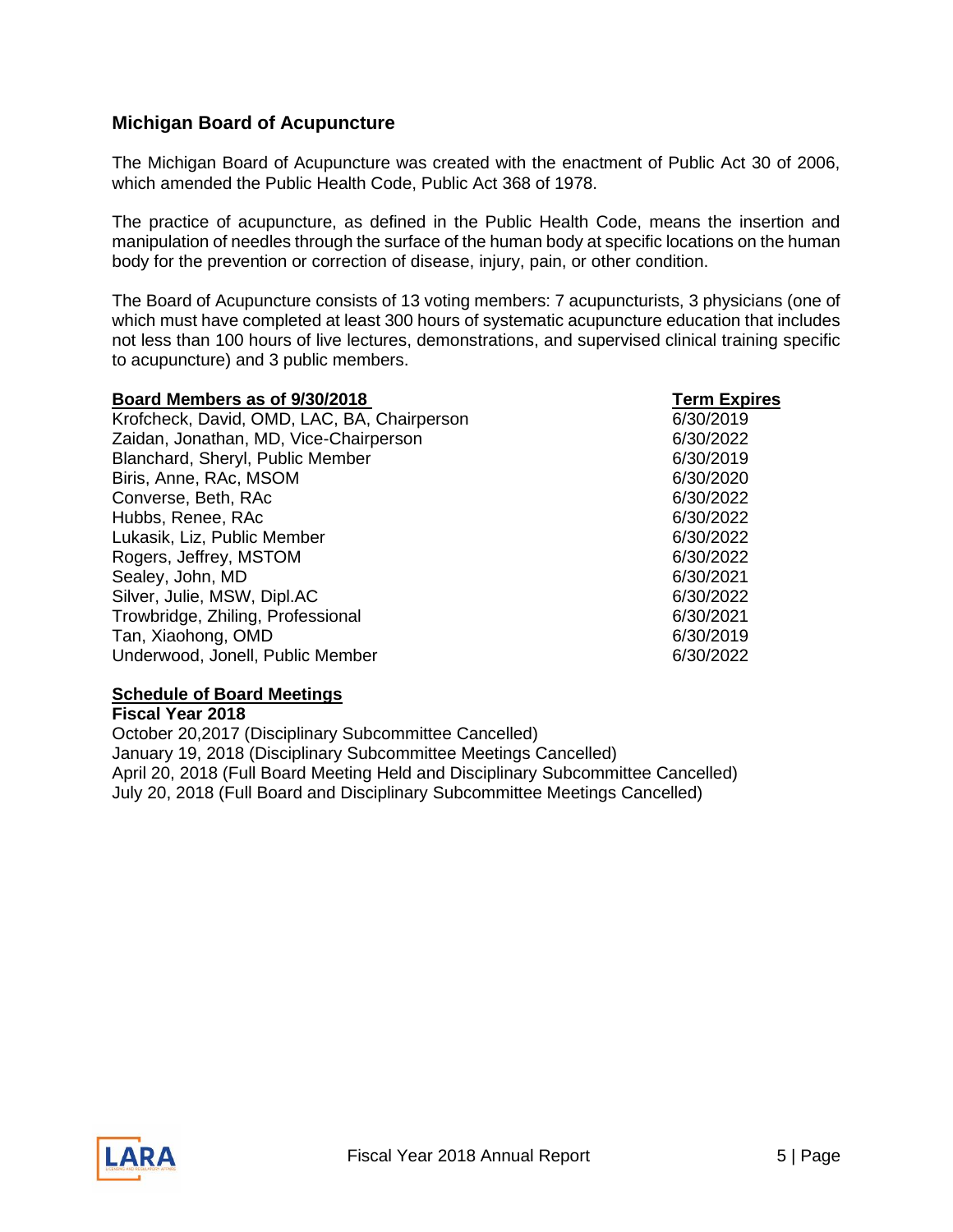## Michigan Board of Acupuncture

The Michigan Board of Acupuncture was created with the enactment of Public Act 30 of 2006, which amended the Public Health Code, Public Act 368 of 1978.

The practice of acupuncture, as defined in the Public Health Code, means the insertion and manipulation of needles through the surface of the human body at specific locations on the human body for the prevention or correction of disease, injury, pain, or other condition.

The Board of Acupuncture consists of 13 voting members: 7 acupuncturists, 3 physicians (one of which must have completed at least 300 hours of systematic acupuncture education that includes not less than 100 hours of live lectures, demonstrations, and supervised clinical training specific to acupuncture) and 3 public members.

| **Board Members as of 9/30/2018** | **Term Expires** |
|---|---|
| Krofcheck, David, OMD, LAC, BA, Chairperson | 6/30/2019 |
| Zaidan, Jonathan, MD, Vice-Chairperson | 6/30/2022 |
| Blanchard, Sheryl, Public Member | 6/30/2019 |
| Biris, Anne, RAc, MSOM | 6/30/2020 |
| Converse, Beth, RAc | 6/30/2022 |
| Hubbs, Renee, RAc | 6/30/2022 |
| Lukasik, Liz, Public Member | 6/30/2022 |
| Rogers, Jeffrey, MSTOM | 6/30/2022 |
| Sealey, John, MD | 6/30/2021 |
| Silver, Julie, MSW, Dipl.AC | 6/30/2022 |
| Trowbridge, Zhiling, Professional | 6/30/2021 |
| Tan, Xiaohong, OMD | 6/30/2019 |
| Underwood, Jonell, Public Member | 6/30/2022 |

**Schedule of Board Meetings**

**Fiscal Year 2018**

October 20,2017 (Disciplinary Subcommittee Cancelled)
January 19, 2018 (Disciplinary Subcommittee Meetings Cancelled)
April 20, 2018 (Full Board Meeting Held and Disciplinary Subcommittee Cancelled)
July 20, 2018 (Full Board and Disciplinary Subcommittee Meetings Cancelled)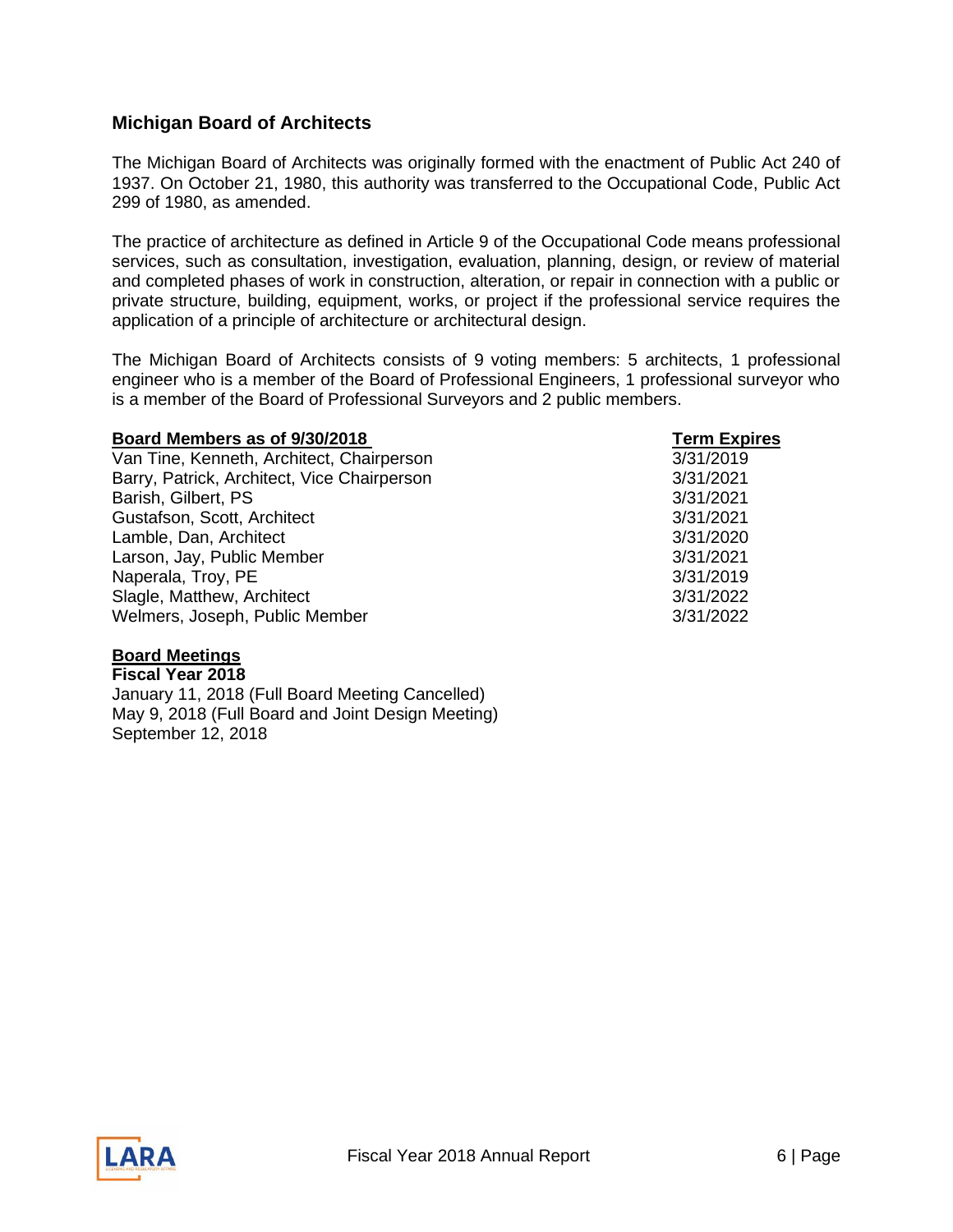## Michigan Board of Architects

The Michigan Board of Architects was originally formed with the enactment of Public Act 240 of 1937. On October 21, 1980, this authority was transferred to the Occupational Code, Public Act 299 of 1980, as amended.

The practice of architecture as defined in Article 9 of the Occupational Code means professional services, such as consultation, investigation, evaluation, planning, design, or review of material and completed phases of work in construction, alteration, or repair in connection with a public or private structure, building, equipment, works, or project if the professional service requires the application of a principle of architecture or architectural design.

The Michigan Board of Architects consists of 9 voting members: 5 architects, 1 professional engineer who is a member of the Board of Professional Engineers, 1 professional surveyor who is a member of the Board of Professional Surveyors and 2 public members.

| Board Members as of 9/30/2018 | Term Expires |
|---|---|
| Van Tine, Kenneth, Architect, Chairperson | 3/31/2019 |
| Barry, Patrick, Architect, Vice Chairperson | 3/31/2021 |
| Barish, Gilbert, PS | 3/31/2021 |
| Gustafson, Scott, Architect | 3/31/2021 |
| Lamble, Dan, Architect | 3/31/2020 |
| Larson, Jay, Public Member | 3/31/2021 |
| Naperala, Troy, PE | 3/31/2019 |
| Slagle, Matthew, Architect | 3/31/2022 |
| Welmers, Joseph, Public Member | 3/31/2022 |

**Board Meetings**

**Fiscal Year 2018**

January 11, 2018 (Full Board Meeting Cancelled)
May 9, 2018 (Full Board and Joint Design Meeting)
September 12, 2018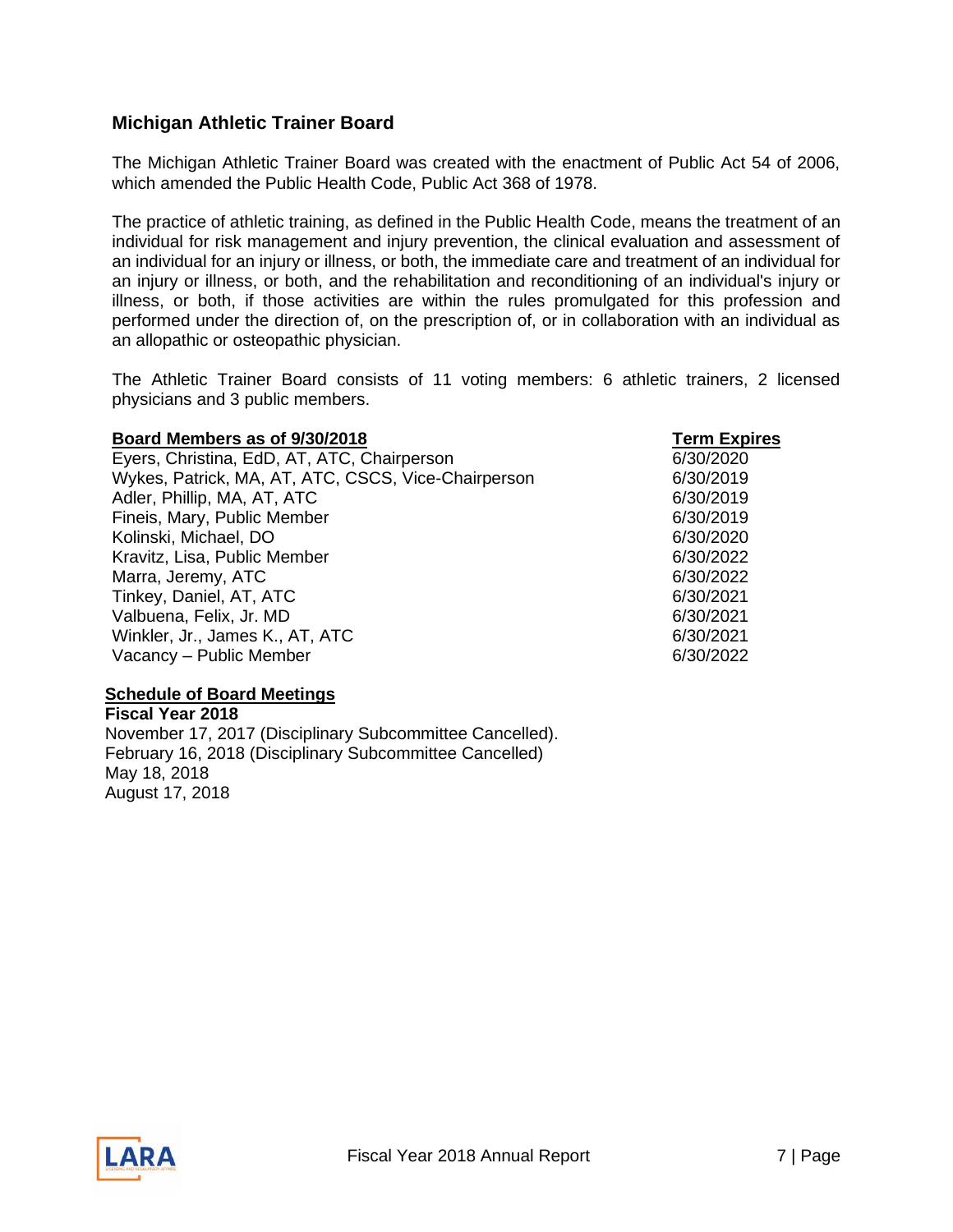## Michigan Athletic Trainer Board

The Michigan Athletic Trainer Board was created with the enactment of Public Act 54 of 2006, which amended the Public Health Code, Public Act 368 of 1978.

The practice of athletic training, as defined in the Public Health Code, means the treatment of an individual for risk management and injury prevention, the clinical evaluation and assessment of an individual for an injury or illness, or both, the immediate care and treatment of an individual for an injury or illness, or both, and the rehabilitation and reconditioning of an individual's injury or illness, or both, if those activities are within the rules promulgated for this profession and performed under the direction of, on the prescription of, or in collaboration with an individual as an allopathic or osteopathic physician.

The Athletic Trainer Board consists of 11 voting members: 6 athletic trainers, 2 licensed physicians and 3 public members.

| Board Members as of 9/30/2018 | Term Expires |
| --- | --- |
| Eyers, Christina, EdD, AT, ATC, Chairperson | 6/30/2020 |
| Wykes, Patrick, MA, AT, ATC, CSCS, Vice-Chairperson | 6/30/2019 |
| Adler, Phillip, MA, AT, ATC | 6/30/2019 |
| Fineis, Mary, Public Member | 6/30/2019 |
| Kolinski, Michael, DO | 6/30/2020 |
| Kravitz, Lisa, Public Member | 6/30/2022 |
| Marra, Jeremy, ATC | 6/30/2022 |
| Tinkey, Daniel, AT, ATC | 6/30/2021 |
| Valbuena, Felix, Jr. MD | 6/30/2021 |
| Winkler, Jr., James K., AT, ATC | 6/30/2021 |
| Vacancy – Public Member | 6/30/2022 |

**Schedule of Board Meetings**

**Fiscal Year 2018**

November 17, 2017 (Disciplinary Subcommittee Cancelled).
February 16, 2018 (Disciplinary Subcommittee Cancelled)
May 18, 2018
August 17, 2018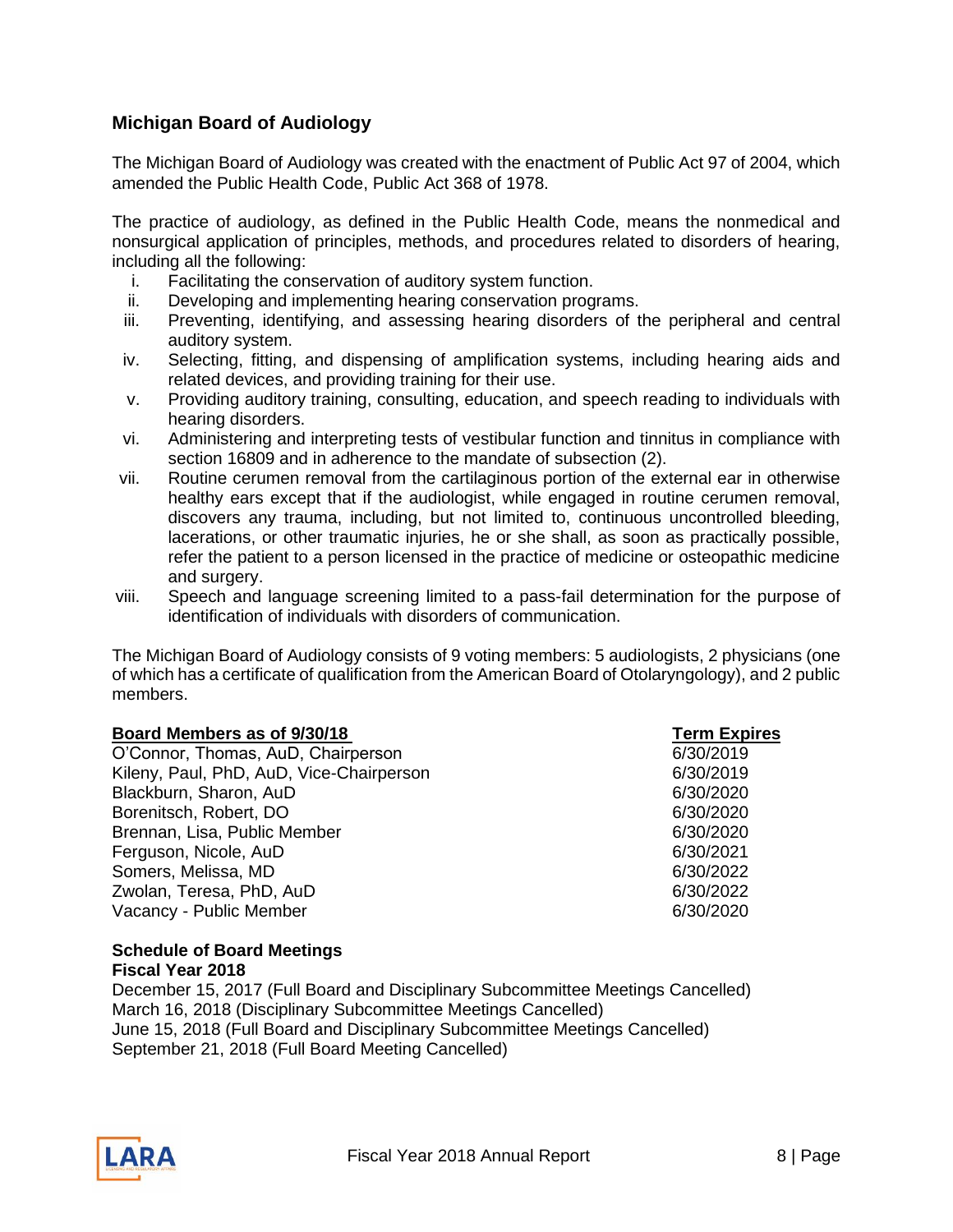## Michigan Board of Audiology

The Michigan Board of Audiology was created with the enactment of Public Act 97 of 2004, which amended the Public Health Code, Public Act 368 of 1978.

The practice of audiology, as defined in the Public Health Code, means the nonmedical and nonsurgical application of principles, methods, and procedures related to disorders of hearing, including all the following:

i. Facilitating the conservation of auditory system function.
ii. Developing and implementing hearing conservation programs.
iii. Preventing, identifying, and assessing hearing disorders of the peripheral and central auditory system.
iv. Selecting, fitting, and dispensing of amplification systems, including hearing aids and related devices, and providing training for their use.
v. Providing auditory training, consulting, education, and speech reading to individuals with hearing disorders.
vi. Administering and interpreting tests of vestibular function and tinnitus in compliance with section 16809 and in adherence to the mandate of subsection (2).
vii. Routine cerumen removal from the cartilaginous portion of the external ear in otherwise healthy ears except that if the audiologist, while engaged in routine cerumen removal, discovers any trauma, including, but not limited to, continuous uncontrolled bleeding, lacerations, or other traumatic injuries, he or she shall, as soon as practically possible, refer the patient to a person licensed in the practice of medicine or osteopathic medicine and surgery.
viii. Speech and language screening limited to a pass-fail determination for the purpose of identification of individuals with disorders of communication.

The Michigan Board of Audiology consists of 9 voting members: 5 audiologists, 2 physicians (one of which has a certificate of qualification from the American Board of Otolaryngology), and 2 public members.

| Board Members as of 9/30/18 | Term Expires |
|---|---|
| O'Connor, Thomas, AuD, Chairperson | 6/30/2019 |
| Kileny, Paul, PhD, AuD, Vice-Chairperson | 6/30/2019 |
| Blackburn, Sharon, AuD | 6/30/2020 |
| Borenitsch, Robert, DO | 6/30/2020 |
| Brennan, Lisa, Public Member | 6/30/2020 |
| Ferguson, Nicole, AuD | 6/30/2021 |
| Somers, Melissa, MD | 6/30/2022 |
| Zwolan, Teresa, PhD, AuD | 6/30/2022 |
| Vacancy - Public Member | 6/30/2020 |

**Schedule of Board Meetings**
**Fiscal Year 2018**

December 15, 2017 (Full Board and Disciplinary Subcommittee Meetings Cancelled)
March 16, 2018 (Disciplinary Subcommittee Meetings Cancelled)
June 15, 2018 (Full Board and Disciplinary Subcommittee Meetings Cancelled)
September 21, 2018 (Full Board Meeting Cancelled)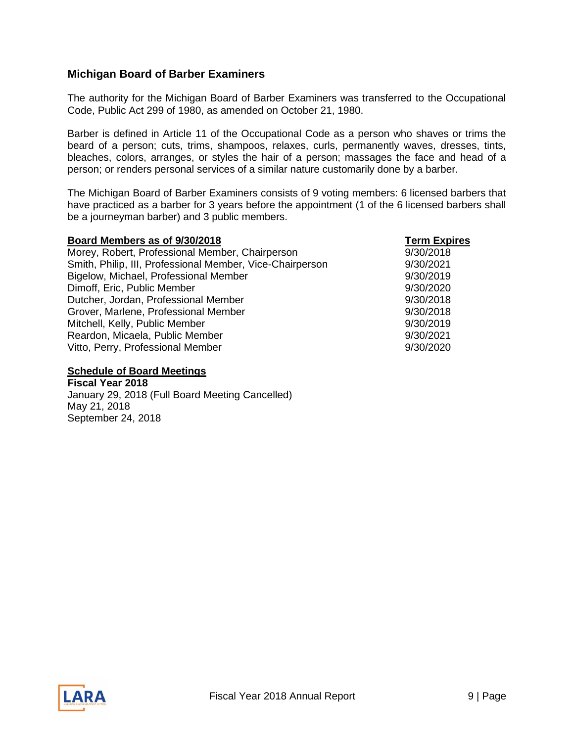## Michigan Board of Barber Examiners

The authority for the Michigan Board of Barber Examiners was transferred to the Occupational Code, Public Act 299 of 1980, as amended on October 21, 1980.

Barber is defined in Article 11 of the Occupational Code as a person who shaves or trims the beard of a person; cuts, trims, shampoos, relaxes, curls, permanently waves, dresses, tints, bleaches, colors, arranges, or styles the hair of a person; massages the face and head of a person; or renders personal services of a similar nature customarily done by a barber.

The Michigan Board of Barber Examiners consists of 9 voting members: 6 licensed barbers that have practiced as a barber for 3 years before the appointment (1 of the 6 licensed barbers shall be a journeyman barber) and 3 public members.

| Board Members as of 9/30/2018 | Term Expires |
|---|---|
| Morey, Robert, Professional Member, Chairperson | 9/30/2018 |
| Smith, Philip, III, Professional Member, Vice-Chairperson | 9/30/2021 |
| Bigelow, Michael, Professional Member | 9/30/2019 |
| Dimoff, Eric, Public Member | 9/30/2020 |
| Dutcher, Jordan, Professional Member | 9/30/2018 |
| Grover, Marlene, Professional Member | 9/30/2018 |
| Mitchell, Kelly, Public Member | 9/30/2019 |
| Reardon, Micaela, Public Member | 9/30/2021 |
| Vitto, Perry, Professional Member | 9/30/2020 |

**Schedule of Board Meetings**

**Fiscal Year 2018**

January 29, 2018 (Full Board Meeting Cancelled)
May 21, 2018
September 24, 2018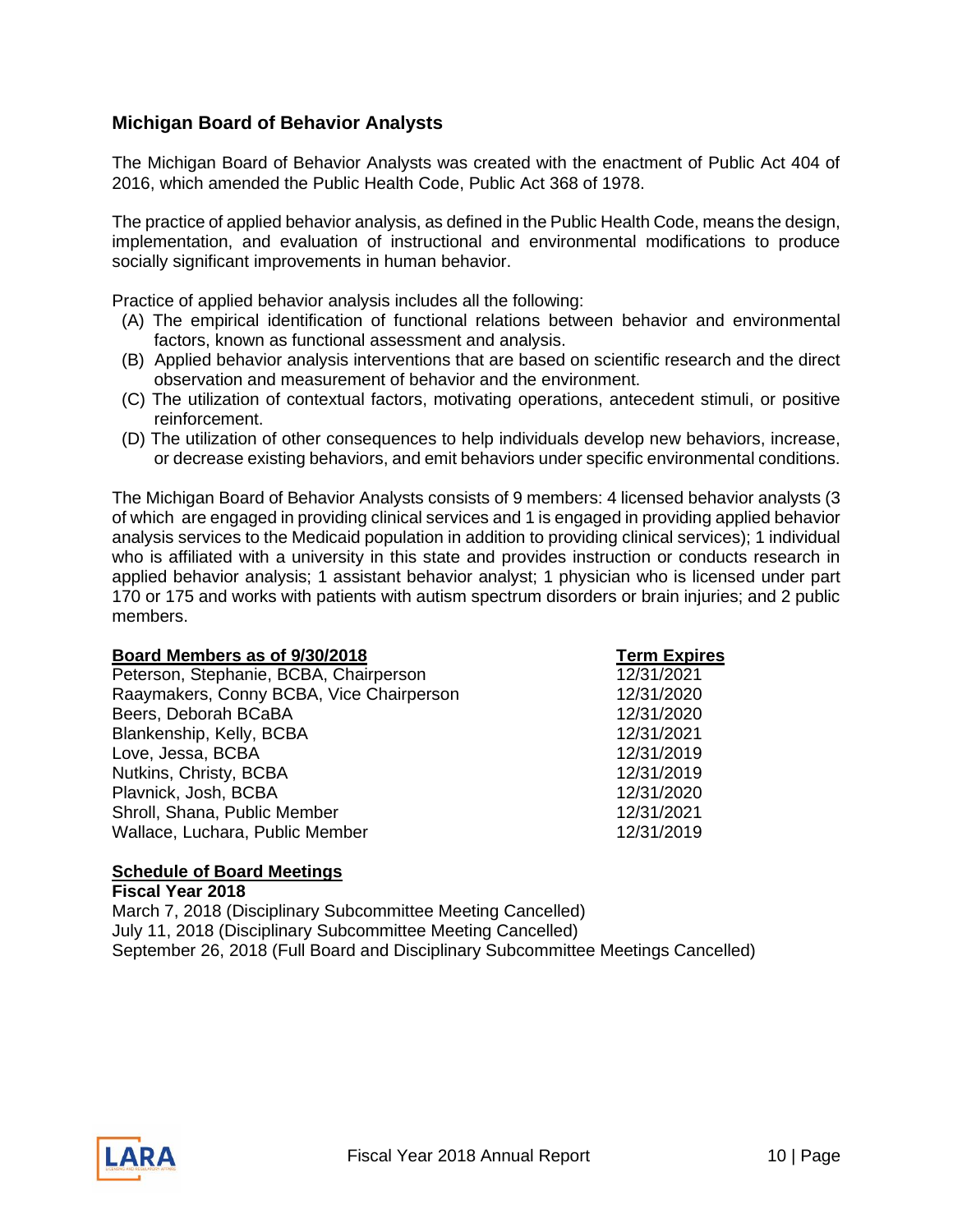## Michigan Board of Behavior Analysts

The Michigan Board of Behavior Analysts was created with the enactment of Public Act 404 of 2016, which amended the Public Health Code, Public Act 368 of 1978.

The practice of applied behavior analysis, as defined in the Public Health Code, means the design, implementation, and evaluation of instructional and environmental modifications to produce socially significant improvements in human behavior.

Practice of applied behavior analysis includes all the following:

(A) The empirical identification of functional relations between behavior and environmental factors, known as functional assessment and analysis.
(B) Applied behavior analysis interventions that are based on scientific research and the direct observation and measurement of behavior and the environment.
(C) The utilization of contextual factors, motivating operations, antecedent stimuli, or positive reinforcement.
(D) The utilization of other consequences to help individuals develop new behaviors, increase, or decrease existing behaviors, and emit behaviors under specific environmental conditions.

The Michigan Board of Behavior Analysts consists of 9 members: 4 licensed behavior analysts (3 of which are engaged in providing clinical services and 1 is engaged in providing applied behavior analysis services to the Medicaid population in addition to providing clinical services); 1 individual who is affiliated with a university in this state and provides instruction or conducts research in applied behavior analysis; 1 assistant behavior analyst; 1 physician who is licensed under part 170 or 175 and works with patients with autism spectrum disorders or brain injuries; and 2 public members.

| **Board Members as of 9/30/2018** | **Term Expires** |
|---|---|
| Peterson, Stephanie, BCBA, Chairperson | 12/31/2021 |
| Raaymakers, Conny BCBA, Vice Chairperson | 12/31/2020 |
| Beers, Deborah BCaBA | 12/31/2020 |
| Blankenship, Kelly, BCBA | 12/31/2021 |
| Love, Jessa, BCBA | 12/31/2019 |
| Nutkins, Christy, BCBA | 12/31/2019 |
| Plavnick, Josh, BCBA | 12/31/2020 |
| Shroll, Shana, Public Member | 12/31/2021 |
| Wallace, Luchara, Public Member | 12/31/2019 |

**Schedule of Board Meetings**

**Fiscal Year 2018**

March 7, 2018 (Disciplinary Subcommittee Meeting Cancelled)
July 11, 2018 (Disciplinary Subcommittee Meeting Cancelled)
September 26, 2018 (Full Board and Disciplinary Subcommittee Meetings Cancelled)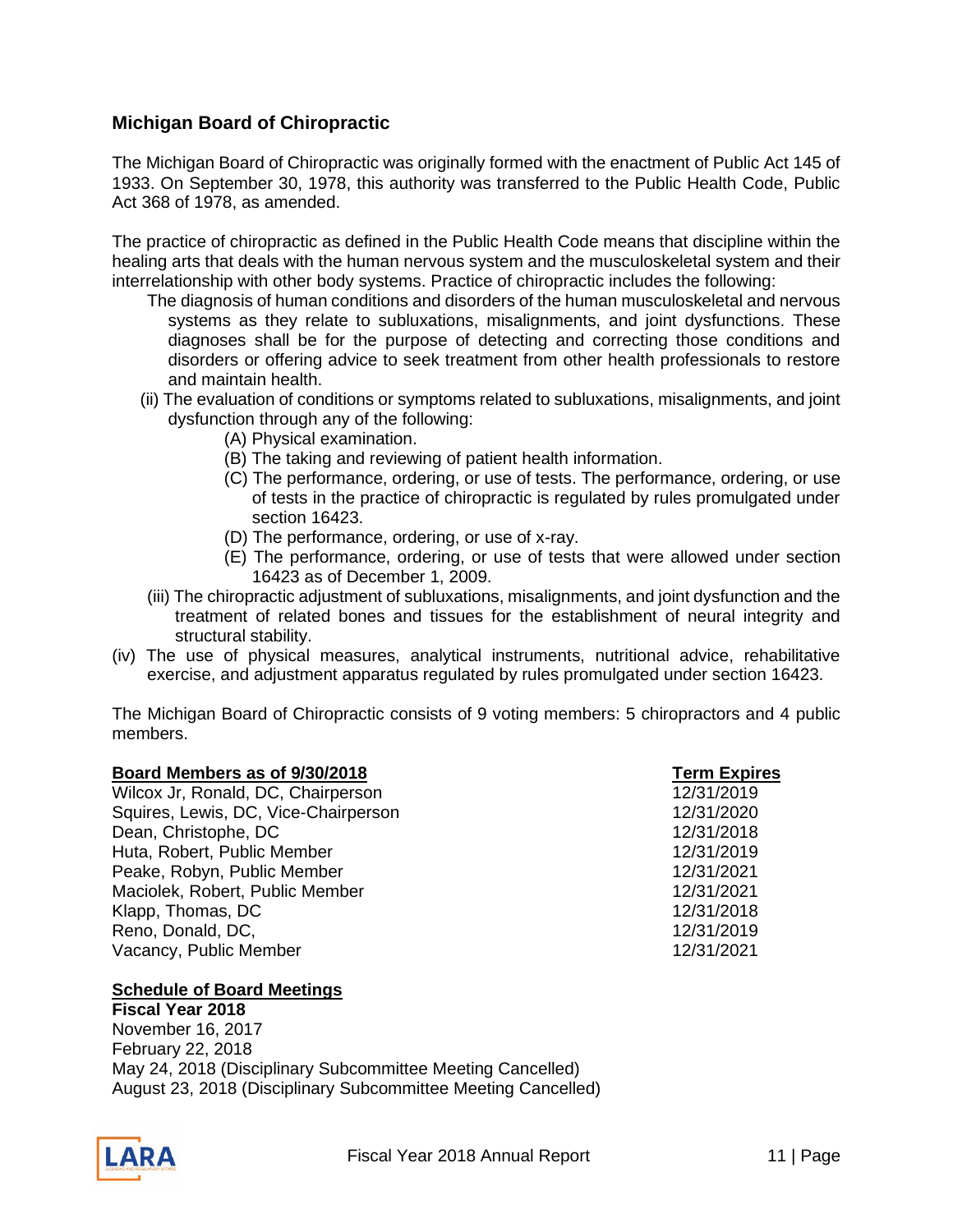## Michigan Board of Chiropractic

The Michigan Board of Chiropractic was originally formed with the enactment of Public Act 145 of 1933. On September 30, 1978, this authority was transferred to the Public Health Code, Public Act 368 of 1978, as amended.

The practice of chiropractic as defined in the Public Health Code means that discipline within the healing arts that deals with the human nervous system and the musculoskeletal system and their interrelationship with other body systems. Practice of chiropractic includes the following:

The diagnosis of human conditions and disorders of the human musculoskeletal and nervous systems as they relate to subluxations, misalignments, and joint dysfunctions. These diagnoses shall be for the purpose of detecting and correcting those conditions and disorders or offering advice to seek treatment from other health professionals to restore and maintain health.

(ii) The evaluation of conditions or symptoms related to subluxations, misalignments, and joint dysfunction through any of the following:

- (A) Physical examination.
- (B) The taking and reviewing of patient health information.
- (C) The performance, ordering, or use of tests. The performance, ordering, or use of tests in the practice of chiropractic is regulated by rules promulgated under section 16423.
- (D) The performance, ordering, or use of x-ray.
- (E) The performance, ordering, or use of tests that were allowed under section 16423 as of December 1, 2009.

(iii) The chiropractic adjustment of subluxations, misalignments, and joint dysfunction and the treatment of related bones and tissues for the establishment of neural integrity and structural stability.

(iv) The use of physical measures, analytical instruments, nutritional advice, rehabilitative exercise, and adjustment apparatus regulated by rules promulgated under section 16423.

The Michigan Board of Chiropractic consists of 9 voting members: 5 chiropractors and 4 public members.

| Board Members as of 9/30/2018 | Term Expires |
|---|---|
| Wilcox Jr, Ronald, DC, Chairperson | 12/31/2019 |
| Squires, Lewis, DC, Vice-Chairperson | 12/31/2020 |
| Dean, Christophe, DC | 12/31/2018 |
| Huta, Robert, Public Member | 12/31/2019 |
| Peake, Robyn, Public Member | 12/31/2021 |
| Maciolek, Robert, Public Member | 12/31/2021 |
| Klapp, Thomas, DC | 12/31/2018 |
| Reno, Donald, DC, | 12/31/2019 |
| Vacancy, Public Member | 12/31/2021 |

**Schedule of Board Meetings**

**Fiscal Year 2018**

November 16, 2017
February 22, 2018
May 24, 2018 (Disciplinary Subcommittee Meeting Cancelled)
August 23, 2018 (Disciplinary Subcommittee Meeting Cancelled)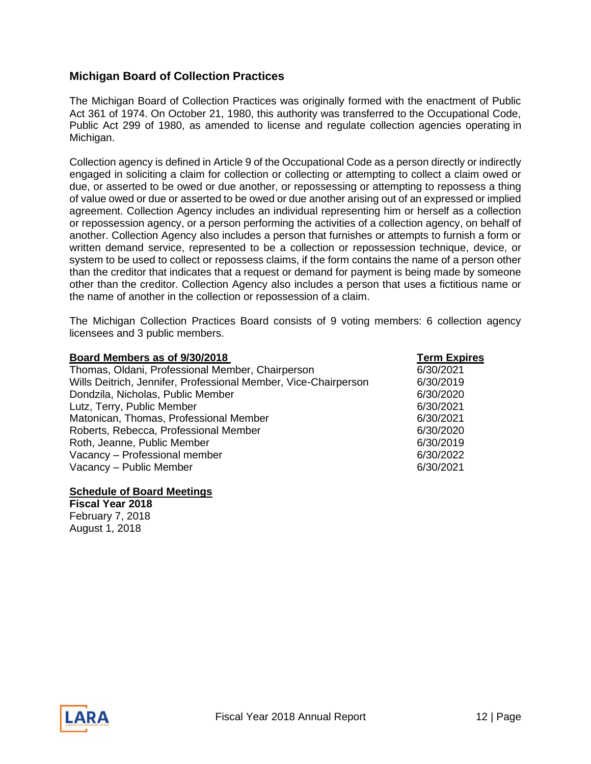## Michigan Board of Collection Practices

The Michigan Board of Collection Practices was originally formed with the enactment of Public Act 361 of 1974. On October 21, 1980, this authority was transferred to the Occupational Code, Public Act 299 of 1980, as amended to license and regulate collection agencies operating in Michigan.

Collection agency is defined in Article 9 of the Occupational Code as a person directly or indirectly engaged in soliciting a claim for collection or collecting or attempting to collect a claim owed or due, or asserted to be owed or due another, or repossessing or attempting to repossess a thing of value owed or due or asserted to be owed or due another arising out of an expressed or implied agreement. Collection Agency includes an individual representing him or herself as a collection or repossession agency, or a person performing the activities of a collection agency, on behalf of another. Collection Agency also includes a person that furnishes or attempts to furnish a form or written demand service, represented to be a collection or repossession technique, device, or system to be used to collect or repossess claims, if the form contains the name of a person other than the creditor that indicates that a request or demand for payment is being made by someone other than the creditor. Collection Agency also includes a person that uses a fictitious name or the name of another in the collection or repossession of a claim.

The Michigan Collection Practices Board consists of 9 voting members: 6 collection agency licensees and 3 public members.

| Board Members as of 9/30/2018 | Term Expires |
|---|---|
| Thomas, Oldani, Professional Member, Chairperson | 6/30/2021 |
| Wills Deitrich, Jennifer, Professional Member, Vice-Chairperson | 6/30/2019 |
| Dondzila, Nicholas, Public Member | 6/30/2020 |
| Lutz, Terry, Public Member | 6/30/2021 |
| Matonican, Thomas, Professional Member | 6/30/2021 |
| Roberts, Rebecca, Professional Member | 6/30/2020 |
| Roth, Jeanne, Public Member | 6/30/2019 |
| Vacancy – Professional member | 6/30/2022 |
| Vacancy – Public Member | 6/30/2021 |

**Schedule of Board Meetings**
**Fiscal Year 2018**
February 7, 2018
August 1, 2018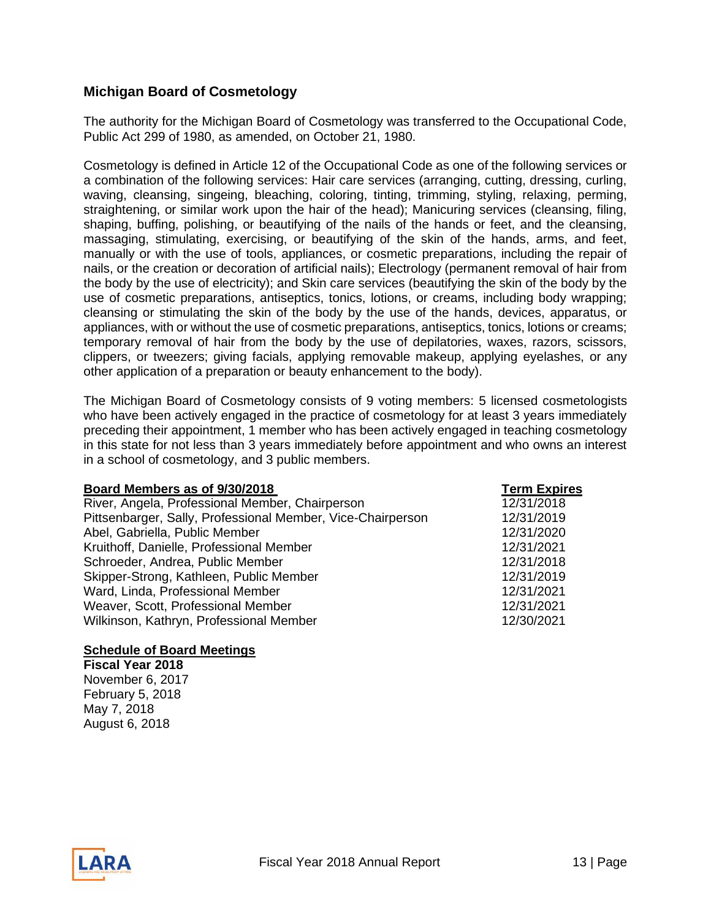## Michigan Board of Cosmetology

The authority for the Michigan Board of Cosmetology was transferred to the Occupational Code, Public Act 299 of 1980, as amended, on October 21, 1980.

Cosmetology is defined in Article 12 of the Occupational Code as one of the following services or a combination of the following services: Hair care services (arranging, cutting, dressing, curling, waving, cleansing, singeing, bleaching, coloring, tinting, trimming, styling, relaxing, perming, straightening, or similar work upon the hair of the head); Manicuring services (cleansing, filing, shaping, buffing, polishing, or beautifying of the nails of the hands or feet, and the cleansing, massaging, stimulating, exercising, or beautifying of the skin of the hands, arms, and feet, manually or with the use of tools, appliances, or cosmetic preparations, including the repair of nails, or the creation or decoration of artificial nails); Electrology (permanent removal of hair from the body by the use of electricity); and Skin care services (beautifying the skin of the body by the use of cosmetic preparations, antiseptics, tonics, lotions, or creams, including body wrapping; cleansing or stimulating the skin of the body by the use of the hands, devices, apparatus, or appliances, with or without the use of cosmetic preparations, antiseptics, tonics, lotions or creams; temporary removal of hair from the body by the use of depilatories, waxes, razors, scissors, clippers, or tweezers; giving facials, applying removable makeup, applying eyelashes, or any other application of a preparation or beauty enhancement to the body).

The Michigan Board of Cosmetology consists of 9 voting members: 5 licensed cosmetologists who have been actively engaged in the practice of cosmetology for at least 3 years immediately preceding their appointment, 1 member who has been actively engaged in teaching cosmetology in this state for not less than 3 years immediately before appointment and who owns an interest in a school of cosmetology, and 3 public members.

| **Board Members as of 9/30/2018** | **Term Expires** |
|---|---|
| River, Angela, Professional Member, Chairperson | 12/31/2018 |
| Pittsenbarger, Sally, Professional Member, Vice-Chairperson | 12/31/2019 |
| Abel, Gabriella, Public Member | 12/31/2020 |
| Kruithoff, Danielle, Professional Member | 12/31/2021 |
| Schroeder, Andrea, Public Member | 12/31/2018 |
| Skipper-Strong, Kathleen, Public Member | 12/31/2019 |
| Ward, Linda, Professional Member | 12/31/2021 |
| Weaver, Scott, Professional Member | 12/31/2021 |
| Wilkinson, Kathryn, Professional Member | 12/30/2021 |

**Schedule of Board Meetings**

**Fiscal Year 2018**

November 6, 2017
February 5, 2018
May 7, 2018
August 6, 2018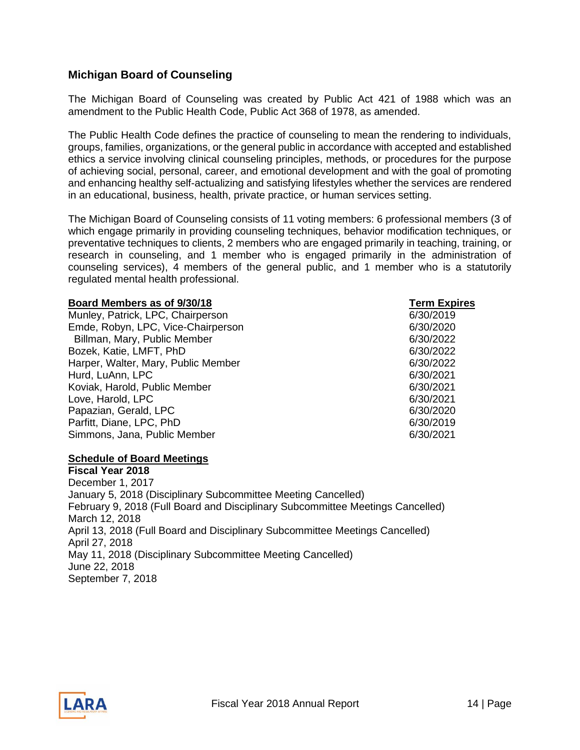## Michigan Board of Counseling

The Michigan Board of Counseling was created by Public Act 421 of 1988 which was an amendment to the Public Health Code, Public Act 368 of 1978, as amended.

The Public Health Code defines the practice of counseling to mean the rendering to individuals, groups, families, organizations, or the general public in accordance with accepted and established ethics a service involving clinical counseling principles, methods, or procedures for the purpose of achieving social, personal, career, and emotional development and with the goal of promoting and enhancing healthy self-actualizing and satisfying lifestyles whether the services are rendered in an educational, business, health, private practice, or human services setting.

The Michigan Board of Counseling consists of 11 voting members: 6 professional members (3 of which engage primarily in providing counseling techniques, behavior modification techniques, or preventative techniques to clients, 2 members who are engaged primarily in teaching, training, or research in counseling, and 1 member who is engaged primarily in the administration of counseling services), 4 members of the general public, and 1 member who is a statutorily regulated mental health professional.

| Board Members as of 9/30/18 | Term Expires |
|---|---|
| Munley, Patrick, LPC, Chairperson | 6/30/2019 |
| Emde, Robyn, LPC, Vice-Chairperson | 6/30/2020 |
| Billman, Mary, Public Member | 6/30/2022 |
| Bozek, Katie, LMFT, PhD | 6/30/2022 |
| Harper, Walter, Mary, Public Member | 6/30/2022 |
| Hurd, LuAnn, LPC | 6/30/2021 |
| Koviak, Harold, Public Member | 6/30/2021 |
| Love, Harold, LPC | 6/30/2021 |
| Papazian, Gerald, LPC | 6/30/2020 |
| Parfitt, Diane, LPC, PhD | 6/30/2019 |
| Simmons, Jana, Public Member | 6/30/2021 |

**Schedule of Board Meetings**

**Fiscal Year 2018**

December 1, 2017
January 5, 2018 (Disciplinary Subcommittee Meeting Cancelled)
February 9, 2018 (Full Board and Disciplinary Subcommittee Meetings Cancelled)
March 12, 2018
April 13, 2018 (Full Board and Disciplinary Subcommittee Meetings Cancelled)
April 27, 2018
May 11, 2018 (Disciplinary Subcommittee Meeting Cancelled)
June 22, 2018
September 7, 2018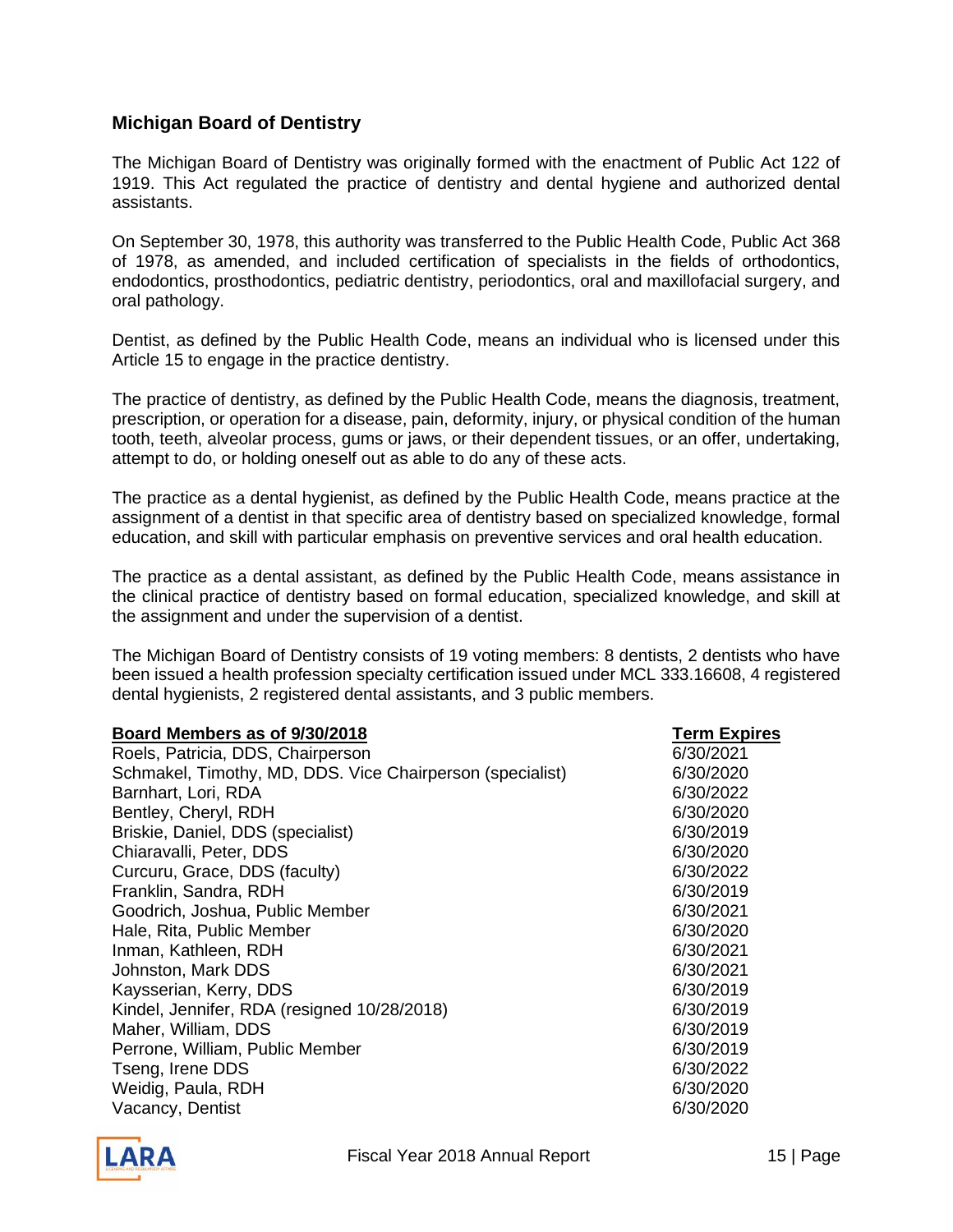## Michigan Board of Dentistry

The Michigan Board of Dentistry was originally formed with the enactment of Public Act 122 of 1919. This Act regulated the practice of dentistry and dental hygiene and authorized dental assistants.

On September 30, 1978, this authority was transferred to the Public Health Code, Public Act 368 of 1978, as amended, and included certification of specialists in the fields of orthodontics, endodontics, prosthodontics, pediatric dentistry, periodontics, oral and maxillofacial surgery, and oral pathology.

Dentist, as defined by the Public Health Code, means an individual who is licensed under this Article 15 to engage in the practice dentistry.

The practice of dentistry, as defined by the Public Health Code, means the diagnosis, treatment, prescription, or operation for a disease, pain, deformity, injury, or physical condition of the human tooth, teeth, alveolar process, gums or jaws, or their dependent tissues, or an offer, undertaking, attempt to do, or holding oneself out as able to do any of these acts.

The practice as a dental hygienist, as defined by the Public Health Code, means practice at the assignment of a dentist in that specific area of dentistry based on specialized knowledge, formal education, and skill with particular emphasis on preventive services and oral health education.

The practice as a dental assistant, as defined by the Public Health Code, means assistance in the clinical practice of dentistry based on formal education, specialized knowledge, and skill at the assignment and under the supervision of a dentist.

The Michigan Board of Dentistry consists of 19 voting members: 8 dentists, 2 dentists who have been issued a health profession specialty certification issued under MCL 333.16608, 4 registered dental hygienists, 2 registered dental assistants, and 3 public members.

| Board Members as of 9/30/2018 | Term Expires |
|---|---|
| Roels, Patricia, DDS, Chairperson | 6/30/2021 |
| Schmakel, Timothy, MD, DDS. Vice Chairperson (specialist) | 6/30/2020 |
| Barnhart, Lori, RDA | 6/30/2022 |
| Bentley, Cheryl, RDH | 6/30/2020 |
| Briskie, Daniel, DDS (specialist) | 6/30/2019 |
| Chiaravalli, Peter, DDS | 6/30/2020 |
| Curcuru, Grace, DDS (faculty) | 6/30/2022 |
| Franklin, Sandra, RDH | 6/30/2019 |
| Goodrich, Joshua, Public Member | 6/30/2021 |
| Hale, Rita, Public Member | 6/30/2020 |
| Inman, Kathleen, RDH | 6/30/2021 |
| Johnston, Mark DDS | 6/30/2021 |
| Kaysserian, Kerry, DDS | 6/30/2019 |
| Kindel, Jennifer, RDA (resigned 10/28/2018) | 6/30/2019 |
| Maher, William, DDS | 6/30/2019 |
| Perrone, William, Public Member | 6/30/2019 |
| Tseng, Irene DDS | 6/30/2022 |
| Weidig, Paula, RDH | 6/30/2020 |
| Vacancy, Dentist | 6/30/2020 |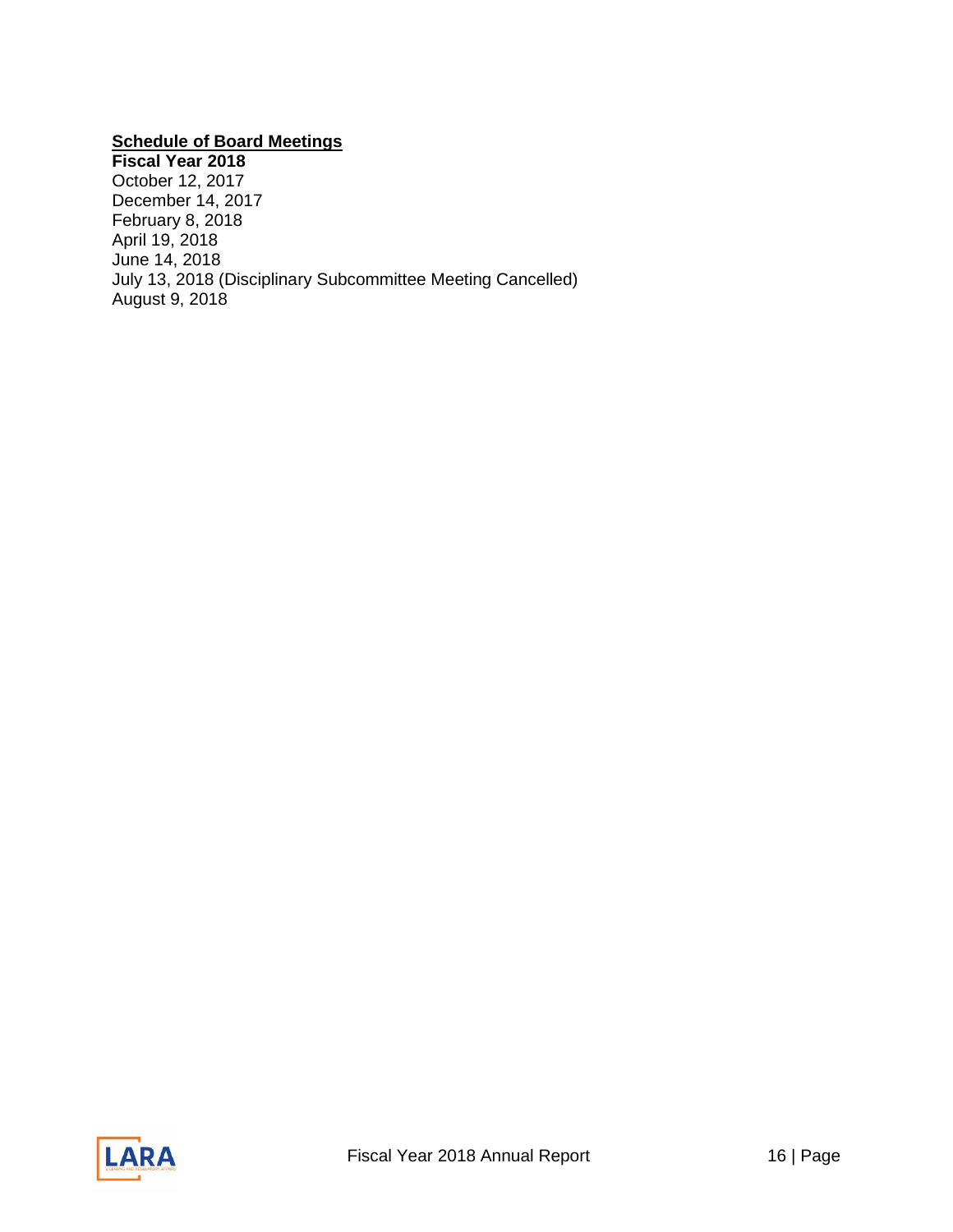## Schedule of Board Meetings

**Fiscal Year 2018**

October 12, 2017
December 14, 2017
February 8, 2018
April 19, 2018
June 14, 2018
July 13, 2018 (Disciplinary Subcommittee Meeting Cancelled)
August 9, 2018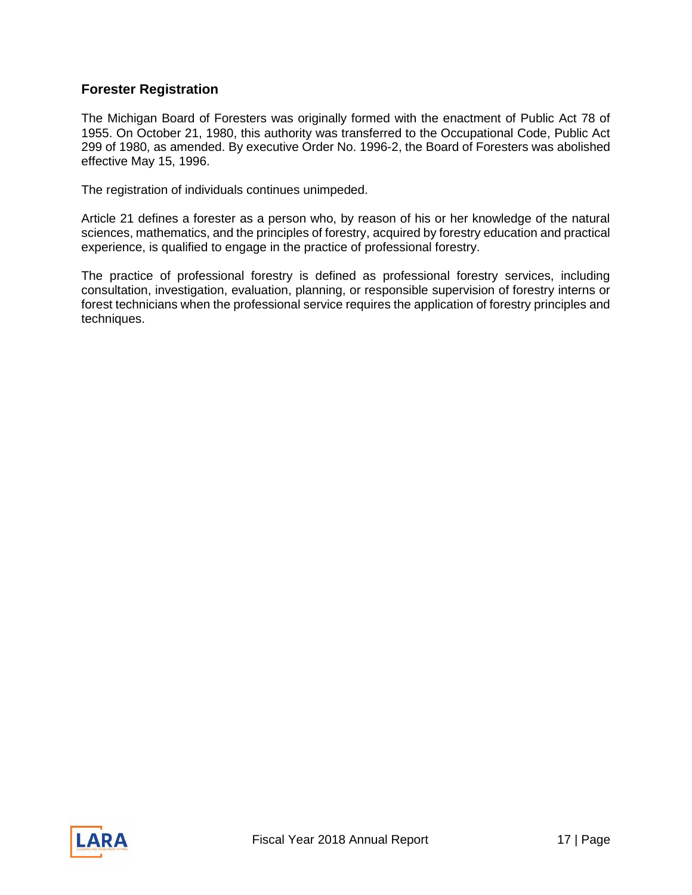## Forester Registration

The Michigan Board of Foresters was originally formed with the enactment of Public Act 78 of 1955. On October 21, 1980, this authority was transferred to the Occupational Code, Public Act 299 of 1980, as amended. By executive Order No. 1996-2, the Board of Foresters was abolished effective May 15, 1996.

The registration of individuals continues unimpeded.

Article 21 defines a forester as a person who, by reason of his or her knowledge of the natural sciences, mathematics, and the principles of forestry, acquired by forestry education and practical experience, is qualified to engage in the practice of professional forestry.

The practice of professional forestry is defined as professional forestry services, including consultation, investigation, evaluation, planning, or responsible supervision of forestry interns or forest technicians when the professional service requires the application of forestry principles and techniques.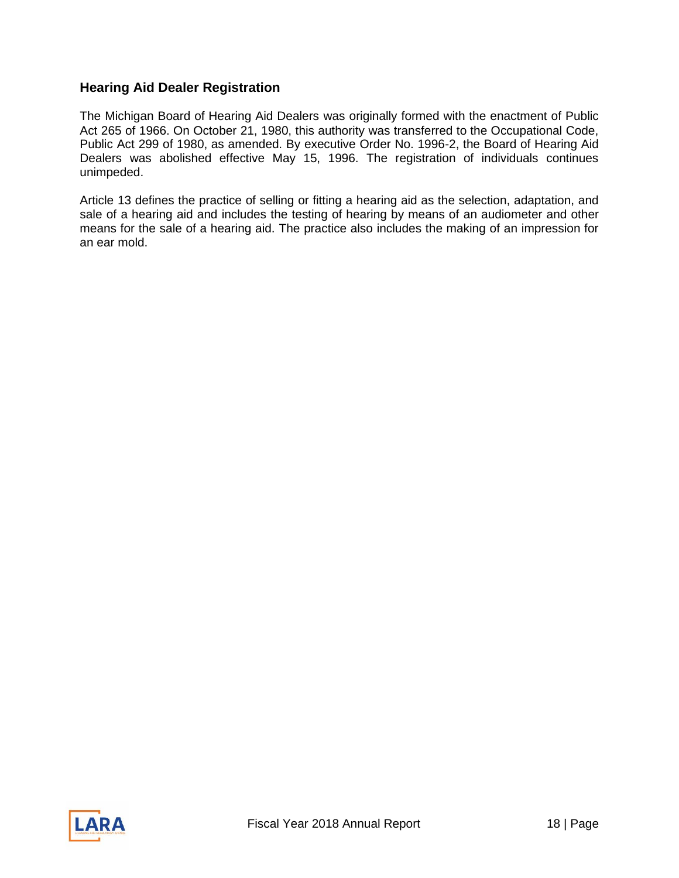## Hearing Aid Dealer Registration

The Michigan Board of Hearing Aid Dealers was originally formed with the enactment of Public Act 265 of 1966. On October 21, 1980, this authority was transferred to the Occupational Code, Public Act 299 of 1980, as amended. By executive Order No. 1996-2, the Board of Hearing Aid Dealers was abolished effective May 15, 1996. The registration of individuals continues unimpeded.

Article 13 defines the practice of selling or fitting a hearing aid as the selection, adaptation, and sale of a hearing aid and includes the testing of hearing by means of an audiometer and other means for the sale of a hearing aid. The practice also includes the making of an impression for an ear mold.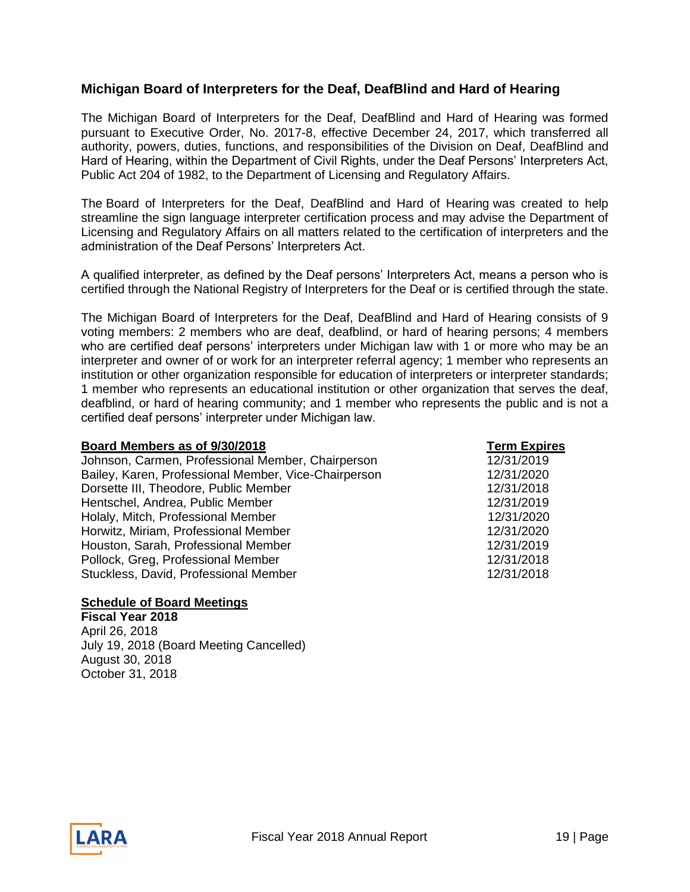## Michigan Board of Interpreters for the Deaf, DeafBlind and Hard of Hearing

The Michigan Board of Interpreters for the Deaf, DeafBlind and Hard of Hearing was formed pursuant to Executive Order, No. 2017-8, effective December 24, 2017, which transferred all authority, powers, duties, functions, and responsibilities of the Division on Deaf, DeafBlind and Hard of Hearing, within the Department of Civil Rights, under the Deaf Persons' Interpreters Act, Public Act 204 of 1982, to the Department of Licensing and Regulatory Affairs.

The Board of Interpreters for the Deaf, DeafBlind and Hard of Hearing was created to help streamline the sign language interpreter certification process and may advise the Department of Licensing and Regulatory Affairs on all matters related to the certification of interpreters and the administration of the Deaf Persons' Interpreters Act.

A qualified interpreter, as defined by the Deaf persons' Interpreters Act, means a person who is certified through the National Registry of Interpreters for the Deaf or is certified through the state.

The Michigan Board of Interpreters for the Deaf, DeafBlind and Hard of Hearing consists of 9 voting members: 2 members who are deaf, deafblind, or hard of hearing persons; 4 members who are certified deaf persons' interpreters under Michigan law with 1 or more who may be an interpreter and owner of or work for an interpreter referral agency; 1 member who represents an institution or other organization responsible for education of interpreters or interpreter standards; 1 member who represents an educational institution or other organization that serves the deaf, deafblind, or hard of hearing community; and 1 member who represents the public and is not a certified deaf persons' interpreter under Michigan law.

| Board Members as of 9/30/2018 | Term Expires |
|---|---|
| Johnson, Carmen, Professional Member, Chairperson | 12/31/2019 |
| Bailey, Karen, Professional Member, Vice-Chairperson | 12/31/2020 |
| Dorsette III, Theodore, Public Member | 12/31/2018 |
| Hentschel, Andrea, Public Member | 12/31/2019 |
| Holaly, Mitch, Professional Member | 12/31/2020 |
| Horwitz, Miriam, Professional Member | 12/31/2020 |
| Houston, Sarah, Professional Member | 12/31/2019 |
| Pollock, Greg, Professional Member | 12/31/2018 |
| Stuckless, David, Professional Member | 12/31/2018 |

**Schedule of Board Meetings**

**Fiscal Year 2018**

April 26, 2018
July 19, 2018 (Board Meeting Cancelled)
August 30, 2018
October 31, 2018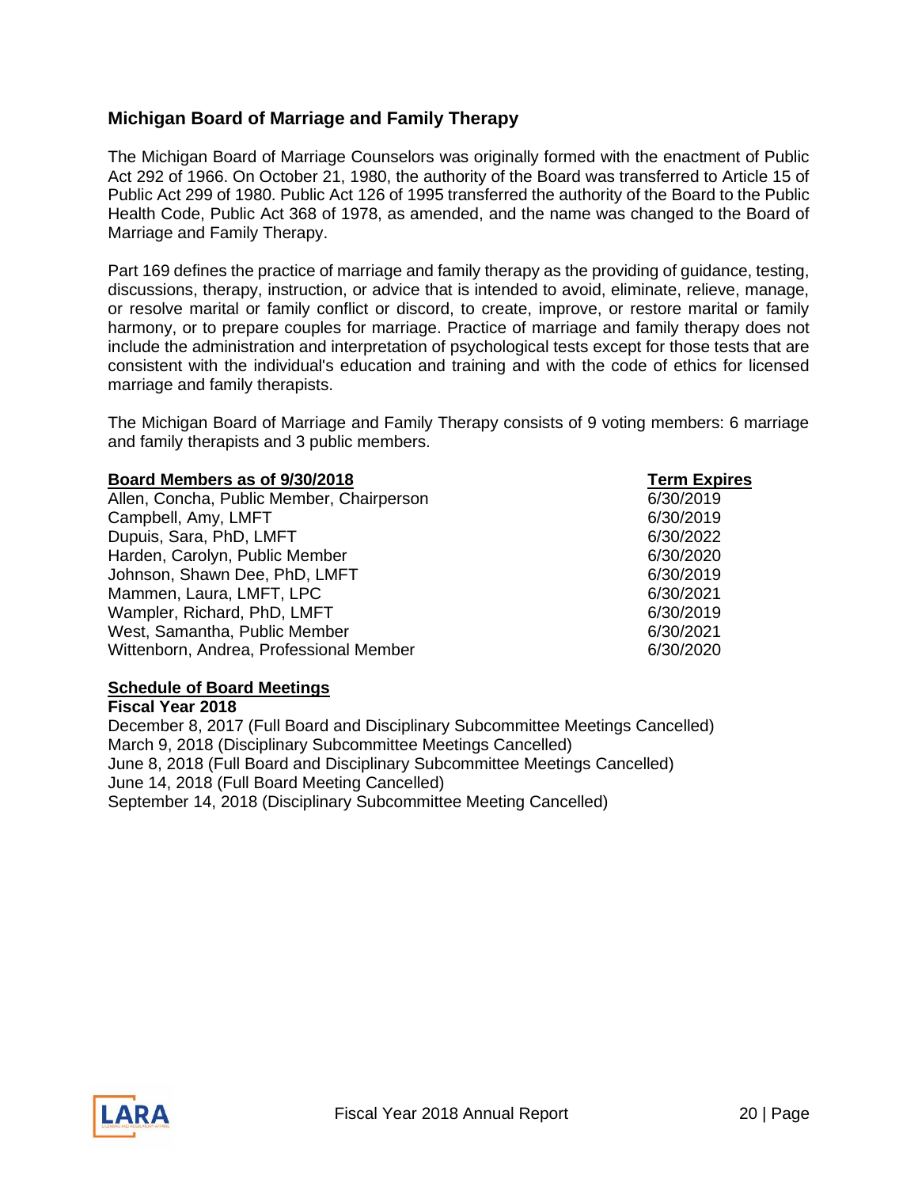## Michigan Board of Marriage and Family Therapy

The Michigan Board of Marriage Counselors was originally formed with the enactment of Public Act 292 of 1966. On October 21, 1980, the authority of the Board was transferred to Article 15 of Public Act 299 of 1980. Public Act 126 of 1995 transferred the authority of the Board to the Public Health Code, Public Act 368 of 1978, as amended, and the name was changed to the Board of Marriage and Family Therapy.

Part 169 defines the practice of marriage and family therapy as the providing of guidance, testing, discussions, therapy, instruction, or advice that is intended to avoid, eliminate, relieve, manage, or resolve marital or family conflict or discord, to create, improve, or restore marital or family harmony, or to prepare couples for marriage. Practice of marriage and family therapy does not include the administration and interpretation of psychological tests except for those tests that are consistent with the individual's education and training and with the code of ethics for licensed marriage and family therapists.

The Michigan Board of Marriage and Family Therapy consists of 9 voting members: 6 marriage and family therapists and 3 public members.

| Board Members as of 9/30/2018 | Term Expires |
|---|---|
| Allen, Concha, Public Member, Chairperson | 6/30/2019 |
| Campbell, Amy, LMFT | 6/30/2019 |
| Dupuis, Sara, PhD, LMFT | 6/30/2022 |
| Harden, Carolyn, Public Member | 6/30/2020 |
| Johnson, Shawn Dee, PhD, LMFT | 6/30/2019 |
| Mammen, Laura, LMFT, LPC | 6/30/2021 |
| Wampler, Richard, PhD, LMFT | 6/30/2019 |
| West, Samantha, Public Member | 6/30/2021 |
| Wittenborn, Andrea, Professional Member | 6/30/2020 |

**Schedule of Board Meetings**

**Fiscal Year 2018**

December 8, 2017 (Full Board and Disciplinary Subcommittee Meetings Cancelled)
March 9, 2018 (Disciplinary Subcommittee Meetings Cancelled)
June 8, 2018 (Full Board and Disciplinary Subcommittee Meetings Cancelled)
June 14, 2018 (Full Board Meeting Cancelled)
September 14, 2018 (Disciplinary Subcommittee Meeting Cancelled)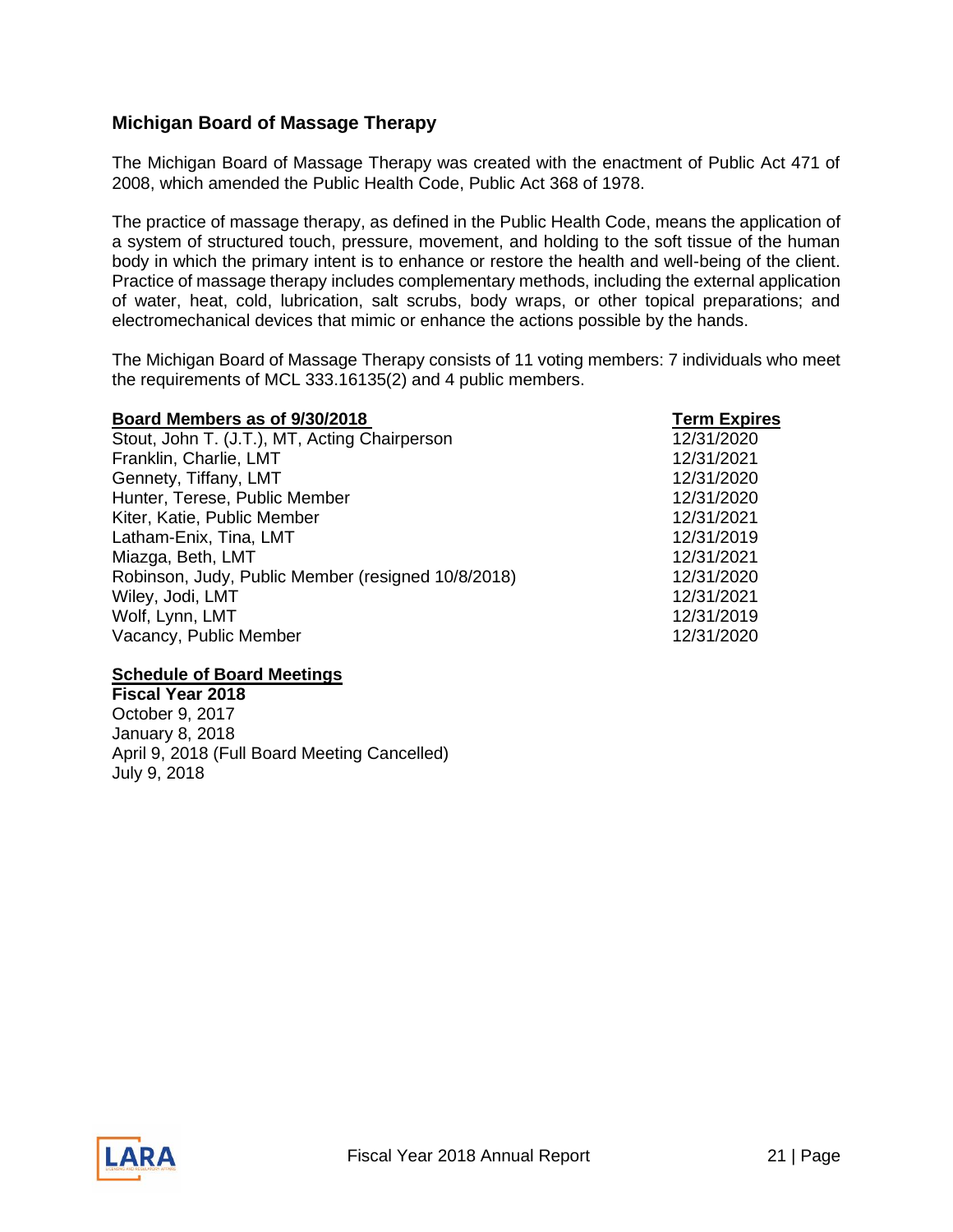## Michigan Board of Massage Therapy

The Michigan Board of Massage Therapy was created with the enactment of Public Act 471 of 2008, which amended the Public Health Code, Public Act 368 of 1978.

The practice of massage therapy, as defined in the Public Health Code, means the application of a system of structured touch, pressure, movement, and holding to the soft tissue of the human body in which the primary intent is to enhance or restore the health and well-being of the client. Practice of massage therapy includes complementary methods, including the external application of water, heat, cold, lubrication, salt scrubs, body wraps, or other topical preparations; and electromechanical devices that mimic or enhance the actions possible by the hands.

The Michigan Board of Massage Therapy consists of 11 voting members: 7 individuals who meet the requirements of MCL 333.16135(2) and 4 public members.

| Board Members as of 9/30/2018 | Term Expires |
|---|---|
| Stout, John T. (J.T.), MT, Acting Chairperson | 12/31/2020 |
| Franklin, Charlie, LMT | 12/31/2021 |
| Gennety, Tiffany, LMT | 12/31/2020 |
| Hunter, Terese, Public Member | 12/31/2020 |
| Kiter, Katie, Public Member | 12/31/2021 |
| Latham-Enix, Tina, LMT | 12/31/2019 |
| Miazga, Beth, LMT | 12/31/2021 |
| Robinson, Judy, Public Member (resigned 10/8/2018) | 12/31/2020 |
| Wiley, Jodi, LMT | 12/31/2021 |
| Wolf, Lynn, LMT | 12/31/2019 |
| Vacancy, Public Member | 12/31/2020 |

**Schedule of Board Meetings**

**Fiscal Year 2018**

October 9, 2017
January 8, 2018
April 9, 2018 (Full Board Meeting Cancelled)
July 9, 2018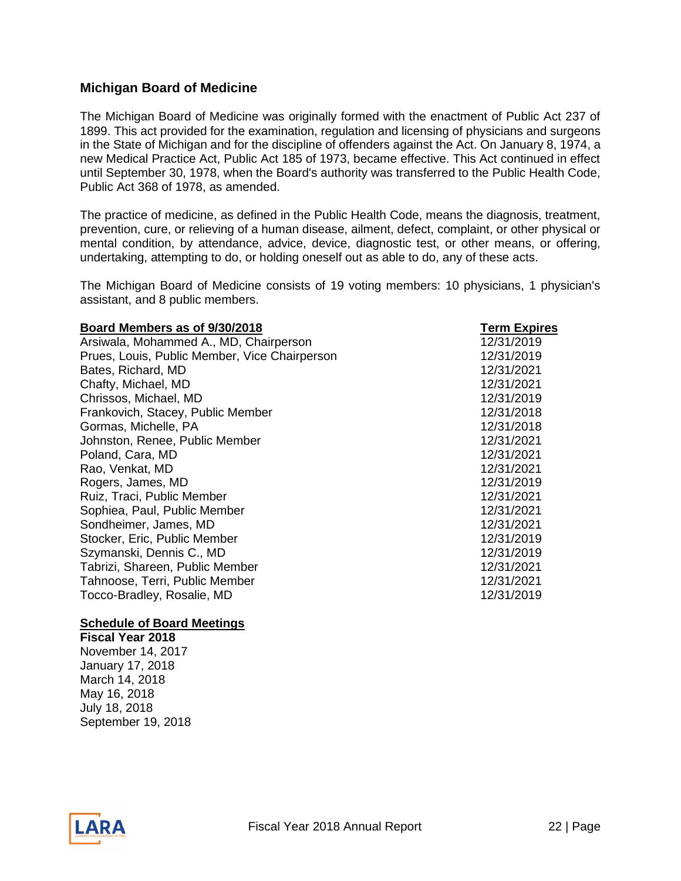## Michigan Board of Medicine

The Michigan Board of Medicine was originally formed with the enactment of Public Act 237 of 1899. This act provided for the examination, regulation and licensing of physicians and surgeons in the State of Michigan and for the discipline of offenders against the Act. On January 8, 1974, a new Medical Practice Act, Public Act 185 of 1973, became effective. This Act continued in effect until September 30, 1978, when the Board's authority was transferred to the Public Health Code, Public Act 368 of 1978, as amended.

The practice of medicine, as defined in the Public Health Code, means the diagnosis, treatment, prevention, cure, or relieving of a human disease, ailment, defect, complaint, or other physical or mental condition, by attendance, advice, device, diagnostic test, or other means, or offering, undertaking, attempting to do, or holding oneself out as able to do, any of these acts.

The Michigan Board of Medicine consists of 19 voting members: 10 physicians, 1 physician's assistant, and 8 public members.

| Board Members as of 9/30/2018 | Term Expires |
|---|---|
| Arsiwala, Mohammed A., MD, Chairperson | 12/31/2019 |
| Prues, Louis, Public Member, Vice Chairperson | 12/31/2019 |
| Bates, Richard, MD | 12/31/2021 |
| Chafty, Michael, MD | 12/31/2021 |
| Chrissos, Michael, MD | 12/31/2019 |
| Frankovich, Stacey, Public Member | 12/31/2018 |
| Gormas, Michelle, PA | 12/31/2018 |
| Johnston, Renee, Public Member | 12/31/2021 |
| Poland, Cara, MD | 12/31/2021 |
| Rao, Venkat, MD | 12/31/2021 |
| Rogers, James, MD | 12/31/2019 |
| Ruiz, Traci, Public Member | 12/31/2021 |
| Sophiea, Paul, Public Member | 12/31/2021 |
| Sondheimer, James, MD | 12/31/2021 |
| Stocker, Eric, Public Member | 12/31/2019 |
| Szymanski, Dennis C., MD | 12/31/2019 |
| Tabrizi, Shareen, Public Member | 12/31/2021 |
| Tahnoose, Terri, Public Member | 12/31/2021 |
| Tocco-Bradley, Rosalie, MD | 12/31/2019 |

**Schedule of Board Meetings**

**Fiscal Year 2018**

November 14, 2017
January 17, 2018
March 14, 2018
May 16, 2018
July 18, 2018
September 19, 2018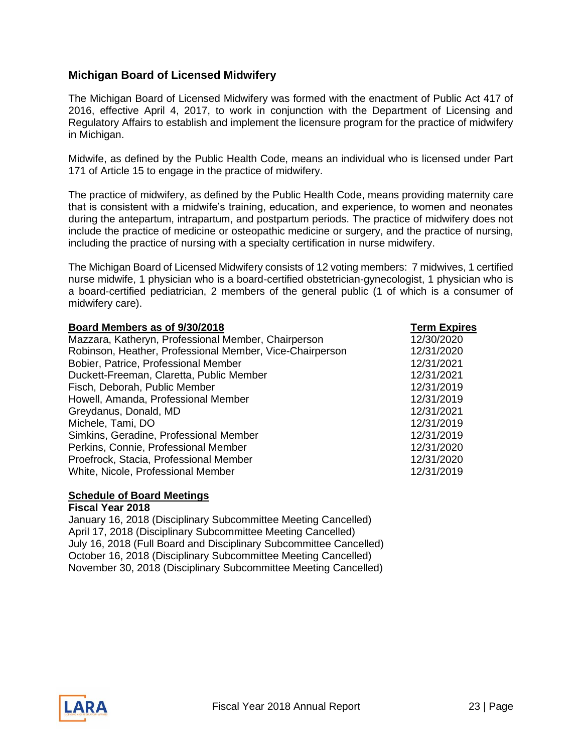## Michigan Board of Licensed Midwifery

The Michigan Board of Licensed Midwifery was formed with the enactment of Public Act 417 of 2016, effective April 4, 2017, to work in conjunction with the Department of Licensing and Regulatory Affairs to establish and implement the licensure program for the practice of midwifery in Michigan.

Midwife, as defined by the Public Health Code, means an individual who is licensed under Part 171 of Article 15 to engage in the practice of midwifery.

The practice of midwifery, as defined by the Public Health Code, means providing maternity care that is consistent with a midwife's training, education, and experience, to women and neonates during the antepartum, intrapartum, and postpartum periods. The practice of midwifery does not include the practice of medicine or osteopathic medicine or surgery, and the practice of nursing, including the practice of nursing with a specialty certification in nurse midwifery.

The Michigan Board of Licensed Midwifery consists of 12 voting members: 7 midwives, 1 certified nurse midwife, 1 physician who is a board-certified obstetrician-gynecologist, 1 physician who is a board-certified pediatrician, 2 members of the general public (1 of which is a consumer of midwifery care).

| **Board Members as of 9/30/2018** | **Term Expires** |
|---|---|
| Mazzara, Katheryn, Professional Member, Chairperson | 12/30/2020 |
| Robinson, Heather, Professional Member, Vice-Chairperson | 12/31/2020 |
| Bobier, Patrice, Professional Member | 12/31/2021 |
| Duckett-Freeman, Claretta, Public Member | 12/31/2021 |
| Fisch, Deborah, Public Member | 12/31/2019 |
| Howell, Amanda, Professional Member | 12/31/2019 |
| Greydanus, Donald, MD | 12/31/2021 |
| Michele, Tami, DO | 12/31/2019 |
| Simkins, Geradine, Professional Member | 12/31/2019 |
| Perkins, Connie, Professional Member | 12/31/2020 |
| Proefrock, Stacia, Professional Member | 12/31/2020 |
| White, Nicole, Professional Member | 12/31/2019 |

**Schedule of Board Meetings**

**Fiscal Year 2018**

January 16, 2018 (Disciplinary Subcommittee Meeting Cancelled)
April 17, 2018 (Disciplinary Subcommittee Meeting Cancelled)
July 16, 2018 (Full Board and Disciplinary Subcommittee Cancelled)
October 16, 2018 (Disciplinary Subcommittee Meeting Cancelled)
November 30, 2018 (Disciplinary Subcommittee Meeting Cancelled)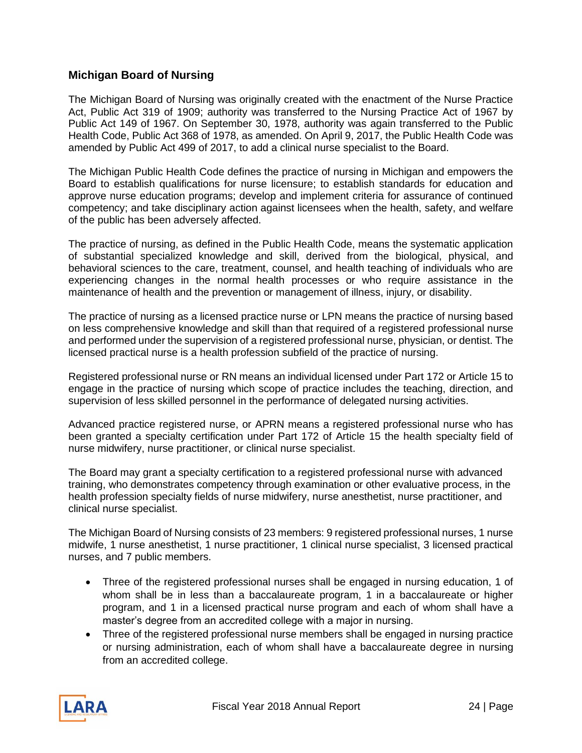## Michigan Board of Nursing

The Michigan Board of Nursing was originally created with the enactment of the Nurse Practice Act, Public Act 319 of 1909; authority was transferred to the Nursing Practice Act of 1967 by Public Act 149 of 1967. On September 30, 1978, authority was again transferred to the Public Health Code, Public Act 368 of 1978, as amended. On April 9, 2017, the Public Health Code was amended by Public Act 499 of 2017, to add a clinical nurse specialist to the Board.

The Michigan Public Health Code defines the practice of nursing in Michigan and empowers the Board to establish qualifications for nurse licensure; to establish standards for education and approve nurse education programs; develop and implement criteria for assurance of continued competency; and take disciplinary action against licensees when the health, safety, and welfare of the public has been adversely affected.

The practice of nursing, as defined in the Public Health Code, means the systematic application of substantial specialized knowledge and skill, derived from the biological, physical, and behavioral sciences to the care, treatment, counsel, and health teaching of individuals who are experiencing changes in the normal health processes or who require assistance in the maintenance of health and the prevention or management of illness, injury, or disability.

The practice of nursing as a licensed practice nurse or LPN means the practice of nursing based on less comprehensive knowledge and skill than that required of a registered professional nurse and performed under the supervision of a registered professional nurse, physician, or dentist. The licensed practical nurse is a health profession subfield of the practice of nursing.

Registered professional nurse or RN means an individual licensed under Part 172 or Article 15 to engage in the practice of nursing which scope of practice includes the teaching, direction, and supervision of less skilled personnel in the performance of delegated nursing activities.

Advanced practice registered nurse, or APRN means a registered professional nurse who has been granted a specialty certification under Part 172 of Article 15 the health specialty field of nurse midwifery, nurse practitioner, or clinical nurse specialist.

The Board may grant a specialty certification to a registered professional nurse with advanced training, who demonstrates competency through examination or other evaluative process, in the health profession specialty fields of nurse midwifery, nurse anesthetist, nurse practitioner, and clinical nurse specialist.

The Michigan Board of Nursing consists of 23 members: 9 registered professional nurses, 1 nurse midwife, 1 nurse anesthetist, 1 nurse practitioner, 1 clinical nurse specialist, 3 licensed practical nurses, and 7 public members.

- Three of the registered professional nurses shall be engaged in nursing education, 1 of whom shall be in less than a baccalaureate program, 1 in a baccalaureate or higher program, and 1 in a licensed practical nurse program and each of whom shall have a master's degree from an accredited college with a major in nursing.
- Three of the registered professional nurse members shall be engaged in nursing practice or nursing administration, each of whom shall have a baccalaureate degree in nursing from an accredited college.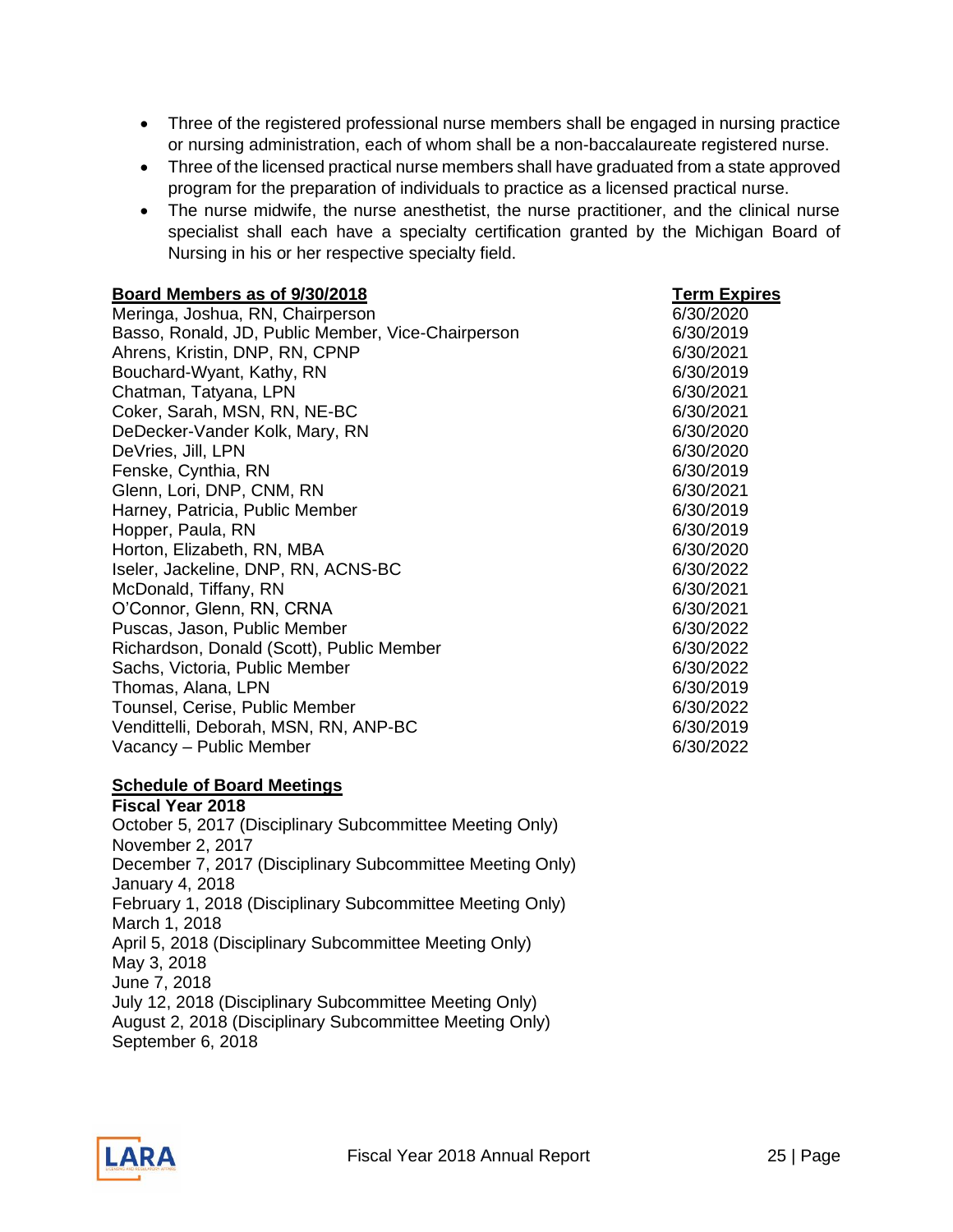- Three of the registered professional nurse members shall be engaged in nursing practice or nursing administration, each of whom shall be a non-baccalaureate registered nurse.
- Three of the licensed practical nurse members shall have graduated from a state approved program for the preparation of individuals to practice as a licensed practical nurse.
- The nurse midwife, the nurse anesthetist, the nurse practitioner, and the clinical nurse specialist shall each have a specialty certification granted by the Michigan Board of Nursing in his or her respective specialty field.

| Board Members as of 9/30/2018 | Term Expires |
|---|---|
| Meringa, Joshua, RN, Chairperson | 6/30/2020 |
| Basso, Ronald, JD, Public Member, Vice-Chairperson | 6/30/2019 |
| Ahrens, Kristin, DNP, RN, CPNP | 6/30/2021 |
| Bouchard-Wyant, Kathy, RN | 6/30/2019 |
| Chatman, Tatyana, LPN | 6/30/2021 |
| Coker, Sarah, MSN, RN, NE-BC | 6/30/2021 |
| DeDecker-Vander Kolk, Mary, RN | 6/30/2020 |
| DeVries, Jill, LPN | 6/30/2020 |
| Fenske, Cynthia, RN | 6/30/2019 |
| Glenn, Lori, DNP, CNM, RN | 6/30/2021 |
| Harney, Patricia, Public Member | 6/30/2019 |
| Hopper, Paula, RN | 6/30/2019 |
| Horton, Elizabeth, RN, MBA | 6/30/2020 |
| Iseler, Jackeline, DNP, RN, ACNS-BC | 6/30/2022 |
| McDonald, Tiffany, RN | 6/30/2021 |
| O'Connor, Glenn, RN, CRNA | 6/30/2021 |
| Puscas, Jason, Public Member | 6/30/2022 |
| Richardson, Donald (Scott), Public Member | 6/30/2022 |
| Sachs, Victoria, Public Member | 6/30/2022 |
| Thomas, Alana, LPN | 6/30/2019 |
| Tounsel, Cerise, Public Member | 6/30/2022 |
| Vendittelli, Deborah, MSN, RN, ANP-BC | 6/30/2019 |
| Vacancy – Public Member | 6/30/2022 |

**Schedule of Board Meetings**

**Fiscal Year 2018**

October 5, 2017 (Disciplinary Subcommittee Meeting Only)
November 2, 2017
December 7, 2017 (Disciplinary Subcommittee Meeting Only)
January 4, 2018
February 1, 2018 (Disciplinary Subcommittee Meeting Only)
March 1, 2018
April 5, 2018 (Disciplinary Subcommittee Meeting Only)
May 3, 2018
June 7, 2018
July 12, 2018 (Disciplinary Subcommittee Meeting Only)
August 2, 2018 (Disciplinary Subcommittee Meeting Only)
September 6, 2018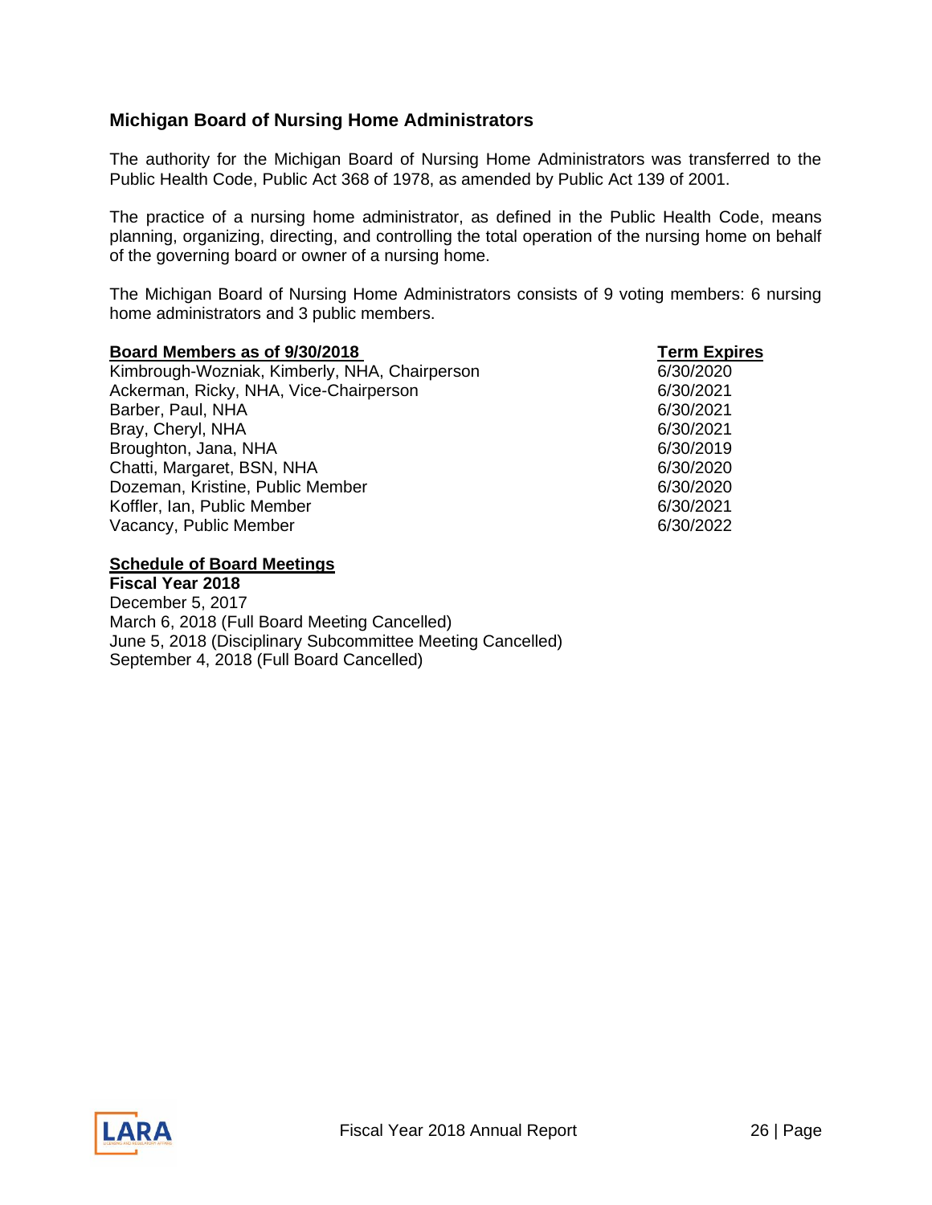## Michigan Board of Nursing Home Administrators

The authority for the Michigan Board of Nursing Home Administrators was transferred to the Public Health Code, Public Act 368 of 1978, as amended by Public Act 139 of 2001.

The practice of a nursing home administrator, as defined in the Public Health Code, means planning, organizing, directing, and controlling the total operation of the nursing home on behalf of the governing board or owner of a nursing home.

The Michigan Board of Nursing Home Administrators consists of 9 voting members: 6 nursing home administrators and 3 public members.

| Board Members as of 9/30/2018 | Term Expires |
| --- | --- |
| Kimbrough-Wozniak, Kimberly, NHA, Chairperson | 6/30/2020 |
| Ackerman, Ricky, NHA, Vice-Chairperson | 6/30/2021 |
| Barber, Paul, NHA | 6/30/2021 |
| Bray, Cheryl, NHA | 6/30/2021 |
| Broughton, Jana, NHA | 6/30/2019 |
| Chatti, Margaret, BSN, NHA | 6/30/2020 |
| Dozeman, Kristine, Public Member | 6/30/2020 |
| Koffler, Ian, Public Member | 6/30/2021 |
| Vacancy, Public Member | 6/30/2022 |

**Schedule of Board Meetings**

**Fiscal Year 2018**

December 5, 2017
March 6, 2018 (Full Board Meeting Cancelled)
June 5, 2018 (Disciplinary Subcommittee Meeting Cancelled)
September 4, 2018 (Full Board Cancelled)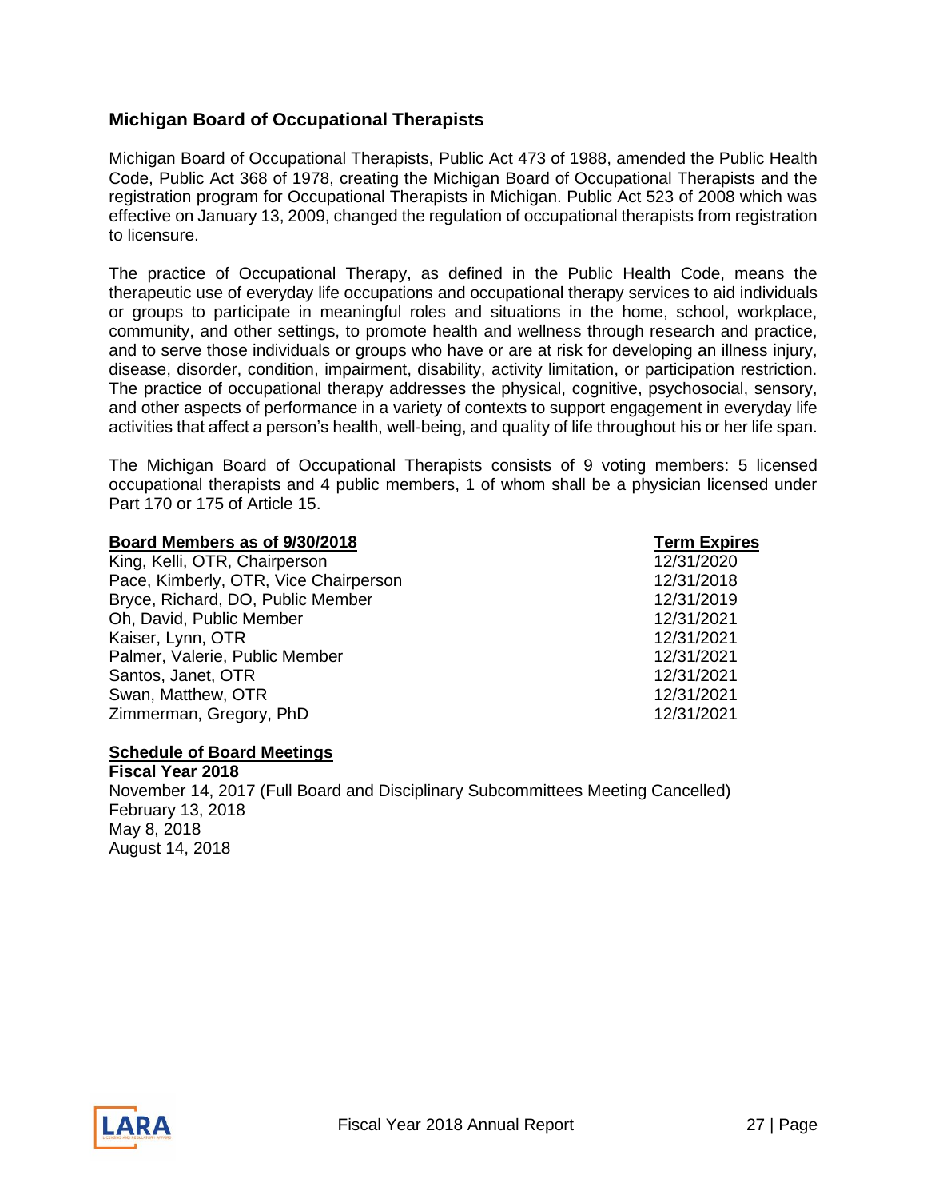## Michigan Board of Occupational Therapists

Michigan Board of Occupational Therapists, Public Act 473 of 1988, amended the Public Health Code, Public Act 368 of 1978, creating the Michigan Board of Occupational Therapists and the registration program for Occupational Therapists in Michigan. Public Act 523 of 2008 which was effective on January 13, 2009, changed the regulation of occupational therapists from registration to licensure.

The practice of Occupational Therapy, as defined in the Public Health Code, means the therapeutic use of everyday life occupations and occupational therapy services to aid individuals or groups to participate in meaningful roles and situations in the home, school, workplace, community, and other settings, to promote health and wellness through research and practice, and to serve those individuals or groups who have or are at risk for developing an illness injury, disease, disorder, condition, impairment, disability, activity limitation, or participation restriction. The practice of occupational therapy addresses the physical, cognitive, psychosocial, sensory, and other aspects of performance in a variety of contexts to support engagement in everyday life activities that affect a person's health, well-being, and quality of life throughout his or her life span.

The Michigan Board of Occupational Therapists consists of 9 voting members: 5 licensed occupational therapists and 4 public members, 1 of whom shall be a physician licensed under Part 170 or 175 of Article 15.

| **Board Members as of 9/30/2018** | **Term Expires** |
|---|---|
| King, Kelli, OTR, Chairperson | 12/31/2020 |
| Pace, Kimberly, OTR, Vice Chairperson | 12/31/2018 |
| Bryce, Richard, DO, Public Member | 12/31/2019 |
| Oh, David, Public Member | 12/31/2021 |
| Kaiser, Lynn, OTR | 12/31/2021 |
| Palmer, Valerie, Public Member | 12/31/2021 |
| Santos, Janet, OTR | 12/31/2021 |
| Swan, Matthew, OTR | 12/31/2021 |
| Zimmerman, Gregory, PhD | 12/31/2021 |

**Schedule of Board Meetings**

**Fiscal Year 2018**

November 14, 2017 (Full Board and Disciplinary Subcommittees Meeting Cancelled)
February 13, 2018
May 8, 2018
August 14, 2018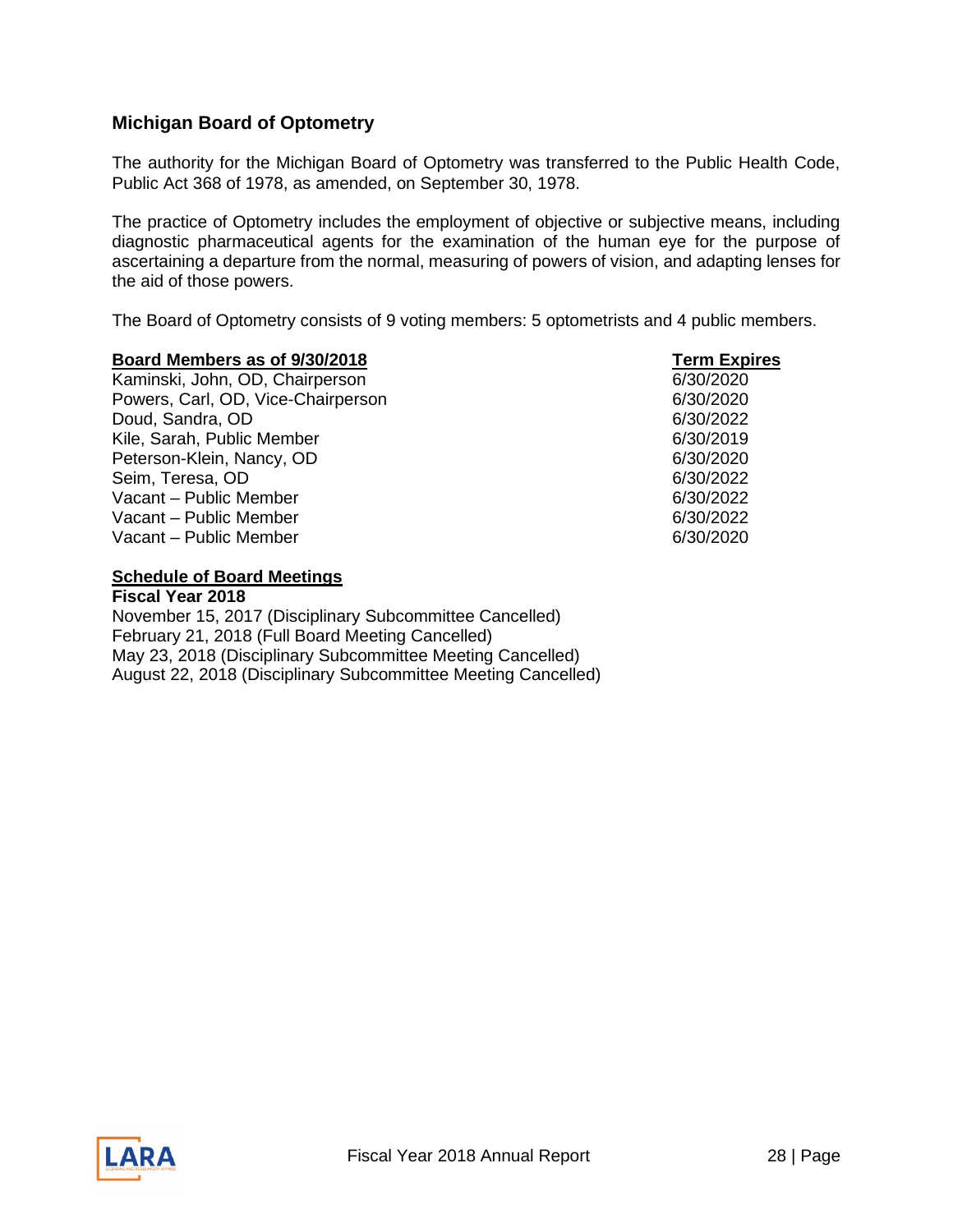## Michigan Board of Optometry

The authority for the Michigan Board of Optometry was transferred to the Public Health Code, Public Act 368 of 1978, as amended, on September 30, 1978.

The practice of Optometry includes the employment of objective or subjective means, including diagnostic pharmaceutical agents for the examination of the human eye for the purpose of ascertaining a departure from the normal, measuring of powers of vision, and adapting lenses for the aid of those powers.

The Board of Optometry consists of 9 voting members: 5 optometrists and 4 public members.

| Board Members as of 9/30/2018 | Term Expires |
|---|---|
| Kaminski, John, OD, Chairperson | 6/30/2020 |
| Powers, Carl, OD, Vice-Chairperson | 6/30/2020 |
| Doud, Sandra, OD | 6/30/2022 |
| Kile, Sarah, Public Member | 6/30/2019 |
| Peterson-Klein, Nancy, OD | 6/30/2020 |
| Seim, Teresa, OD | 6/30/2022 |
| Vacant – Public Member | 6/30/2022 |
| Vacant – Public Member | 6/30/2022 |
| Vacant – Public Member | 6/30/2020 |

**Schedule of Board Meetings**

**Fiscal Year 2018**

November 15, 2017 (Disciplinary Subcommittee Cancelled)
February 21, 2018 (Full Board Meeting Cancelled)
May 23, 2018 (Disciplinary Subcommittee Meeting Cancelled)
August 22, 2018 (Disciplinary Subcommittee Meeting Cancelled)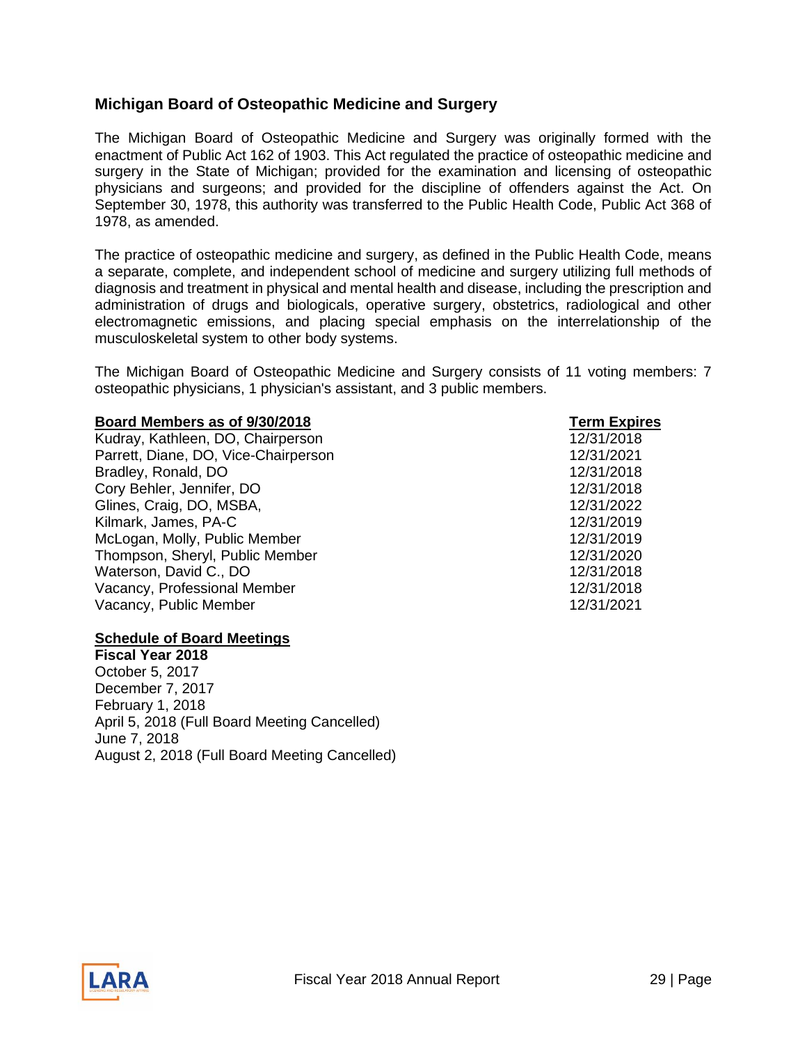## Michigan Board of Osteopathic Medicine and Surgery

The Michigan Board of Osteopathic Medicine and Surgery was originally formed with the enactment of Public Act 162 of 1903. This Act regulated the practice of osteopathic medicine and surgery in the State of Michigan; provided for the examination and licensing of osteopathic physicians and surgeons; and provided for the discipline of offenders against the Act. On September 30, 1978, this authority was transferred to the Public Health Code, Public Act 368 of 1978, as amended.

The practice of osteopathic medicine and surgery, as defined in the Public Health Code, means a separate, complete, and independent school of medicine and surgery utilizing full methods of diagnosis and treatment in physical and mental health and disease, including the prescription and administration of drugs and biologicals, operative surgery, obstetrics, radiological and other electromagnetic emissions, and placing special emphasis on the interrelationship of the musculoskeletal system to other body systems.

The Michigan Board of Osteopathic Medicine and Surgery consists of 11 voting members: 7 osteopathic physicians, 1 physician's assistant, and 3 public members.

| Board Members as of 9/30/2018 | Term Expires |
|---|---|
| Kudray, Kathleen, DO, Chairperson | 12/31/2018 |
| Parrett, Diane, DO, Vice-Chairperson | 12/31/2021 |
| Bradley, Ronald, DO | 12/31/2018 |
| Cory Behler, Jennifer, DO | 12/31/2018 |
| Glines, Craig, DO, MSBA, | 12/31/2022 |
| Kilmark, James, PA-C | 12/31/2019 |
| McLogan, Molly, Public Member | 12/31/2019 |
| Thompson, Sheryl, Public Member | 12/31/2020 |
| Waterson, David C., DO | 12/31/2018 |
| Vacancy, Professional Member | 12/31/2018 |
| Vacancy, Public Member | 12/31/2021 |

**Schedule of Board Meetings**

**Fiscal Year 2018**

October 5, 2017
December 7, 2017
February 1, 2018
April 5, 2018 (Full Board Meeting Cancelled)
June 7, 2018
August 2, 2018 (Full Board Meeting Cancelled)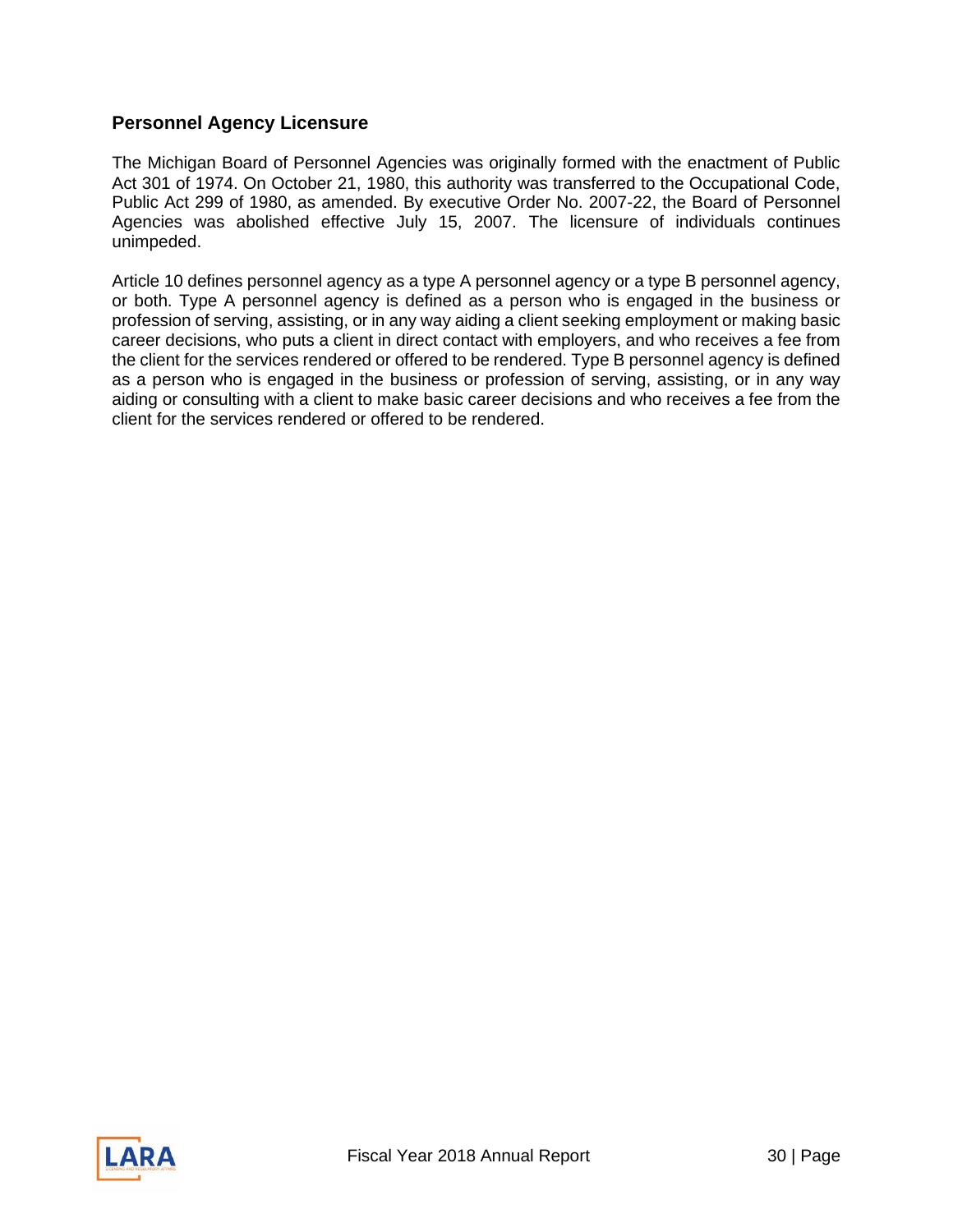## Personnel Agency Licensure

The Michigan Board of Personnel Agencies was originally formed with the enactment of Public Act 301 of 1974. On October 21, 1980, this authority was transferred to the Occupational Code, Public Act 299 of 1980, as amended. By executive Order No. 2007-22, the Board of Personnel Agencies was abolished effective July 15, 2007. The licensure of individuals continues unimpeded.

Article 10 defines personnel agency as a type A personnel agency or a type B personnel agency, or both. Type A personnel agency is defined as a person who is engaged in the business or profession of serving, assisting, or in any way aiding a client seeking employment or making basic career decisions, who puts a client in direct contact with employers, and who receives a fee from the client for the services rendered or offered to be rendered. Type B personnel agency is defined as a person who is engaged in the business or profession of serving, assisting, or in any way aiding or consulting with a client to make basic career decisions and who receives a fee from the client for the services rendered or offered to be rendered.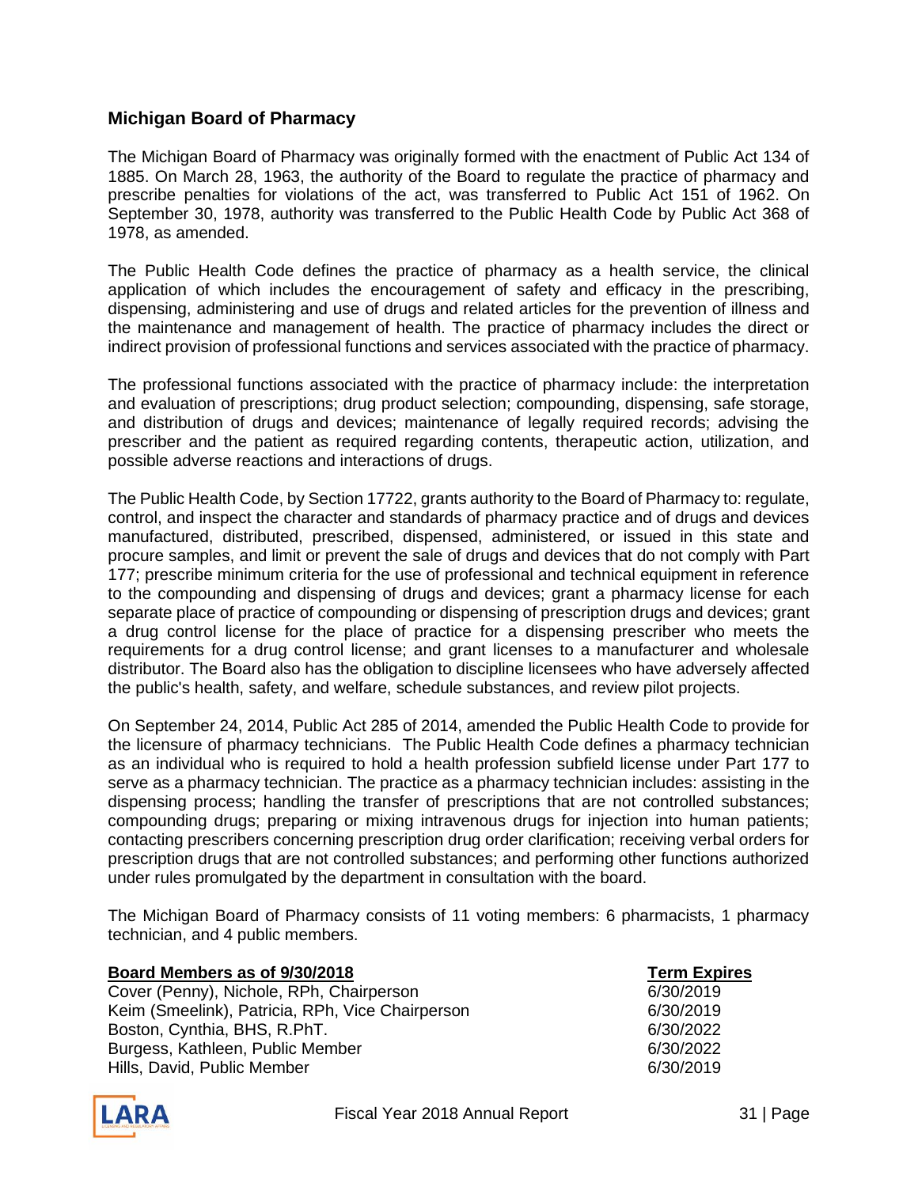## Michigan Board of Pharmacy

The Michigan Board of Pharmacy was originally formed with the enactment of Public Act 134 of 1885. On March 28, 1963, the authority of the Board to regulate the practice of pharmacy and prescribe penalties for violations of the act, was transferred to Public Act 151 of 1962. On September 30, 1978, authority was transferred to the Public Health Code by Public Act 368 of 1978, as amended.

The Public Health Code defines the practice of pharmacy as a health service, the clinical application of which includes the encouragement of safety and efficacy in the prescribing, dispensing, administering and use of drugs and related articles for the prevention of illness and the maintenance and management of health. The practice of pharmacy includes the direct or indirect provision of professional functions and services associated with the practice of pharmacy.

The professional functions associated with the practice of pharmacy include: the interpretation and evaluation of prescriptions; drug product selection; compounding, dispensing, safe storage, and distribution of drugs and devices; maintenance of legally required records; advising the prescriber and the patient as required regarding contents, therapeutic action, utilization, and possible adverse reactions and interactions of drugs.

The Public Health Code, by Section 17722, grants authority to the Board of Pharmacy to: regulate, control, and inspect the character and standards of pharmacy practice and of drugs and devices manufactured, distributed, prescribed, dispensed, administered, or issued in this state and procure samples, and limit or prevent the sale of drugs and devices that do not comply with Part 177; prescribe minimum criteria for the use of professional and technical equipment in reference to the compounding and dispensing of drugs and devices; grant a pharmacy license for each separate place of practice of compounding or dispensing of prescription drugs and devices; grant a drug control license for the place of practice for a dispensing prescriber who meets the requirements for a drug control license; and grant licenses to a manufacturer and wholesale distributor. The Board also has the obligation to discipline licensees who have adversely affected the public's health, safety, and welfare, schedule substances, and review pilot projects.

On September 24, 2014, Public Act 285 of 2014, amended the Public Health Code to provide for the licensure of pharmacy technicians. The Public Health Code defines a pharmacy technician as an individual who is required to hold a health profession subfield license under Part 177 to serve as a pharmacy technician. The practice as a pharmacy technician includes: assisting in the dispensing process; handling the transfer of prescriptions that are not controlled substances; compounding drugs; preparing or mixing intravenous drugs for injection into human patients; contacting prescribers concerning prescription drug order clarification; receiving verbal orders for prescription drugs that are not controlled substances; and performing other functions authorized under rules promulgated by the department in consultation with the board.

The Michigan Board of Pharmacy consists of 11 voting members: 6 pharmacists, 1 pharmacy technician, and 4 public members.

| **Board Members as of 9/30/2018** | **Term Expires** |
|---|---|
| Cover (Penny), Nichole, RPh, Chairperson | 6/30/2019 |
| Keim (Smeelink), Patricia, RPh, Vice Chairperson | 6/30/2019 |
| Boston, Cynthia, BHS, R.PhT. | 6/30/2022 |
| Burgess, Kathleen, Public Member | 6/30/2022 |
| Hills, David, Public Member | 6/30/2019 |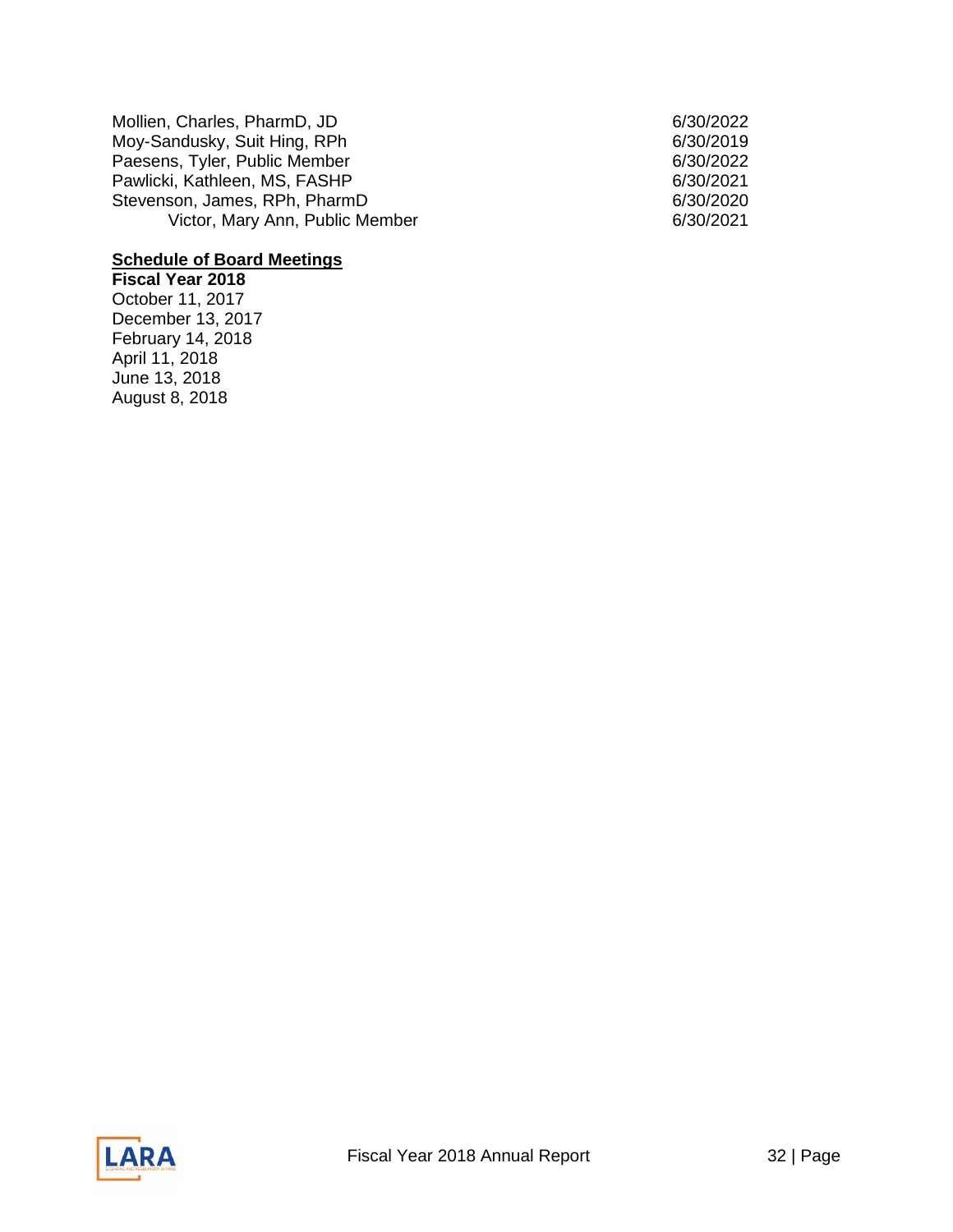| | |
|---|---|
| Mollien, Charles, PharmD, JD | 6/30/2022 |
| Moy-Sandusky, Suit Hing, RPh | 6/30/2019 |
| Paesens, Tyler, Public Member | 6/30/2022 |
| Pawlicki, Kathleen, MS, FASHP | 6/30/2021 |
| Stevenson, James, RPh, PharmD | 6/30/2020 |
| Victor, Mary Ann, Public Member | 6/30/2021 |

**Schedule of Board Meetings**

**Fiscal Year 2018**

October 11, 2017
December 13, 2017
February 14, 2018
April 11, 2018
June 13, 2018
August 8, 2018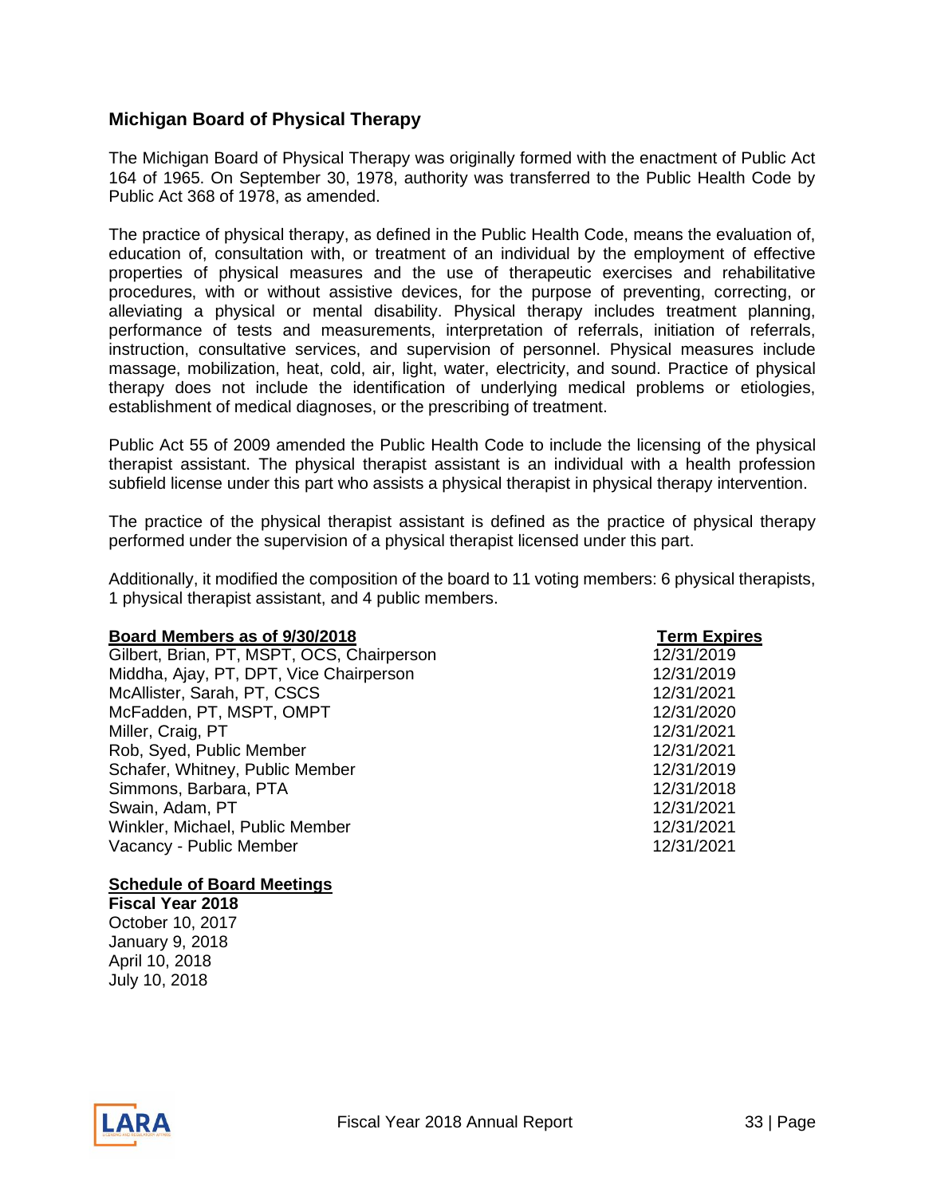## Michigan Board of Physical Therapy

The Michigan Board of Physical Therapy was originally formed with the enactment of Public Act 164 of 1965. On September 30, 1978, authority was transferred to the Public Health Code by Public Act 368 of 1978, as amended.

The practice of physical therapy, as defined in the Public Health Code, means the evaluation of, education of, consultation with, or treatment of an individual by the employment of effective properties of physical measures and the use of therapeutic exercises and rehabilitative procedures, with or without assistive devices, for the purpose of preventing, correcting, or alleviating a physical or mental disability. Physical therapy includes treatment planning, performance of tests and measurements, interpretation of referrals, initiation of referrals, instruction, consultative services, and supervision of personnel. Physical measures include massage, mobilization, heat, cold, air, light, water, electricity, and sound. Practice of physical therapy does not include the identification of underlying medical problems or etiologies, establishment of medical diagnoses, or the prescribing of treatment.

Public Act 55 of 2009 amended the Public Health Code to include the licensing of the physical therapist assistant. The physical therapist assistant is an individual with a health profession subfield license under this part who assists a physical therapist in physical therapy intervention.

The practice of the physical therapist assistant is defined as the practice of physical therapy performed under the supervision of a physical therapist licensed under this part.

Additionally, it modified the composition of the board to 11 voting members: 6 physical therapists, 1 physical therapist assistant, and 4 public members.

| Board Members as of 9/30/2018 | Term Expires |
|---|---|
| Gilbert, Brian, PT, MSPT, OCS, Chairperson | 12/31/2019 |
| Middha, Ajay, PT, DPT, Vice Chairperson | 12/31/2019 |
| McAllister, Sarah, PT, CSCS | 12/31/2021 |
| McFadden, PT, MSPT, OMPT | 12/31/2020 |
| Miller, Craig, PT | 12/31/2021 |
| Rob, Syed, Public Member | 12/31/2021 |
| Schafer, Whitney, Public Member | 12/31/2019 |
| Simmons, Barbara, PTA | 12/31/2018 |
| Swain, Adam, PT | 12/31/2021 |
| Winkler, Michael, Public Member | 12/31/2021 |
| Vacancy - Public Member | 12/31/2021 |

**Schedule of Board Meetings**

**Fiscal Year 2018**

October 10, 2017
January 9, 2018
April 10, 2018
July 10, 2018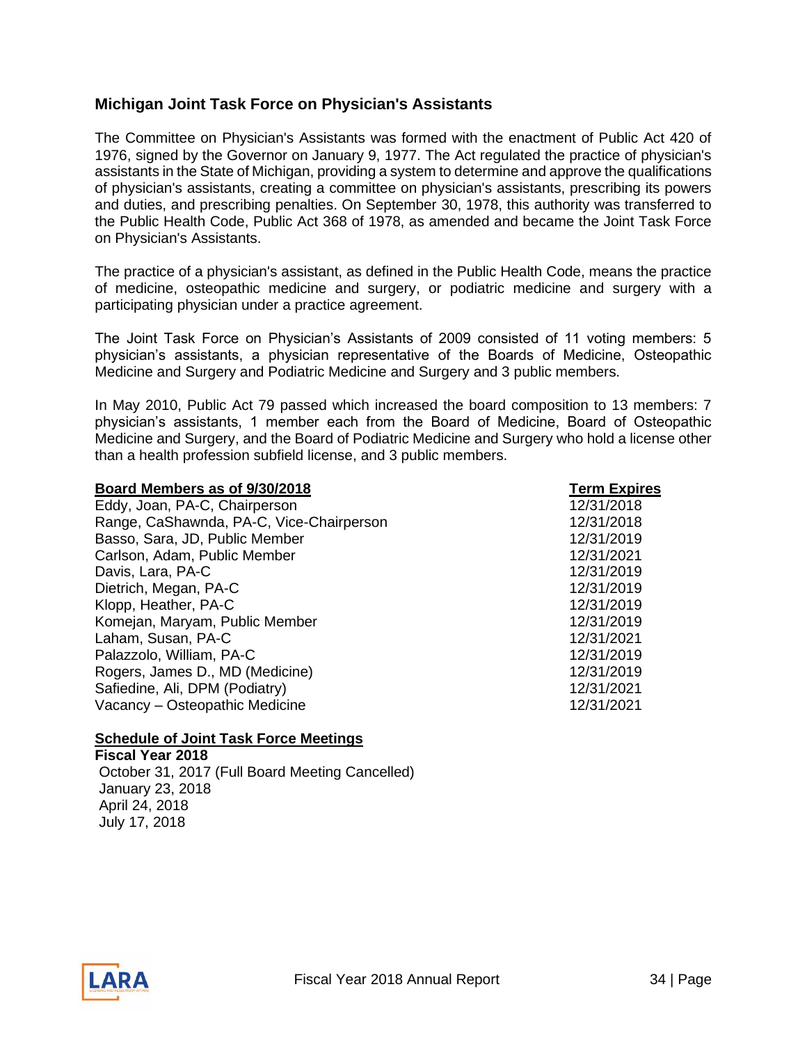## Michigan Joint Task Force on Physician's Assistants

The Committee on Physician's Assistants was formed with the enactment of Public Act 420 of 1976, signed by the Governor on January 9, 1977. The Act regulated the practice of physician's assistants in the State of Michigan, providing a system to determine and approve the qualifications of physician's assistants, creating a committee on physician's assistants, prescribing its powers and duties, and prescribing penalties. On September 30, 1978, this authority was transferred to the Public Health Code, Public Act 368 of 1978, as amended and became the Joint Task Force on Physician's Assistants.

The practice of a physician's assistant, as defined in the Public Health Code, means the practice of medicine, osteopathic medicine and surgery, or podiatric medicine and surgery with a participating physician under a practice agreement.

The Joint Task Force on Physician's Assistants of 2009 consisted of 11 voting members: 5 physician's assistants, a physician representative of the Boards of Medicine, Osteopathic Medicine and Surgery and Podiatric Medicine and Surgery and 3 public members.

In May 2010, Public Act 79 passed which increased the board composition to 13 members: 7 physician's assistants, 1 member each from the Board of Medicine, Board of Osteopathic Medicine and Surgery, and the Board of Podiatric Medicine and Surgery who hold a license other than a health profession subfield license, and 3 public members.

| Board Members as of 9/30/2018 | Term Expires |
|---|---|
| Eddy, Joan, PA-C, Chairperson | 12/31/2018 |
| Range, CaShawnda, PA-C, Vice-Chairperson | 12/31/2018 |
| Basso, Sara, JD, Public Member | 12/31/2019 |
| Carlson, Adam, Public Member | 12/31/2021 |
| Davis, Lara, PA-C | 12/31/2019 |
| Dietrich, Megan, PA-C | 12/31/2019 |
| Klopp, Heather, PA-C | 12/31/2019 |
| Komejan, Maryam, Public Member | 12/31/2019 |
| Laham, Susan, PA-C | 12/31/2021 |
| Palazzolo, William, PA-C | 12/31/2019 |
| Rogers, James D., MD (Medicine) | 12/31/2019 |
| Safiedine, Ali, DPM (Podiatry) | 12/31/2021 |
| Vacancy – Osteopathic Medicine | 12/31/2021 |

**Schedule of Joint Task Force Meetings**

**Fiscal Year 2018**

October 31, 2017 (Full Board Meeting Cancelled)
January 23, 2018
April 24, 2018
July 17, 2018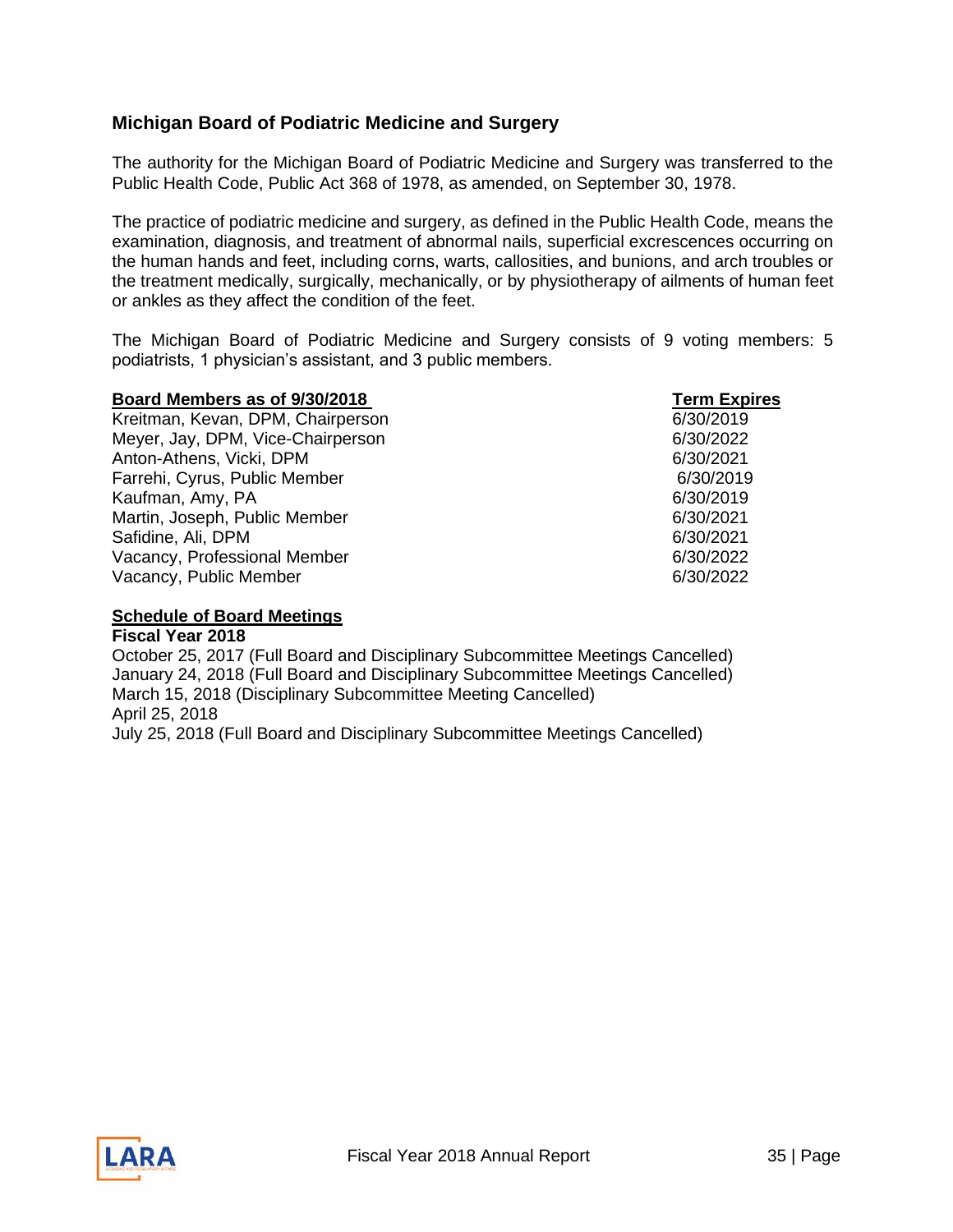## Michigan Board of Podiatric Medicine and Surgery

The authority for the Michigan Board of Podiatric Medicine and Surgery was transferred to the Public Health Code, Public Act 368 of 1978, as amended, on September 30, 1978.

The practice of podiatric medicine and surgery, as defined in the Public Health Code, means the examination, diagnosis, and treatment of abnormal nails, superficial excrescences occurring on the human hands and feet, including corns, warts, callosities, and bunions, and arch troubles or the treatment medically, surgically, mechanically, or by physiotherapy of ailments of human feet or ankles as they affect the condition of the feet.

The Michigan Board of Podiatric Medicine and Surgery consists of 9 voting members: 5 podiatrists, 1 physician's assistant, and 3 public members.

| Board Members as of 9/30/2018 | Term Expires |
|---|---|
| Kreitman, Kevan, DPM, Chairperson | 6/30/2019 |
| Meyer, Jay, DPM, Vice-Chairperson | 6/30/2022 |
| Anton-Athens, Vicki, DPM | 6/30/2021 |
| Farrehi, Cyrus, Public Member | 6/30/2019 |
| Kaufman, Amy, PA | 6/30/2019 |
| Martin, Joseph, Public Member | 6/30/2021 |
| Safidine, Ali, DPM | 6/30/2021 |
| Vacancy, Professional Member | 6/30/2022 |
| Vacancy, Public Member | 6/30/2022 |

**Schedule of Board Meetings**

**Fiscal Year 2018**

October 25, 2017 (Full Board and Disciplinary Subcommittee Meetings Cancelled)
January 24, 2018 (Full Board and Disciplinary Subcommittee Meetings Cancelled)
March 15, 2018 (Disciplinary Subcommittee Meeting Cancelled)
April 25, 2018
July 25, 2018 (Full Board and Disciplinary Subcommittee Meetings Cancelled)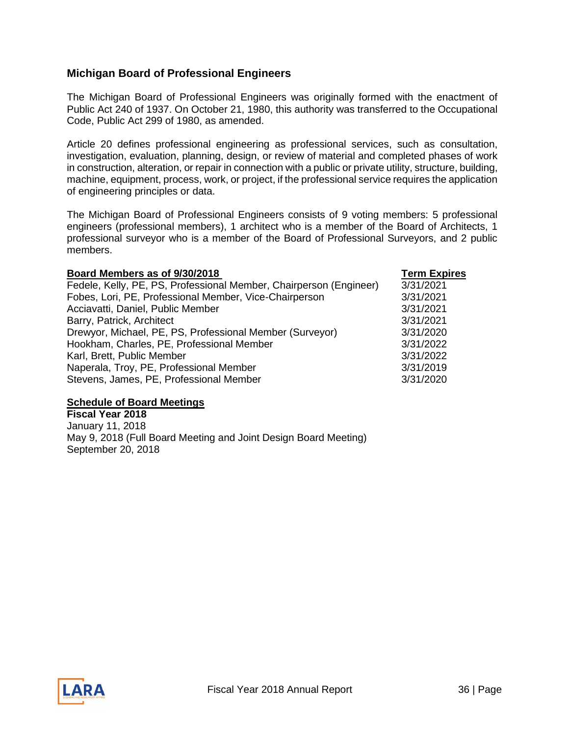## Michigan Board of Professional Engineers

The Michigan Board of Professional Engineers was originally formed with the enactment of Public Act 240 of 1937. On October 21, 1980, this authority was transferred to the Occupational Code, Public Act 299 of 1980, as amended.

Article 20 defines professional engineering as professional services, such as consultation, investigation, evaluation, planning, design, or review of material and completed phases of work in construction, alteration, or repair in connection with a public or private utility, structure, building, machine, equipment, process, work, or project, if the professional service requires the application of engineering principles or data.

The Michigan Board of Professional Engineers consists of 9 voting members: 5 professional engineers (professional members), 1 architect who is a member of the Board of Architects, 1 professional surveyor who is a member of the Board of Professional Surveyors, and 2 public members.

| Board Members as of 9/30/2018 | Term Expires |
| --- | --- |
| Fedele, Kelly, PE, PS, Professional Member, Chairperson (Engineer) | 3/31/2021 |
| Fobes, Lori, PE, Professional Member, Vice-Chairperson | 3/31/2021 |
| Acciavatti, Daniel, Public Member | 3/31/2021 |
| Barry, Patrick, Architect | 3/31/2021 |
| Drewyor, Michael, PE, PS, Professional Member (Surveyor) | 3/31/2020 |
| Hookham, Charles, PE, Professional Member | 3/31/2022 |
| Karl, Brett, Public Member | 3/31/2022 |
| Naperala, Troy, PE, Professional Member | 3/31/2019 |
| Stevens, James, PE, Professional Member | 3/31/2020 |

**Schedule of Board Meetings**

**Fiscal Year 2018**

January 11, 2018
May 9, 2018 (Full Board Meeting and Joint Design Board Meeting)
September 20, 2018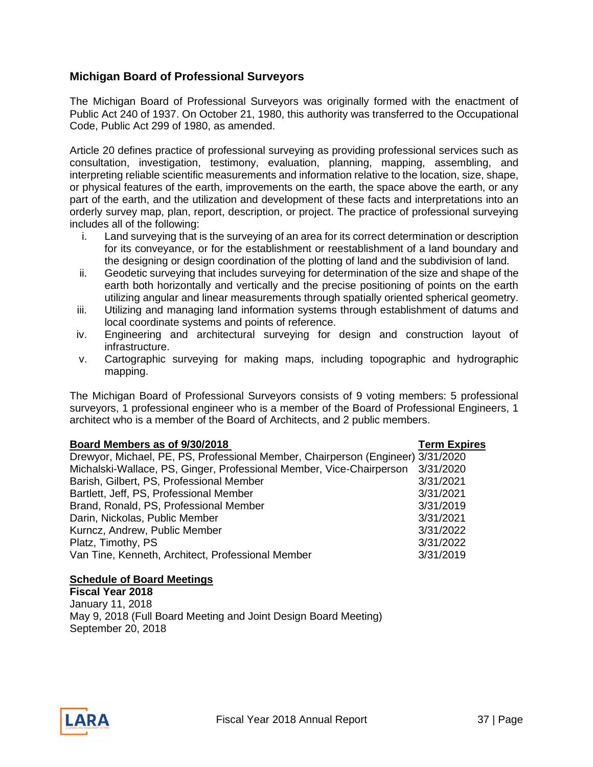## Michigan Board of Professional Surveyors

The Michigan Board of Professional Surveyors was originally formed with the enactment of Public Act 240 of 1937. On October 21, 1980, this authority was transferred to the Occupational Code, Public Act 299 of 1980, as amended.

Article 20 defines practice of professional surveying as providing professional services such as consultation, investigation, testimony, evaluation, planning, mapping, assembling, and interpreting reliable scientific measurements and information relative to the location, size, shape, or physical features of the earth, improvements on the earth, the space above the earth, or any part of the earth, and the utilization and development of these facts and interpretations into an orderly survey map, plan, report, description, or project. The practice of professional surveying includes all of the following:

i. Land surveying that is the surveying of an area for its correct determination or description for its conveyance, or for the establishment or reestablishment of a land boundary and the designing or design coordination of the plotting of land and the subdivision of land.
ii. Geodetic surveying that includes surveying for determination of the size and shape of the earth both horizontally and vertically and the precise positioning of points on the earth utilizing angular and linear measurements through spatially oriented spherical geometry.
iii. Utilizing and managing land information systems through establishment of datums and local coordinate systems and points of reference.
iv. Engineering and architectural surveying for design and construction layout of infrastructure.
v. Cartographic surveying for making maps, including topographic and hydrographic mapping.

The Michigan Board of Professional Surveyors consists of 9 voting members: 5 professional surveyors, 1 professional engineer who is a member of the Board of Professional Engineers, 1 architect who is a member of the Board of Architects, and 2 public members.

| Board Members as of 9/30/2018 | Term Expires |
|---|---|
| Drewyor, Michael, PE, PS, Professional Member, Chairperson (Engineer) | 3/31/2020 |
| Michalski-Wallace, PS, Ginger, Professional Member, Vice-Chairperson | 3/31/2020 |
| Barish, Gilbert, PS, Professional Member | 3/31/2021 |
| Bartlett, Jeff, PS, Professional Member | 3/31/2021 |
| Brand, Ronald, PS, Professional Member | 3/31/2019 |
| Darin, Nickolas, Public Member | 3/31/2021 |
| Kurncz, Andrew, Public Member | 3/31/2022 |
| Platz, Timothy, PS | 3/31/2022 |
| Van Tine, Kenneth, Architect, Professional Member | 3/31/2019 |

**Schedule of Board Meetings**

**Fiscal Year 2018**

January 11, 2018
May 9, 2018 (Full Board Meeting and Joint Design Board Meeting)
September 20, 2018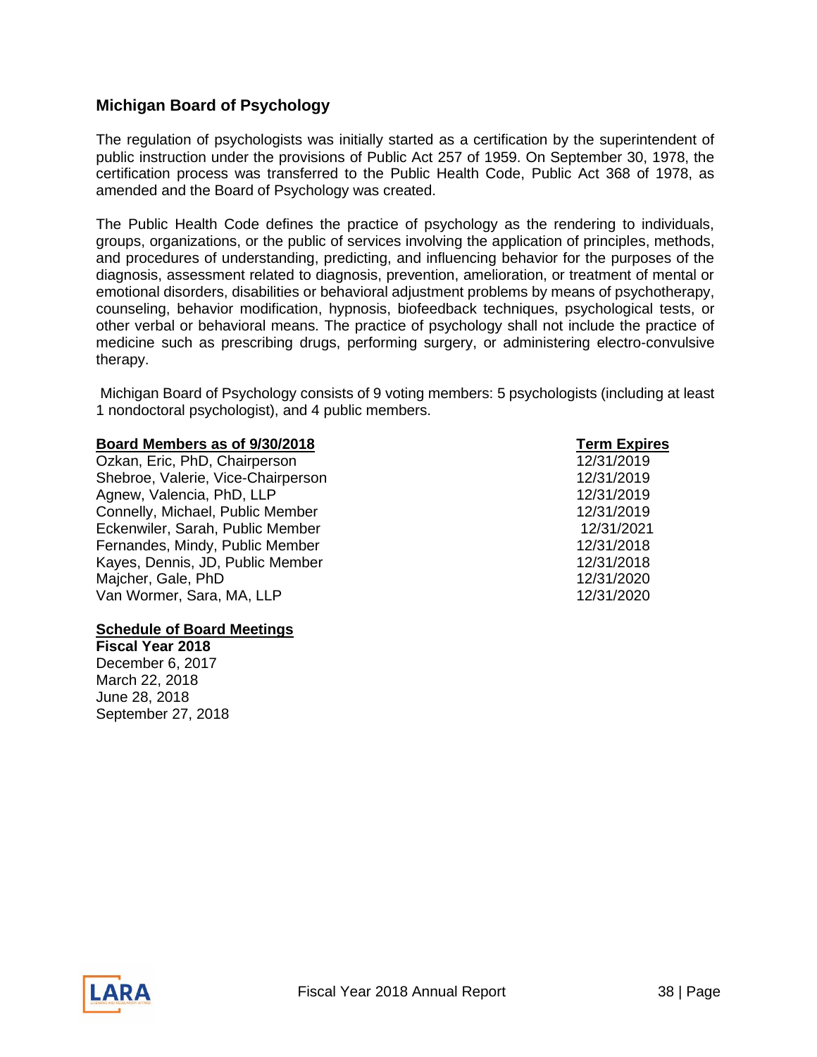## Michigan Board of Psychology

The regulation of psychologists was initially started as a certification by the superintendent of public instruction under the provisions of Public Act 257 of 1959. On September 30, 1978, the certification process was transferred to the Public Health Code, Public Act 368 of 1978, as amended and the Board of Psychology was created.

The Public Health Code defines the practice of psychology as the rendering to individuals, groups, organizations, or the public of services involving the application of principles, methods, and procedures of understanding, predicting, and influencing behavior for the purposes of the diagnosis, assessment related to diagnosis, prevention, amelioration, or treatment of mental or emotional disorders, disabilities or behavioral adjustment problems by means of psychotherapy, counseling, behavior modification, hypnosis, biofeedback techniques, psychological tests, or other verbal or behavioral means. The practice of psychology shall not include the practice of medicine such as prescribing drugs, performing surgery, or administering electro-convulsive therapy.

Michigan Board of Psychology consists of 9 voting members: 5 psychologists (including at least 1 nondoctoral psychologist), and 4 public members.

| Board Members as of 9/30/2018 | Term Expires |
|---|---|
| Ozkan, Eric, PhD, Chairperson | 12/31/2019 |
| Shebroe, Valerie, Vice-Chairperson | 12/31/2019 |
| Agnew, Valencia, PhD, LLP | 12/31/2019 |
| Connelly, Michael, Public Member | 12/31/2019 |
| Eckenwiler, Sarah, Public Member | 12/31/2021 |
| Fernandes, Mindy, Public Member | 12/31/2018 |
| Kayes, Dennis, JD, Public Member | 12/31/2018 |
| Majcher, Gale, PhD | 12/31/2020 |
| Van Wormer, Sara, MA, LLP | 12/31/2020 |

**Schedule of Board Meetings**

**Fiscal Year 2018**

December 6, 2017
March 22, 2018
June 28, 2018
September 27, 2018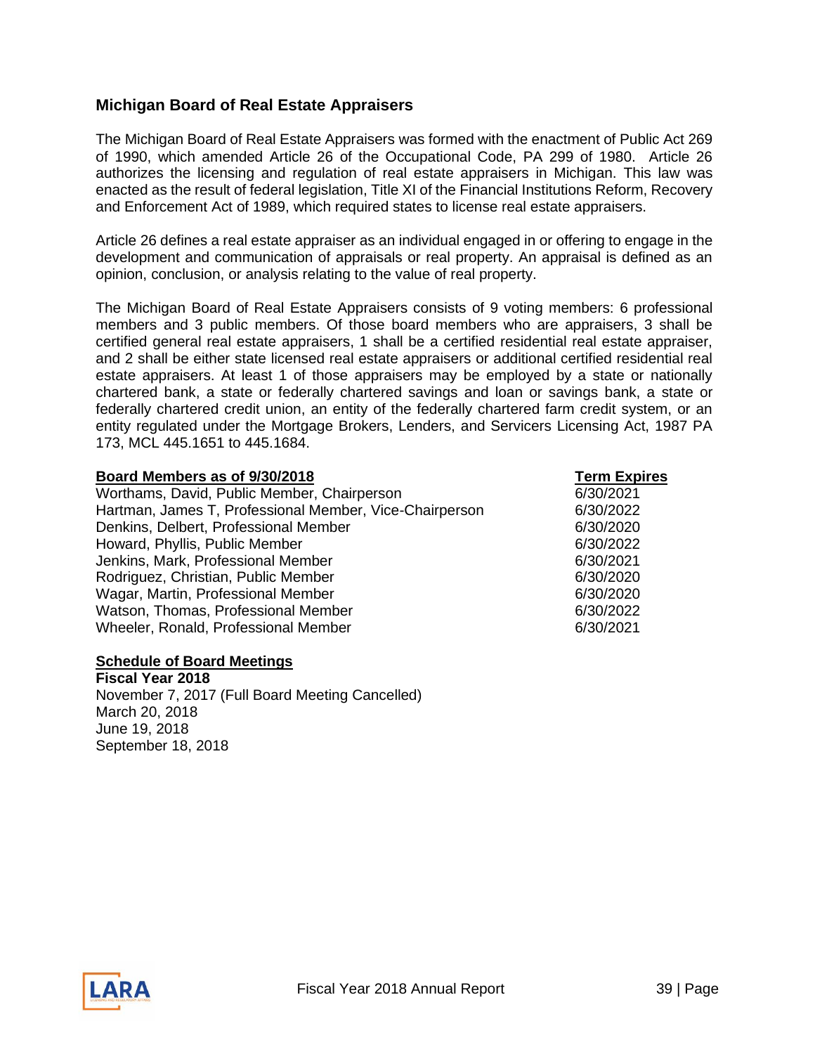## Michigan Board of Real Estate Appraisers

The Michigan Board of Real Estate Appraisers was formed with the enactment of Public Act 269 of 1990, which amended Article 26 of the Occupational Code, PA 299 of 1980. Article 26 authorizes the licensing and regulation of real estate appraisers in Michigan. This law was enacted as the result of federal legislation, Title XI of the Financial Institutions Reform, Recovery and Enforcement Act of 1989, which required states to license real estate appraisers.

Article 26 defines a real estate appraiser as an individual engaged in or offering to engage in the development and communication of appraisals or real property. An appraisal is defined as an opinion, conclusion, or analysis relating to the value of real property.

The Michigan Board of Real Estate Appraisers consists of 9 voting members: 6 professional members and 3 public members. Of those board members who are appraisers, 3 shall be certified general real estate appraisers, 1 shall be a certified residential real estate appraiser, and 2 shall be either state licensed real estate appraisers or additional certified residential real estate appraisers. At least 1 of those appraisers may be employed by a state or nationally chartered bank, a state or federally chartered savings and loan or savings bank, a state or federally chartered credit union, an entity of the federally chartered farm credit system, or an entity regulated under the Mortgage Brokers, Lenders, and Servicers Licensing Act, 1987 PA 173, MCL 445.1651 to 445.1684.

| Board Members as of 9/30/2018 | Term Expires |
|---|---|
| Worthams, David, Public Member, Chairperson | 6/30/2021 |
| Hartman, James T, Professional Member, Vice-Chairperson | 6/30/2022 |
| Denkins, Delbert, Professional Member | 6/30/2020 |
| Howard, Phyllis, Public Member | 6/30/2022 |
| Jenkins, Mark, Professional Member | 6/30/2021 |
| Rodriguez, Christian, Public Member | 6/30/2020 |
| Wagar, Martin, Professional Member | 6/30/2020 |
| Watson, Thomas, Professional Member | 6/30/2022 |
| Wheeler, Ronald, Professional Member | 6/30/2021 |

**Schedule of Board Meetings**

**Fiscal Year 2018**

November 7, 2017 (Full Board Meeting Cancelled)
March 20, 2018
June 19, 2018
September 18, 2018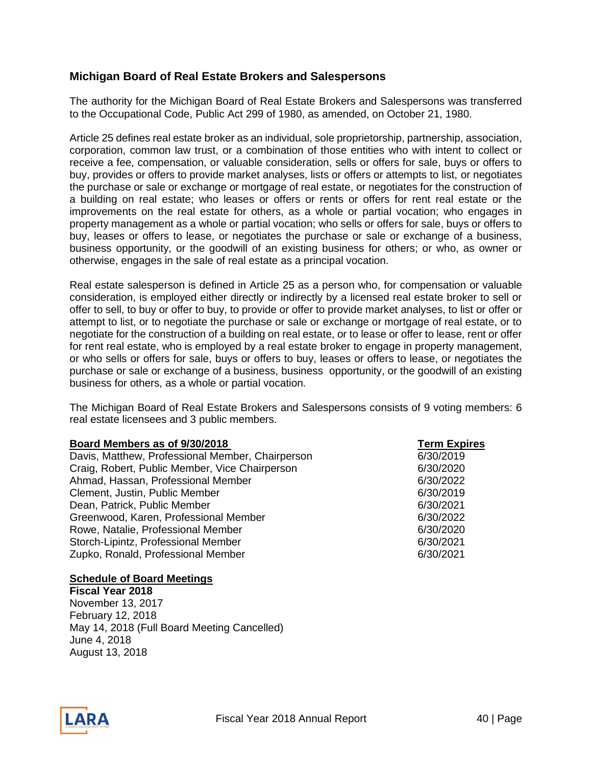## Michigan Board of Real Estate Brokers and Salespersons

The authority for the Michigan Board of Real Estate Brokers and Salespersons was transferred to the Occupational Code, Public Act 299 of 1980, as amended, on October 21, 1980.

Article 25 defines real estate broker as an individual, sole proprietorship, partnership, association, corporation, common law trust, or a combination of those entities who with intent to collect or receive a fee, compensation, or valuable consideration, sells or offers for sale, buys or offers to buy, provides or offers to provide market analyses, lists or offers or attempts to list, or negotiates the purchase or sale or exchange or mortgage of real estate, or negotiates for the construction of a building on real estate; who leases or offers or rents or offers for rent real estate or the improvements on the real estate for others, as a whole or partial vocation; who engages in property management as a whole or partial vocation; who sells or offers for sale, buys or offers to buy, leases or offers to lease, or negotiates the purchase or sale or exchange of a business, business opportunity, or the goodwill of an existing business for others; or who, as owner or otherwise, engages in the sale of real estate as a principal vocation.

Real estate salesperson is defined in Article 25 as a person who, for compensation or valuable consideration, is employed either directly or indirectly by a licensed real estate broker to sell or offer to sell, to buy or offer to buy, to provide or offer to provide market analyses, to list or offer or attempt to list, or to negotiate the purchase or sale or exchange or mortgage of real estate, or to negotiate for the construction of a building on real estate, or to lease or offer to lease, rent or offer for rent real estate, or who is employed by a real estate broker to engage in property management, or who sells or offers for sale, buys or offers to buy, leases or offers to lease, or negotiates the purchase or sale or exchange of a business, business opportunity, or the goodwill of an existing business for others, as a whole or partial vocation.

The Michigan Board of Real Estate Brokers and Salespersons consists of 9 voting members: 6 real estate licensees and 3 public members.

| Board Members as of 9/30/2018 | Term Expires |
|---|---|
| Davis, Matthew, Professional Member, Chairperson | 6/30/2019 |
| Craig, Robert, Public Member, Vice Chairperson | 6/30/2020 |
| Ahmad, Hassan, Professional Member | 6/30/2022 |
| Clement, Justin, Public Member | 6/30/2019 |
| Dean, Patrick, Public Member | 6/30/2021 |
| Greenwood, Karen, Professional Member | 6/30/2022 |
| Rowe, Natalie, Professional Member | 6/30/2020 |
| Storch-Lipintz, Professional Member | 6/30/2021 |
| Zupko, Ronald, Professional Member | 6/30/2021 |

**Schedule of Board Meetings**

**Fiscal Year 2018**

November 13, 2017
February 12, 2018
May 14, 2018 (Full Board Meeting Cancelled)
June 4, 2018
August 13, 2018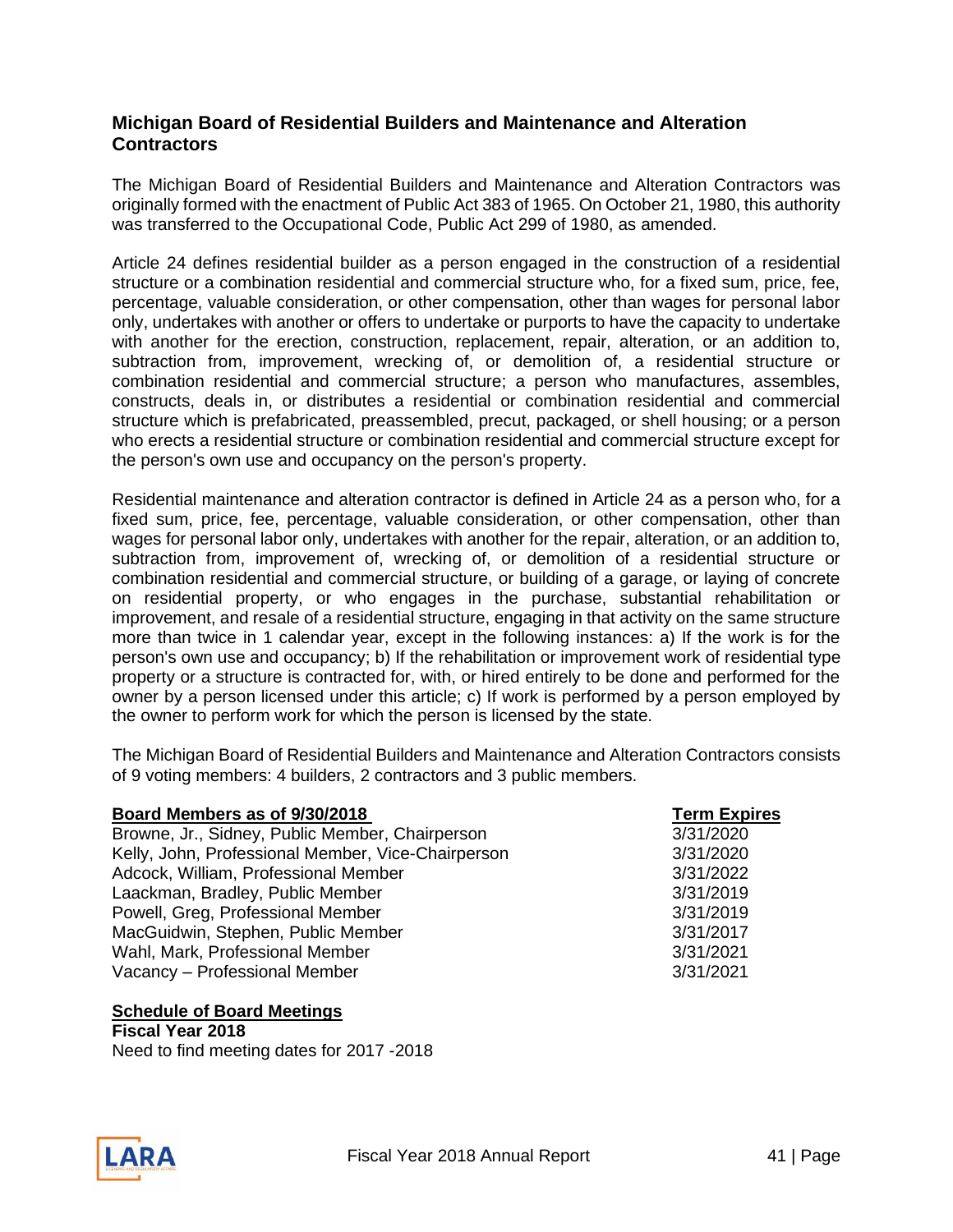## Michigan Board of Residential Builders and Maintenance and Alteration Contractors

The Michigan Board of Residential Builders and Maintenance and Alteration Contractors was originally formed with the enactment of Public Act 383 of 1965. On October 21, 1980, this authority was transferred to the Occupational Code, Public Act 299 of 1980, as amended.

Article 24 defines residential builder as a person engaged in the construction of a residential structure or a combination residential and commercial structure who, for a fixed sum, price, fee, percentage, valuable consideration, or other compensation, other than wages for personal labor only, undertakes with another or offers to undertake or purports to have the capacity to undertake with another for the erection, construction, replacement, repair, alteration, or an addition to, subtraction from, improvement, wrecking of, or demolition of, a residential structure or combination residential and commercial structure; a person who manufactures, assembles, constructs, deals in, or distributes a residential or combination residential and commercial structure which is prefabricated, preassembled, precut, packaged, or shell housing; or a person who erects a residential structure or combination residential and commercial structure except for the person's own use and occupancy on the person's property.

Residential maintenance and alteration contractor is defined in Article 24 as a person who, for a fixed sum, price, fee, percentage, valuable consideration, or other compensation, other than wages for personal labor only, undertakes with another for the repair, alteration, or an addition to, subtraction from, improvement of, wrecking of, or demolition of a residential structure or combination residential and commercial structure, or building of a garage, or laying of concrete on residential property, or who engages in the purchase, substantial rehabilitation or improvement, and resale of a residential structure, engaging in that activity on the same structure more than twice in 1 calendar year, except in the following instances: a) If the work is for the person's own use and occupancy; b) If the rehabilitation or improvement work of residential type property or a structure is contracted for, with, or hired entirely to be done and performed for the owner by a person licensed under this article; c) If work is performed by a person employed by the owner to perform work for which the person is licensed by the state.

The Michigan Board of Residential Builders and Maintenance and Alteration Contractors consists of 9 voting members: 4 builders, 2 contractors and 3 public members.

| Board Members as of 9/30/2018 | Term Expires |
|---|---|
| Browne, Jr., Sidney, Public Member, Chairperson | 3/31/2020 |
| Kelly, John, Professional Member, Vice-Chairperson | 3/31/2020 |
| Adcock, William, Professional Member | 3/31/2022 |
| Laackman, Bradley, Public Member | 3/31/2019 |
| Powell, Greg, Professional Member | 3/31/2019 |
| MacGuidwin, Stephen, Public Member | 3/31/2017 |
| Wahl, Mark, Professional Member | 3/31/2021 |
| Vacancy – Professional Member | 3/31/2021 |

**Schedule of Board Meetings**

**Fiscal Year 2018**

Need to find meeting dates for 2017 -2018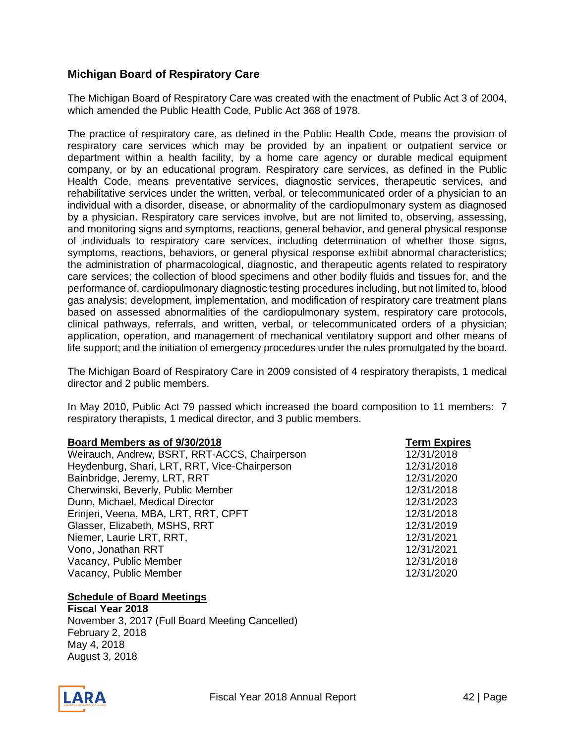## Michigan Board of Respiratory Care

The Michigan Board of Respiratory Care was created with the enactment of Public Act 3 of 2004, which amended the Public Health Code, Public Act 368 of 1978.

The practice of respiratory care, as defined in the Public Health Code, means the provision of respiratory care services which may be provided by an inpatient or outpatient service or department within a health facility, by a home care agency or durable medical equipment company, or by an educational program. Respiratory care services, as defined in the Public Health Code, means preventative services, diagnostic services, therapeutic services, and rehabilitative services under the written, verbal, or telecommunicated order of a physician to an individual with a disorder, disease, or abnormality of the cardiopulmonary system as diagnosed by a physician. Respiratory care services involve, but are not limited to, observing, assessing, and monitoring signs and symptoms, reactions, general behavior, and general physical response of individuals to respiratory care services, including determination of whether those signs, symptoms, reactions, behaviors, or general physical response exhibit abnormal characteristics; the administration of pharmacological, diagnostic, and therapeutic agents related to respiratory care services; the collection of blood specimens and other bodily fluids and tissues for, and the performance of, cardiopulmonary diagnostic testing procedures including, but not limited to, blood gas analysis; development, implementation, and modification of respiratory care treatment plans based on assessed abnormalities of the cardiopulmonary system, respiratory care protocols, clinical pathways, referrals, and written, verbal, or telecommunicated orders of a physician; application, operation, and management of mechanical ventilatory support and other means of life support; and the initiation of emergency procedures under the rules promulgated by the board.

The Michigan Board of Respiratory Care in 2009 consisted of 4 respiratory therapists, 1 medical director and 2 public members.

In May 2010, Public Act 79 passed which increased the board composition to 11 members: 7 respiratory therapists, 1 medical director, and 3 public members.

| Board Members as of 9/30/2018 | Term Expires |
|---|---|
| Weirauch, Andrew, BSRT, RRT-ACCS, Chairperson | 12/31/2018 |
| Heydenburg, Shari, LRT, RRT, Vice-Chairperson | 12/31/2018 |
| Bainbridge, Jeremy, LRT, RRT | 12/31/2020 |
| Cherwinski, Beverly, Public Member | 12/31/2018 |
| Dunn, Michael, Medical Director | 12/31/2023 |
| Erinjeri, Veena, MBA, LRT, RRT, CPFT | 12/31/2018 |
| Glasser, Elizabeth, MSHS, RRT | 12/31/2019 |
| Niemer, Laurie LRT, RRT, | 12/31/2021 |
| Vono, Jonathan RRT | 12/31/2021 |
| Vacancy, Public Member | 12/31/2018 |
| Vacancy, Public Member | 12/31/2020 |

**Schedule of Board Meetings**

**Fiscal Year 2018**

November 3, 2017 (Full Board Meeting Cancelled)
February 2, 2018
May 4, 2018
August 3, 2018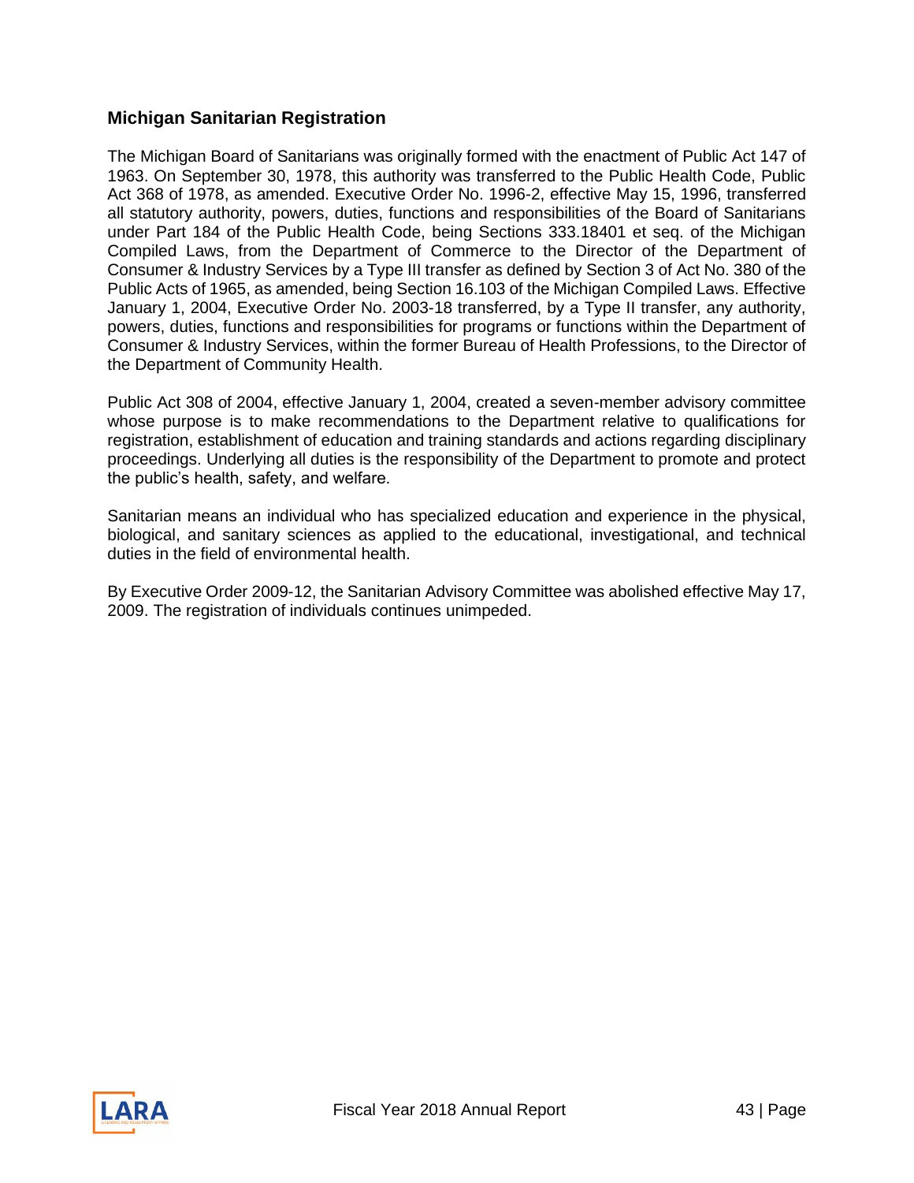## Michigan Sanitarian Registration

The Michigan Board of Sanitarians was originally formed with the enactment of Public Act 147 of 1963. On September 30, 1978, this authority was transferred to the Public Health Code, Public Act 368 of 1978, as amended. Executive Order No. 1996-2, effective May 15, 1996, transferred all statutory authority, powers, duties, functions and responsibilities of the Board of Sanitarians under Part 184 of the Public Health Code, being Sections 333.18401 et seq. of the Michigan Compiled Laws, from the Department of Commerce to the Director of the Department of Consumer & Industry Services by a Type III transfer as defined by Section 3 of Act No. 380 of the Public Acts of 1965, as amended, being Section 16.103 of the Michigan Compiled Laws. Effective January 1, 2004, Executive Order No. 2003-18 transferred, by a Type II transfer, any authority, powers, duties, functions and responsibilities for programs or functions within the Department of Consumer & Industry Services, within the former Bureau of Health Professions, to the Director of the Department of Community Health.

Public Act 308 of 2004, effective January 1, 2004, created a seven-member advisory committee whose purpose is to make recommendations to the Department relative to qualifications for registration, establishment of education and training standards and actions regarding disciplinary proceedings. Underlying all duties is the responsibility of the Department to promote and protect the public's health, safety, and welfare.

Sanitarian means an individual who has specialized education and experience in the physical, biological, and sanitary sciences as applied to the educational, investigational, and technical duties in the field of environmental health.

By Executive Order 2009-12, the Sanitarian Advisory Committee was abolished effective May 17, 2009. The registration of individuals continues unimpeded.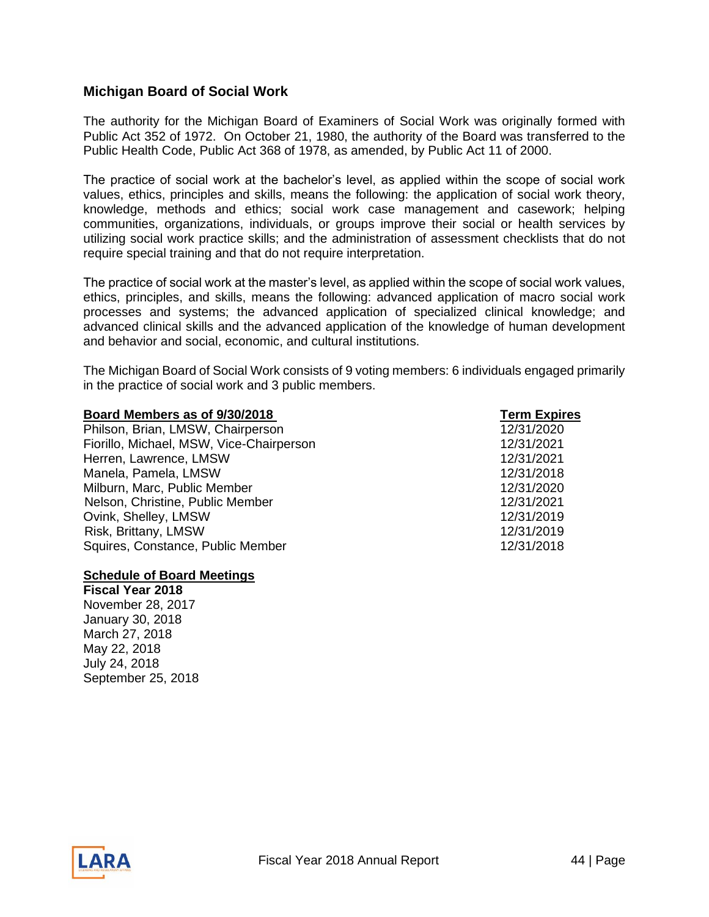## Michigan Board of Social Work

The authority for the Michigan Board of Examiners of Social Work was originally formed with Public Act 352 of 1972. On October 21, 1980, the authority of the Board was transferred to the Public Health Code, Public Act 368 of 1978, as amended, by Public Act 11 of 2000.

The practice of social work at the bachelor's level, as applied within the scope of social work values, ethics, principles and skills, means the following: the application of social work theory, knowledge, methods and ethics; social work case management and casework; helping communities, organizations, individuals, or groups improve their social or health services by utilizing social work practice skills; and the administration of assessment checklists that do not require special training and that do not require interpretation.

The practice of social work at the master's level, as applied within the scope of social work values, ethics, principles, and skills, means the following: advanced application of macro social work processes and systems; the advanced application of specialized clinical knowledge; and advanced clinical skills and the advanced application of the knowledge of human development and behavior and social, economic, and cultural institutions.

The Michigan Board of Social Work consists of 9 voting members: 6 individuals engaged primarily in the practice of social work and 3 public members.

| Board Members as of 9/30/2018 | Term Expires |
|---|---|
| Philson, Brian, LMSW, Chairperson | 12/31/2020 |
| Fiorillo, Michael, MSW, Vice-Chairperson | 12/31/2021 |
| Herren, Lawrence, LMSW | 12/31/2021 |
| Manela, Pamela, LMSW | 12/31/2018 |
| Milburn, Marc, Public Member | 12/31/2020 |
| Nelson, Christine, Public Member | 12/31/2021 |
| Ovink, Shelley, LMSW | 12/31/2019 |
| Risk, Brittany, LMSW | 12/31/2019 |
| Squires, Constance, Public Member | 12/31/2018 |

**Schedule of Board Meetings**

**Fiscal Year 2018**

November 28, 2017
January 30, 2018
March 27, 2018
May 22, 2018
July 24, 2018
September 25, 2018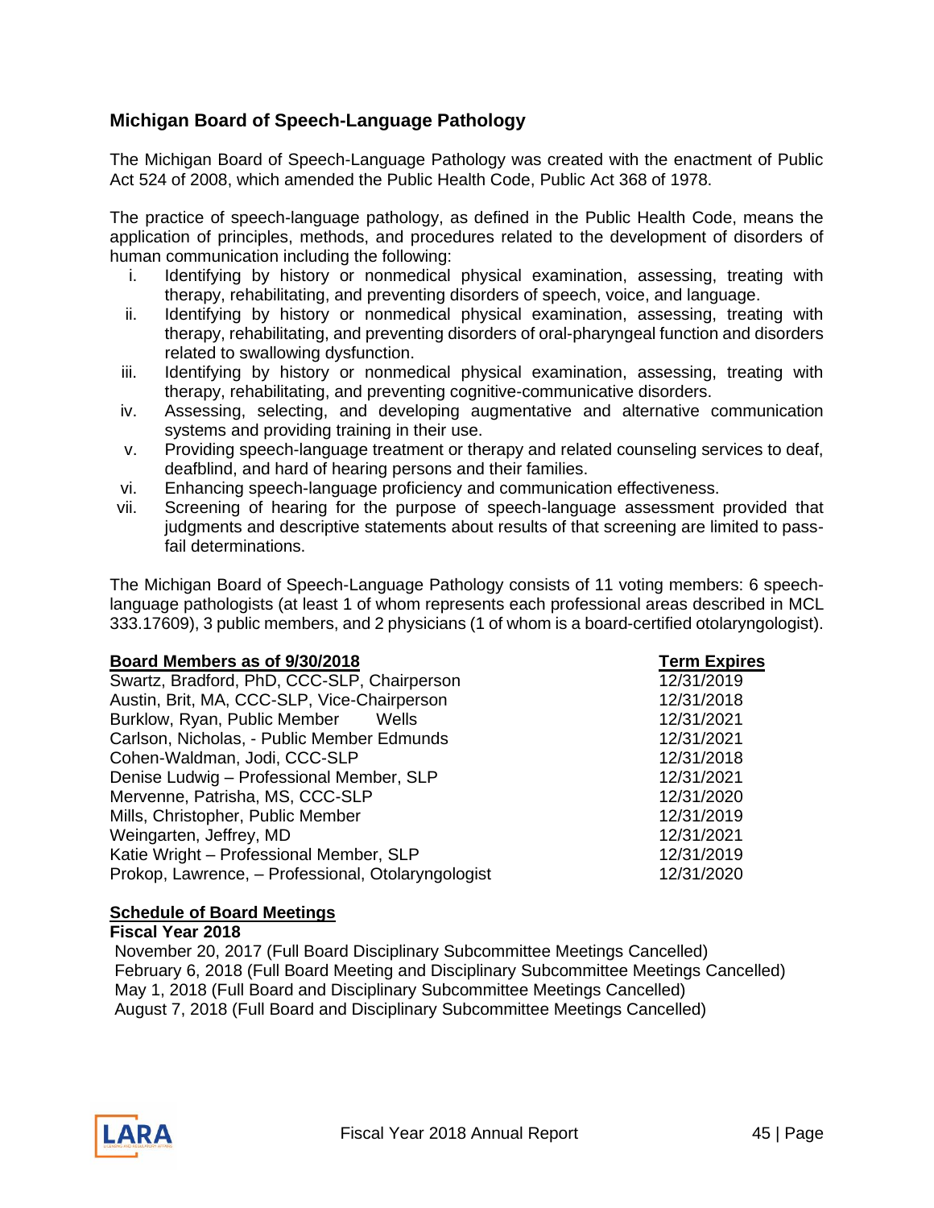## Michigan Board of Speech-Language Pathology

The Michigan Board of Speech-Language Pathology was created with the enactment of Public Act 524 of 2008, which amended the Public Health Code, Public Act 368 of 1978.

The practice of speech-language pathology, as defined in the Public Health Code, means the application of principles, methods, and procedures related to the development of disorders of human communication including the following:

i. Identifying by history or nonmedical physical examination, assessing, treating with therapy, rehabilitating, and preventing disorders of speech, voice, and language.
ii. Identifying by history or nonmedical physical examination, assessing, treating with therapy, rehabilitating, and preventing disorders of oral-pharyngeal function and disorders related to swallowing dysfunction.
iii. Identifying by history or nonmedical physical examination, assessing, treating with therapy, rehabilitating, and preventing cognitive-communicative disorders.
iv. Assessing, selecting, and developing augmentative and alternative communication systems and providing training in their use.
v. Providing speech-language treatment or therapy and related counseling services to deaf, deafblind, and hard of hearing persons and their families.
vi. Enhancing speech-language proficiency and communication effectiveness.
vii. Screening of hearing for the purpose of speech-language assessment provided that judgments and descriptive statements about results of that screening are limited to pass-fail determinations.

The Michigan Board of Speech-Language Pathology consists of 11 voting members: 6 speech-language pathologists (at least 1 of whom represents each professional areas described in MCL 333.17609), 3 public members, and 2 physicians (1 of whom is a board-certified otolaryngologist).

| Board Members as of 9/30/2018 | Term Expires |
|---|---|
| Swartz, Bradford, PhD, CCC-SLP, Chairperson | 12/31/2019 |
| Austin, Brit, MA, CCC-SLP, Vice-Chairperson | 12/31/2018 |
| Burklow, Ryan, Public Member Wells | 12/31/2021 |
| Carlson, Nicholas, - Public Member Edmunds | 12/31/2021 |
| Cohen-Waldman, Jodi, CCC-SLP | 12/31/2018 |
| Denise Ludwig – Professional Member, SLP | 12/31/2021 |
| Mervenne, Patrisha, MS, CCC-SLP | 12/31/2020 |
| Mills, Christopher, Public Member | 12/31/2019 |
| Weingarten, Jeffrey, MD | 12/31/2021 |
| Katie Wright – Professional Member, SLP | 12/31/2019 |
| Prokop, Lawrence, – Professional, Otolaryngologist | 12/31/2020 |

**Schedule of Board Meetings**

**Fiscal Year 2018**

November 20, 2017 (Full Board Disciplinary Subcommittee Meetings Cancelled)
February 6, 2018 (Full Board Meeting and Disciplinary Subcommittee Meetings Cancelled)
May 1, 2018 (Full Board and Disciplinary Subcommittee Meetings Cancelled)
August 7, 2018 (Full Board and Disciplinary Subcommittee Meetings Cancelled)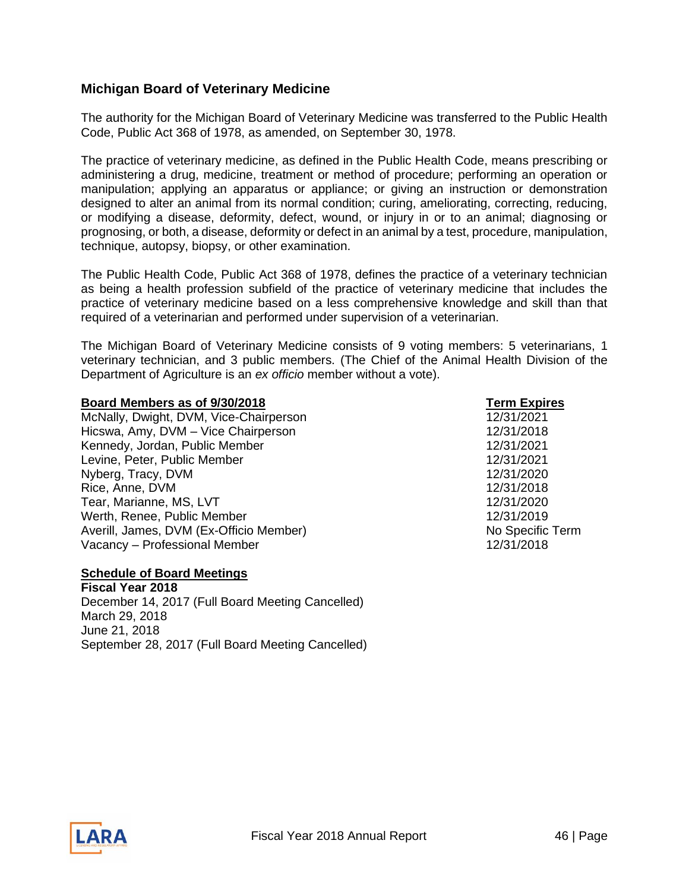## Michigan Board of Veterinary Medicine

The authority for the Michigan Board of Veterinary Medicine was transferred to the Public Health Code, Public Act 368 of 1978, as amended, on September 30, 1978.

The practice of veterinary medicine, as defined in the Public Health Code, means prescribing or administering a drug, medicine, treatment or method of procedure; performing an operation or manipulation; applying an apparatus or appliance; or giving an instruction or demonstration designed to alter an animal from its normal condition; curing, ameliorating, correcting, reducing, or modifying a disease, deformity, defect, wound, or injury in or to an animal; diagnosing or prognosing, or both, a disease, deformity or defect in an animal by a test, procedure, manipulation, technique, autopsy, biopsy, or other examination.

The Public Health Code, Public Act 368 of 1978, defines the practice of a veterinary technician as being a health profession subfield of the practice of veterinary medicine that includes the practice of veterinary medicine based on a less comprehensive knowledge and skill than that required of a veterinarian and performed under supervision of a veterinarian.

The Michigan Board of Veterinary Medicine consists of 9 voting members: 5 veterinarians, 1 veterinary technician, and 3 public members. (The Chief of the Animal Health Division of the Department of Agriculture is an *ex officio* member without a vote).

| **Board Members as of 9/30/2018** | **Term Expires** |
|---|---|
| McNally, Dwight, DVM, Vice-Chairperson | 12/31/2021 |
| Hicswa, Amy, DVM – Vice Chairperson | 12/31/2018 |
| Kennedy, Jordan, Public Member | 12/31/2021 |
| Levine, Peter, Public Member | 12/31/2021 |
| Nyberg, Tracy, DVM | 12/31/2020 |
| Rice, Anne, DVM | 12/31/2018 |
| Tear, Marianne, MS, LVT | 12/31/2020 |
| Werth, Renee, Public Member | 12/31/2019 |
| Averill, James, DVM (Ex-Officio Member) | No Specific Term |
| Vacancy – Professional Member | 12/31/2018 |

**Schedule of Board Meetings**

**Fiscal Year 2018**

December 14, 2017 (Full Board Meeting Cancelled)
March 29, 2018
June 21, 2018
September 28, 2017 (Full Board Meeting Cancelled)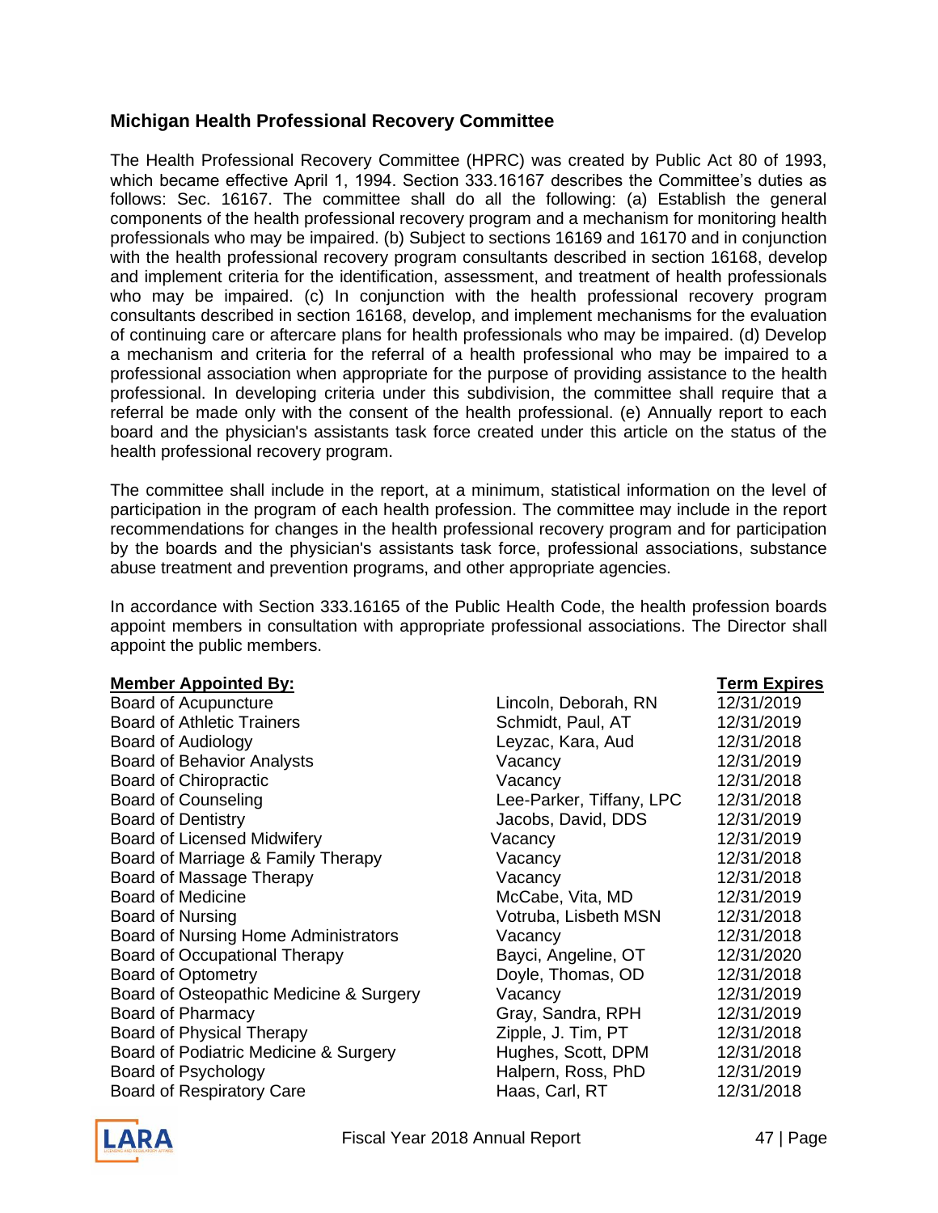## Michigan Health Professional Recovery Committee

The Health Professional Recovery Committee (HPRC) was created by Public Act 80 of 1993, which became effective April 1, 1994. Section 333.16167 describes the Committee's duties as follows: Sec. 16167. The committee shall do all the following: (a) Establish the general components of the health professional recovery program and a mechanism for monitoring health professionals who may be impaired. (b) Subject to sections 16169 and 16170 and in conjunction with the health professional recovery program consultants described in section 16168, develop and implement criteria for the identification, assessment, and treatment of health professionals who may be impaired. (c) In conjunction with the health professional recovery program consultants described in section 16168, develop, and implement mechanisms for the evaluation of continuing care or aftercare plans for health professionals who may be impaired. (d) Develop a mechanism and criteria for the referral of a health professional who may be impaired to a professional association when appropriate for the purpose of providing assistance to the health professional. In developing criteria under this subdivision, the committee shall require that a referral be made only with the consent of the health professional. (e) Annually report to each board and the physician's assistants task force created under this article on the status of the health professional recovery program.

The committee shall include in the report, at a minimum, statistical information on the level of participation in the program of each health profession. The committee may include in the report recommendations for changes in the health professional recovery program and for participation by the boards and the physician's assistants task force, professional associations, substance abuse treatment and prevention programs, and other appropriate agencies.

In accordance with Section 333.16165 of the Public Health Code, the health profession boards appoint members in consultation with appropriate professional associations. The Director shall appoint the public members.

| **Member Appointed By:** | | **Term Expires** |
|---|---|---|
| Board of Acupuncture | Lincoln, Deborah, RN | 12/31/2019 |
| Board of Athletic Trainers | Schmidt, Paul, AT | 12/31/2019 |
| Board of Audiology | Leyzac, Kara, Aud | 12/31/2018 |
| Board of Behavior Analysts | Vacancy | 12/31/2019 |
| Board of Chiropractic | Vacancy | 12/31/2018 |
| Board of Counseling | Lee-Parker, Tiffany, LPC | 12/31/2018 |
| Board of Dentistry | Jacobs, David, DDS | 12/31/2019 |
| Board of Licensed Midwifery | Vacancy | 12/31/2019 |
| Board of Marriage & Family Therapy | Vacancy | 12/31/2018 |
| Board of Massage Therapy | Vacancy | 12/31/2018 |
| Board of Medicine | McCabe, Vita, MD | 12/31/2019 |
| Board of Nursing | Votruba, Lisbeth MSN | 12/31/2018 |
| Board of Nursing Home Administrators | Vacancy | 12/31/2018 |
| Board of Occupational Therapy | Bayci, Angeline, OT | 12/31/2020 |
| Board of Optometry | Doyle, Thomas, OD | 12/31/2018 |
| Board of Osteopathic Medicine & Surgery | Vacancy | 12/31/2019 |
| Board of Pharmacy | Gray, Sandra, RPH | 12/31/2019 |
| Board of Physical Therapy | Zipple, J. Tim, PT | 12/31/2018 |
| Board of Podiatric Medicine & Surgery | Hughes, Scott, DPM | 12/31/2018 |
| Board of Psychology | Halpern, Ross, PhD | 12/31/2019 |
| Board of Respiratory Care | Haas, Carl, RT | 12/31/2018 |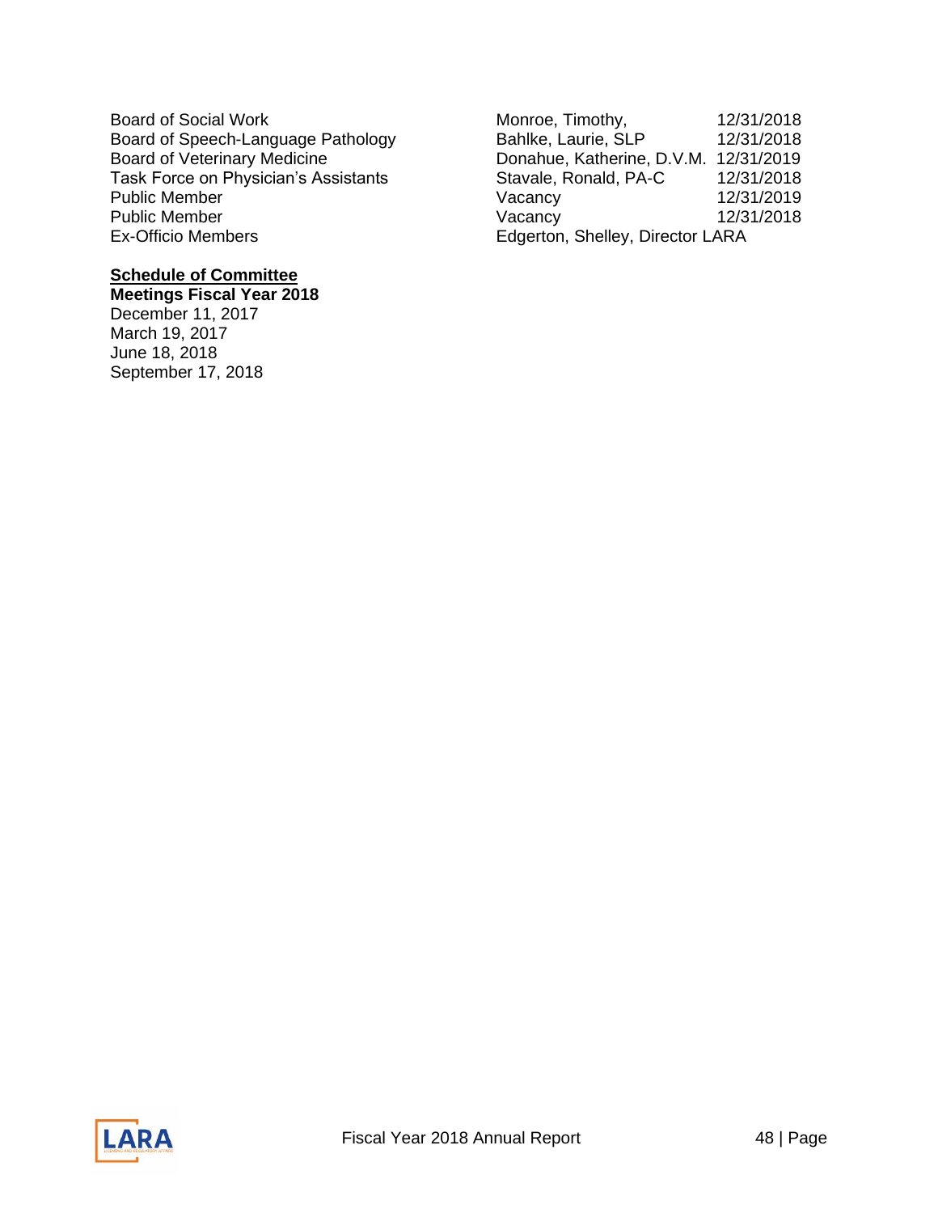| | | |
|---|---|---|
| Board of Social Work | Monroe, Timothy, | 12/31/2018 |
| Board of Speech-Language Pathology | Bahlke, Laurie, SLP | 12/31/2018 |
| Board of Veterinary Medicine | Donahue, Katherine, D.V.M. | 12/31/2019 |
| Task Force on Physician's Assistants | Stavale, Ronald, PA-C | 12/31/2018 |
| Public Member | Vacancy | 12/31/2019 |
| Public Member | Vacancy | 12/31/2018 |
| Ex-Officio Members | Edgerton, Shelley, Director LARA | |

**Schedule of Committee**
**Meetings Fiscal Year 2018**

December 11, 2017
March 19, 2017
June 18, 2018
September 17, 2018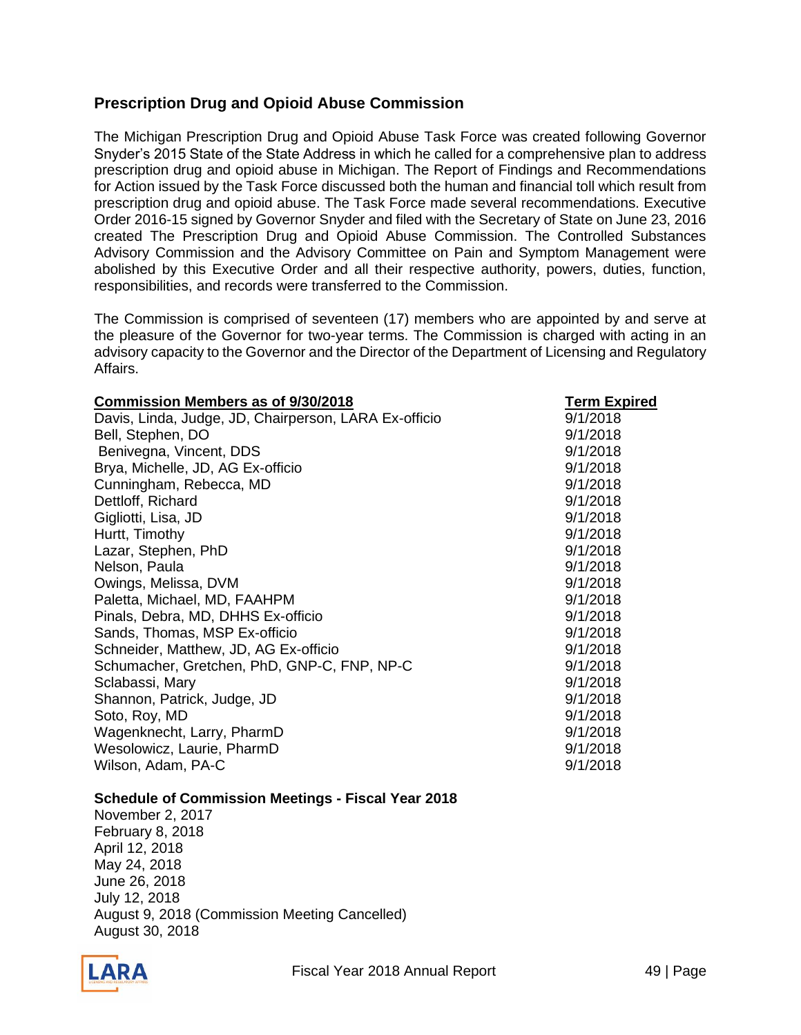## Prescription Drug and Opioid Abuse Commission

The Michigan Prescription Drug and Opioid Abuse Task Force was created following Governor Snyder's 2015 State of the State Address in which he called for a comprehensive plan to address prescription drug and opioid abuse in Michigan. The Report of Findings and Recommendations for Action issued by the Task Force discussed both the human and financial toll which result from prescription drug and opioid abuse. The Task Force made several recommendations. Executive Order 2016-15 signed by Governor Snyder and filed with the Secretary of State on June 23, 2016 created The Prescription Drug and Opioid Abuse Commission. The Controlled Substances Advisory Commission and the Advisory Committee on Pain and Symptom Management were abolished by this Executive Order and all their respective authority, powers, duties, function, responsibilities, and records were transferred to the Commission.

The Commission is comprised of seventeen (17) members who are appointed by and serve at the pleasure of the Governor for two-year terms. The Commission is charged with acting in an advisory capacity to the Governor and the Director of the Department of Licensing and Regulatory Affairs.

| Commission Members as of 9/30/2018 | Term Expired |
|---|---|
| Davis, Linda, Judge, JD, Chairperson, LARA Ex-officio | 9/1/2018 |
| Bell, Stephen, DO | 9/1/2018 |
| Benivegna, Vincent, DDS | 9/1/2018 |
| Brya, Michelle, JD, AG Ex-officio | 9/1/2018 |
| Cunningham, Rebecca, MD | 9/1/2018 |
| Dettloff, Richard | 9/1/2018 |
| Gigliotti, Lisa, JD | 9/1/2018 |
| Hurtt, Timothy | 9/1/2018 |
| Lazar, Stephen, PhD | 9/1/2018 |
| Nelson, Paula | 9/1/2018 |
| Owings, Melissa, DVM | 9/1/2018 |
| Paletta, Michael, MD, FAAHPM | 9/1/2018 |
| Pinals, Debra, MD, DHHS Ex-officio | 9/1/2018 |
| Sands, Thomas, MSP Ex-officio | 9/1/2018 |
| Schneider, Matthew, JD, AG Ex-officio | 9/1/2018 |
| Schumacher, Gretchen, PhD, GNP-C, FNP, NP-C | 9/1/2018 |
| Sclabassi, Mary | 9/1/2018 |
| Shannon, Patrick, Judge, JD | 9/1/2018 |
| Soto, Roy, MD | 9/1/2018 |
| Wagenknecht, Larry, PharmD | 9/1/2018 |
| Wesolowicz, Laurie, PharmD | 9/1/2018 |
| Wilson, Adam, PA-C | 9/1/2018 |

**Schedule of Commission Meetings - Fiscal Year 2018**

November 2, 2017
February 8, 2018
April 12, 2018
May 24, 2018
June 26, 2018
July 12, 2018
August 9, 2018 (Commission Meeting Cancelled)
August 30, 2018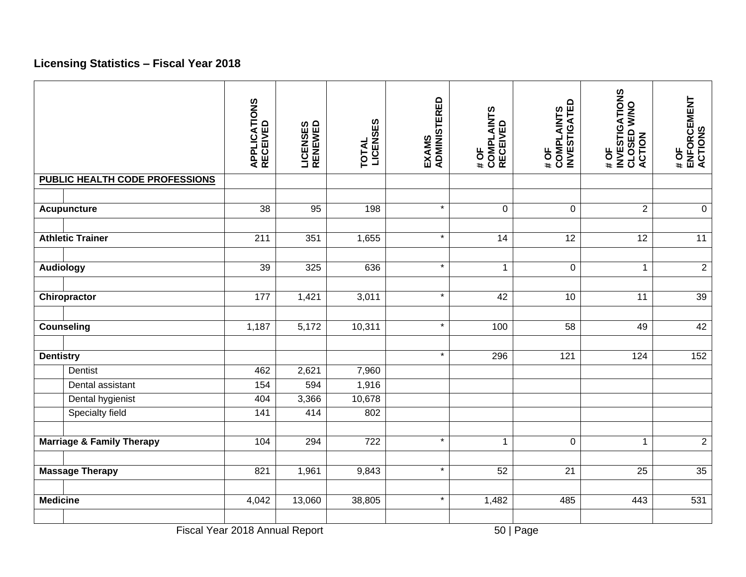## Licensing Statistics – Fiscal Year 2018

| | APPLICATIONS RECEIVED | LICENSES RENEWED | TOTAL LICENSES | EXAMS ADMINISTERED | # OF COMPLAINTS RECEIVED | # OF COMPLAINTS INVESTIGATED | # OF INVESTIGATIONS CLOSED W/NO ACTION | # OF ENFORCEMENT ACTIONS |
|---|---|---|---|---|---|---|---|---|
| **PUBLIC HEALTH CODE PROFESSIONS** | | | | | | | | |
| | | | | | | | | |
| **Acupuncture** | 38 | 95 | 198 | * | 0 | 0 | 2 | 0 |
| | | | | | | | | |
| **Athletic Trainer** | 211 | 351 | 1,655 | * | 14 | 12 | 12 | 11 |
| | | | | | | | | |
| **Audiology** | 39 | 325 | 636 | * | 1 | 0 | 1 | 2 |
| | | | | | | | | |
| **Chiropractor** | 177 | 1,421 | 3,011 | * | 42 | 10 | 11 | 39 |
| | | | | | | | | |
| **Counseling** | 1,187 | 5,172 | 10,311 | * | 100 | 58 | 49 | 42 |
| | | | | | | | | |
| **Dentistry** | | | | * | 296 | 121 | 124 | 152 |
| Dentist | 462 | 2,621 | 7,960 | | | | | |
| Dental assistant | 154 | 594 | 1,916 | | | | | |
| Dental hygienist | 404 | 3,366 | 10,678 | | | | | |
| Specialty field | 141 | 414 | 802 | | | | | |
| | | | | | | | | |
| **Marriage & Family Therapy** | 104 | 294 | 722 | * | 1 | 0 | 1 | 2 |
| | | | | | | | | |
| **Massage Therapy** | 821 | 1,961 | 9,843 | * | 52 | 21 | 25 | 35 |
| | | | | | | | | |
| **Medicine** | 4,042 | 13,060 | 38,805 | * | 1,482 | 485 | 443 | 531 |
| | | | | | | | | |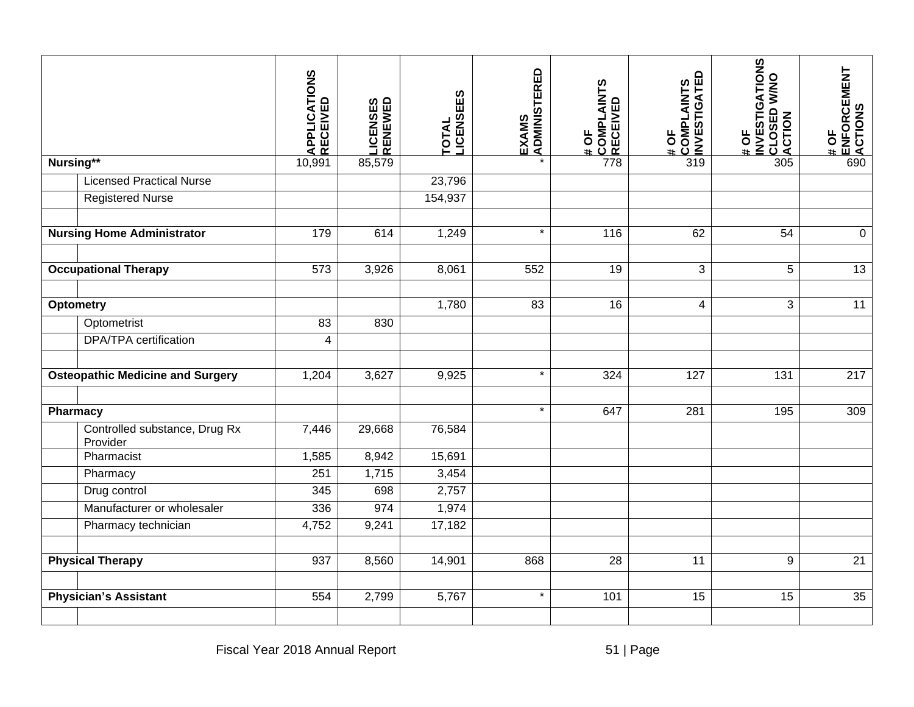| | APPLICATIONS RECEIVED | LICENSES RENEWED | TOTAL LICENSEES | EXAMS ADMINISTERED | # OF COMPLAINTS RECEIVED | # OF COMPLAINTS INVESTIGATED | # OF INVESTIGATIONS CLOSED W/NO ACTION | # OF ENFORCEMENT ACTIONS |
|---|---|---|---|---|---|---|---|---|
| **Nursing**** | 10,991 | 85,579 | | * | 778 | 319 | 305 | 690 |
| Licensed Practical Nurse | | | 23,796 | | | | | |
| Registered Nurse | | | 154,937 | | | | | |
| | | | | | | | | |
| **Nursing Home Administrator** | 179 | 614 | 1,249 | * | 116 | 62 | 54 | 0 |
| | | | | | | | | |
| **Occupational Therapy** | 573 | 3,926 | 8,061 | 552 | 19 | 3 | 5 | 13 |
| | | | | | | | | |
| **Optometry** | | | 1,780 | 83 | 16 | 4 | 3 | 11 |
| Optometrist | 83 | 830 | | | | | | |
| DPA/TPA certification | 4 | | | | | | | |
| | | | | | | | | |
| **Osteopathic Medicine and Surgery** | 1,204 | 3,627 | 9,925 | * | 324 | 127 | 131 | 217 |
| | | | | | | | | |
| **Pharmacy** | | | | * | 647 | 281 | 195 | 309 |
| Controlled substance, Drug Rx Provider | 7,446 | 29,668 | 76,584 | | | | | |
| Pharmacist | 1,585 | 8,942 | 15,691 | | | | | |
| Pharmacy | 251 | 1,715 | 3,454 | | | | | |
| Drug control | 345 | 698 | 2,757 | | | | | |
| Manufacturer or wholesaler | 336 | 974 | 1,974 | | | | | |
| Pharmacy technician | 4,752 | 9,241 | 17,182 | | | | | |
| | | | | | | | | |
| **Physical Therapy** | 937 | 8,560 | 14,901 | 868 | 28 | 11 | 9 | 21 |
| | | | | | | | | |
| **Physician's Assistant** | 554 | 2,799 | 5,767 | * | 101 | 15 | 15 | 35 |
| | | | | | | | | |

Fiscal Year 2018 Annual Report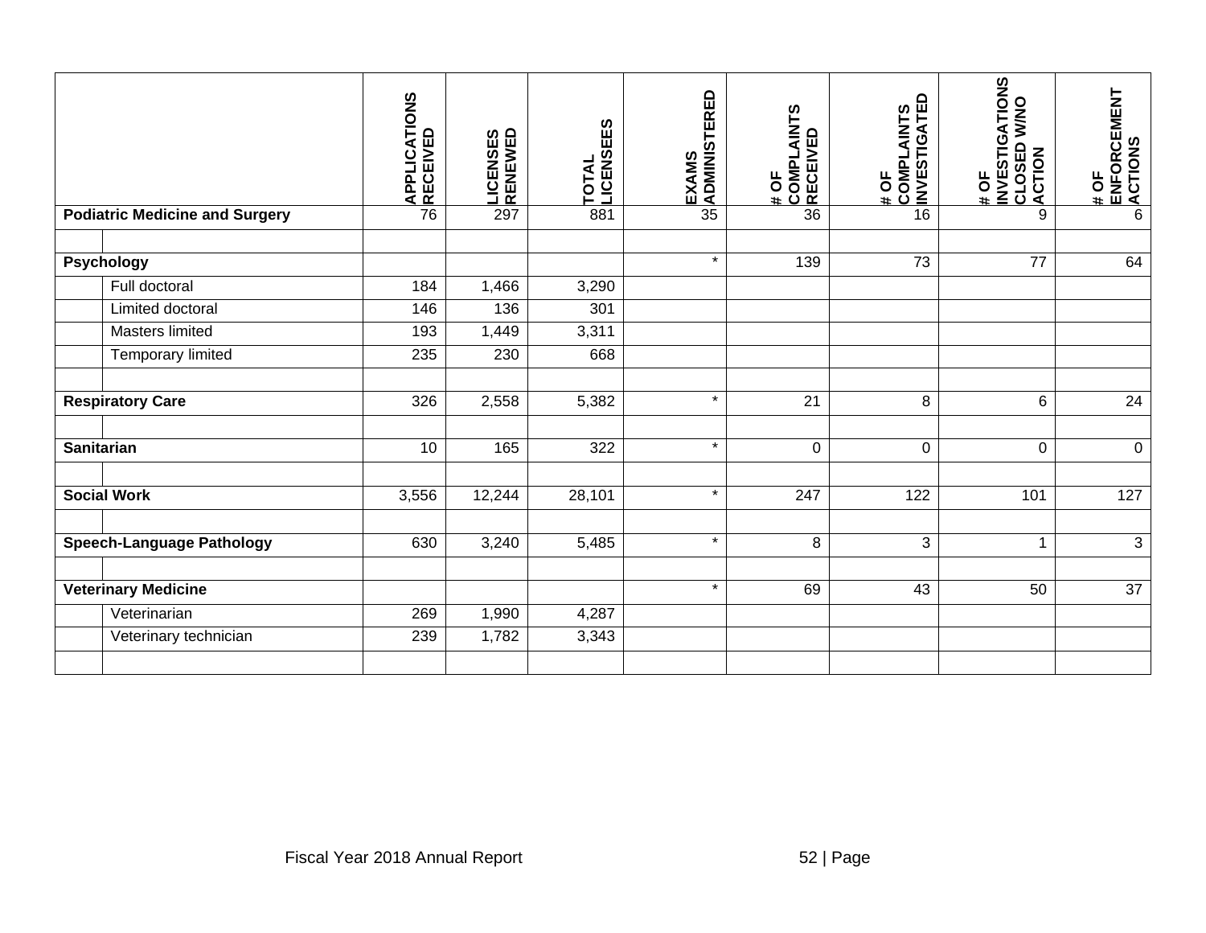| | APPLICATIONS RECEIVED | LICENSES RENEWED | TOTAL LICENSEES | EXAMS ADMINISTERED | # OF COMPLAINTS RECEIVED | # OF COMPLAINTS INVESTIGATED | # OF INVESTIGATIONS CLOSED W/NO ACTION | # OF ENFORCEMENT ACTIONS |
|---|---|---|---|---|---|---|---|---|
| **Podiatric Medicine and Surgery** | 76 | 297 | 881 | 35 | 36 | 16 | 9 | 6 |
| | | | | | | | | |
| **Psychology** | | | | * | 139 | 73 | 77 | 64 |
| Full doctoral | 184 | 1,466 | 3,290 | | | | | |
| Limited doctoral | 146 | 136 | 301 | | | | | |
| Masters limited | 193 | 1,449 | 3,311 | | | | | |
| Temporary limited | 235 | 230 | 668 | | | | | |
| | | | | | | | | |
| **Respiratory Care** | 326 | 2,558 | 5,382 | * | 21 | 8 | 6 | 24 |
| | | | | | | | | |
| **Sanitarian** | 10 | 165 | 322 | * | 0 | 0 | 0 | 0 |
| | | | | | | | | |
| **Social Work** | 3,556 | 12,244 | 28,101 | * | 247 | 122 | 101 | 127 |
| | | | | | | | | |
| **Speech-Language Pathology** | 630 | 3,240 | 5,485 | * | 8 | 3 | 1 | 3 |
| | | | | | | | | |
| **Veterinary Medicine** | | | | * | 69 | 43 | 50 | 37 |
| Veterinarian | 269 | 1,990 | 4,287 | | | | | |
| Veterinary technician | 239 | 1,782 | 3,343 | | | | | |
| | | | | | | | | |

Fiscal Year 2018 Annual Report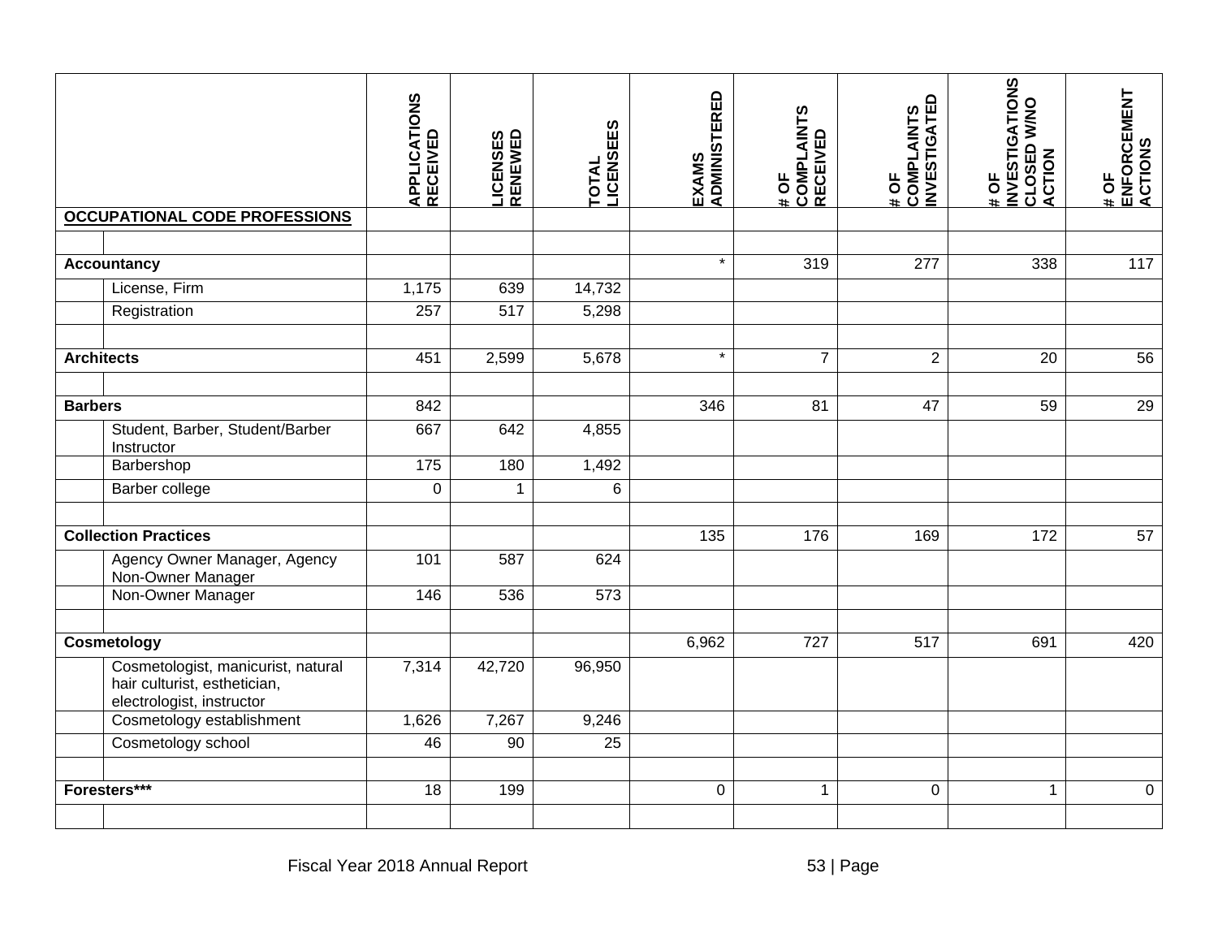| OCCUPATIONAL CODE PROFESSIONS | | APPLICATIONS RECEIVED | LICENSES RENEWED | TOTAL LICENSEES | EXAMS ADMINISTERED | # OF COMPLAINTS RECEIVED | # OF COMPLAINTS INVESTIGATED | # OF INVESTIGATIONS CLOSED W/NO ACTION | # OF ENFORCEMENT ACTIONS |
|---|---|---|---|---|---|---|---|---|---|
| | | | | | | | | | |
| **Accountancy** | | | | | * | 319 | 277 | 338 | 117 |
| | License, Firm | 1,175 | 639 | 14,732 | | | | | |
| | Registration | 257 | 517 | 5,298 | | | | | |
| | | | | | | | | | |
| **Architects** | | 451 | 2,599 | 5,678 | * | 7 | 2 | 20 | 56 |
| | | | | | | | | | |
| **Barbers** | | 842 | | | 346 | 81 | 47 | 59 | 29 |
| | Student, Barber, Student/Barber Instructor | 667 | 642 | 4,855 | | | | | |
| | Barbershop | 175 | 180 | 1,492 | | | | | |
| | Barber college | 0 | 1 | 6 | | | | | |
| | | | | | | | | | |
| **Collection Practices** | | | | | 135 | 176 | 169 | 172 | 57 |
| | Agency Owner Manager, Agency Non-Owner Manager | 101 | 587 | 624 | | | | | |
| | Non-Owner Manager | 146 | 536 | 573 | | | | | |
| | | | | | | | | | |
| **Cosmetology** | | | | | 6,962 | 727 | 517 | 691 | 420 |
| | Cosmetologist, manicurist, natural hair culturist, esthetician, electrologist, instructor | 7,314 | 42,720 | 96,950 | | | | | |
| | Cosmetology establishment | 1,626 | 7,267 | 9,246 | | | | | |
| | Cosmetology school | 46 | 90 | 25 | | | | | |
| | | | | | | | | | |
| **Foresters*** ** | | 18 | 199 | | 0 | 1 | 0 | 1 | 0 |
| | | | | | | | | | |

Fiscal Year 2018 Annual Report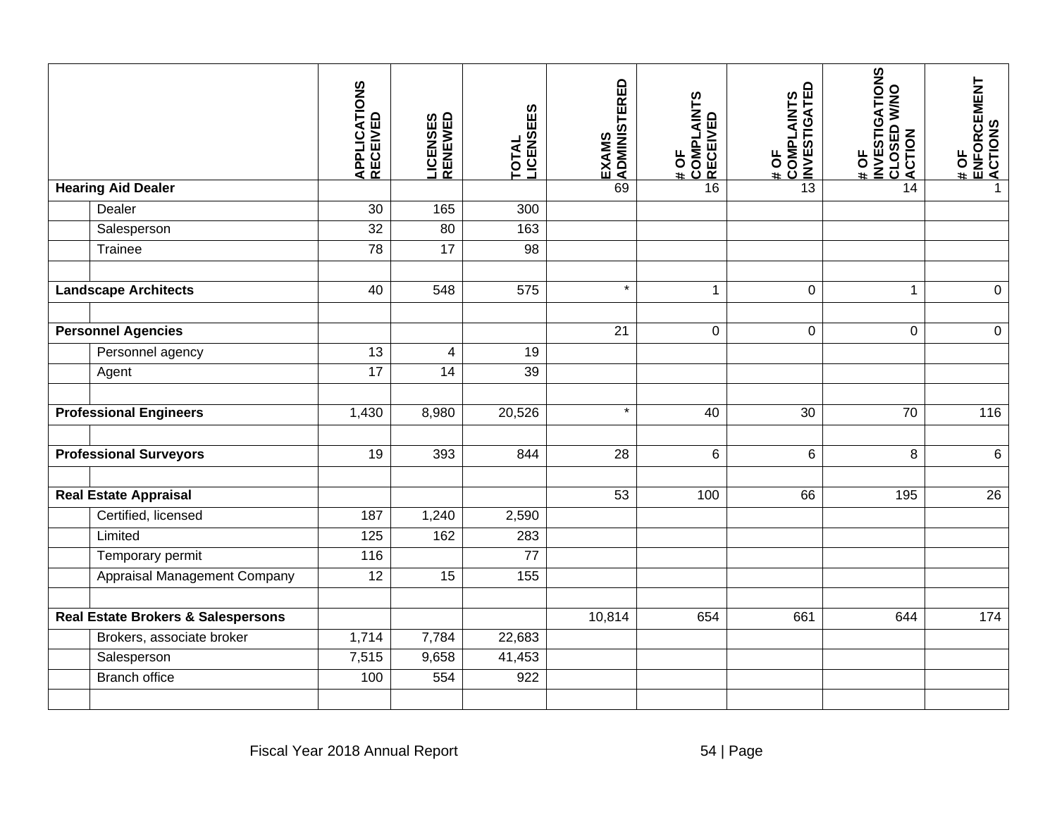| | | APPLICATIONS RECEIVED | LICENSES RENEWED | TOTAL LICENSEES | EXAMS ADMINISTERED | # OF COMPLAINTS RECEIVED | # OF COMPLAINTS INVESTIGATED | # OF INVESTIGATIONS CLOSED W/NO ACTION | # OF ENFORCEMENT ACTIONS |
|---|---|---|---|---|---|---|---|---|---|
| **Hearing Aid Dealer** | | | | | 69 | 16 | 13 | 14 | 1 |
| | Dealer | 30 | 165 | 300 | | | | | |
| | Salesperson | 32 | 80 | 163 | | | | | |
| | Trainee | 78 | 17 | 98 | | | | | |
| | | | | | | | | | |
| **Landscape Architects** | | 40 | 548 | 575 | * | 1 | 0 | 1 | 0 |
| | | | | | | | | | |
| **Personnel Agencies** | | | | | 21 | 0 | 0 | 0 | 0 |
| | Personnel agency | 13 | 4 | 19 | | | | | |
| | Agent | 17 | 14 | 39 | | | | | |
| | | | | | | | | | |
| **Professional Engineers** | | 1,430 | 8,980 | 20,526 | * | 40 | 30 | 70 | 116 |
| | | | | | | | | | |
| **Professional Surveyors** | | 19 | 393 | 844 | 28 | 6 | 6 | 8 | 6 |
| | | | | | | | | | |
| **Real Estate Appraisal** | | | | | 53 | 100 | 66 | 195 | 26 |
| | Certified, licensed | 187 | 1,240 | 2,590 | | | | | |
| | Limited | 125 | 162 | 283 | | | | | |
| | Temporary permit | 116 | | 77 | | | | | |
| | Appraisal Management Company | 12 | 15 | 155 | | | | | |
| | | | | | | | | | |
| **Real Estate Brokers & Salespersons** | | | | | 10,814 | 654 | 661 | 644 | 174 |
| | Brokers, associate broker | 1,714 | 7,784 | 22,683 | | | | | |
| | Salesperson | 7,515 | 9,658 | 41,453 | | | | | |
| | Branch office | 100 | 554 | 922 | | | | | |
| | | | | | | | | | |

Fiscal Year 2018 Annual Report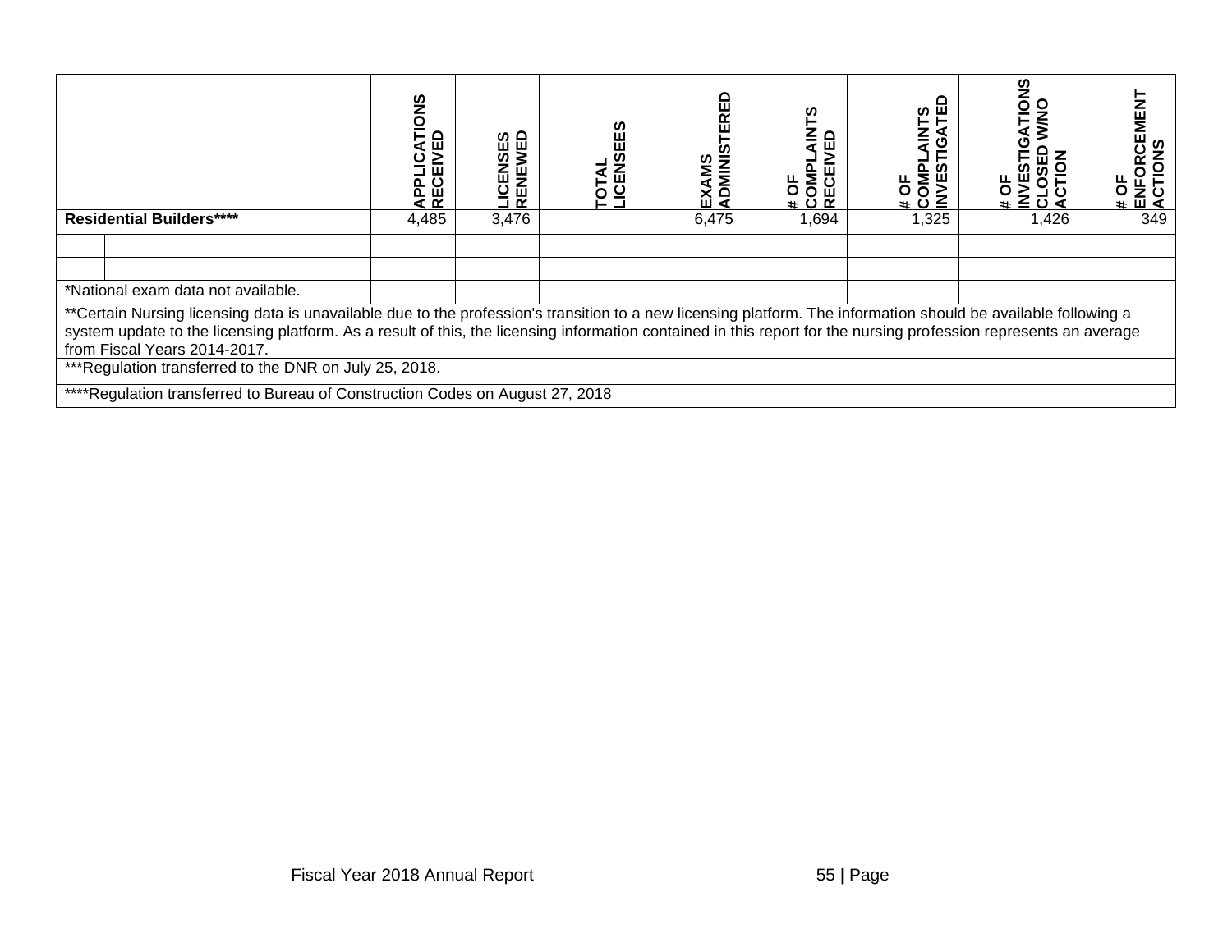| | APPLICATIONS RECEIVED | LICENSES RENEWED | TOTAL LICENSEES | EXAMS ADMINISTERED | # OF COMPLAINTS RECEIVED | # OF COMPLAINTS INVESTIGATED | # OF INVESTIGATIONS CLOSED W/NO ACTION | # OF ENFORCEMENT ACTIONS |
|---|---|---|---|---|---|---|---|---|
| **Residential Builders**** | 4,485 | 3,476 | | 6,475 | 1,694 | 1,325 | 1,426 | 349 |
| | | | | | | | | |
| | | | | | | | | |
| *National exam data not available. | | | | | | | | |

**Certain Nursing licensing data is unavailable due to the profession's transition to a new licensing platform. The information should be available following a system update to the licensing platform. As a result of this, the licensing information contained in this report for the nursing profession represents an average from Fiscal Years 2014-2017.

***Regulation transferred to the DNR on July 25, 2018.

****Regulation transferred to Bureau of Construction Codes on August 27, 2018

Fiscal Year 2018 Annual Report